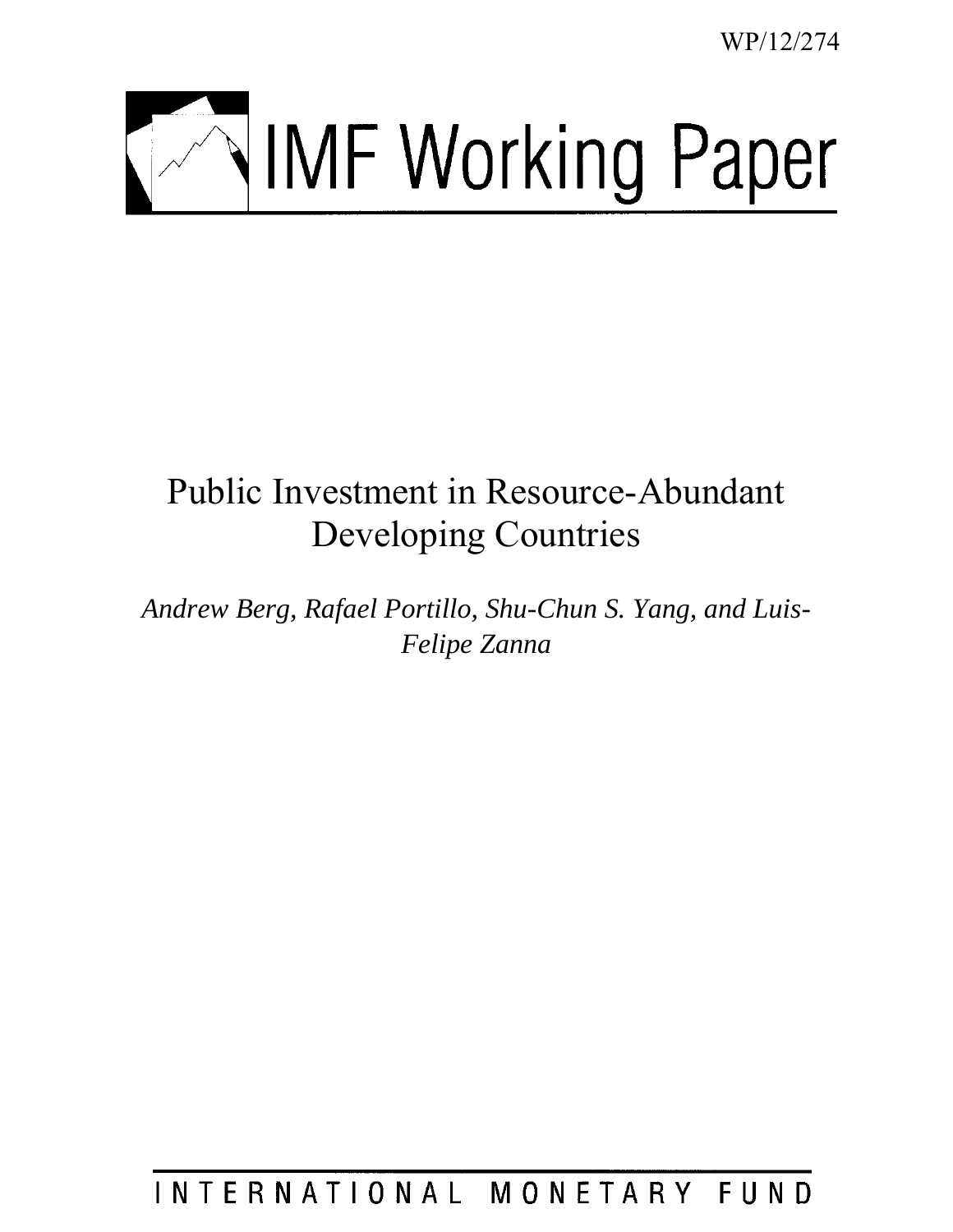WP/12/274

# IMF Working Paper

## Public Investment in Resource-Abundant Developing Countries

*Andrew Berg, Rafael Portillo, Shu-Chun S. Yang, and Luis-Felipe Zanna*

INTERNATIONAL MONETARY FUND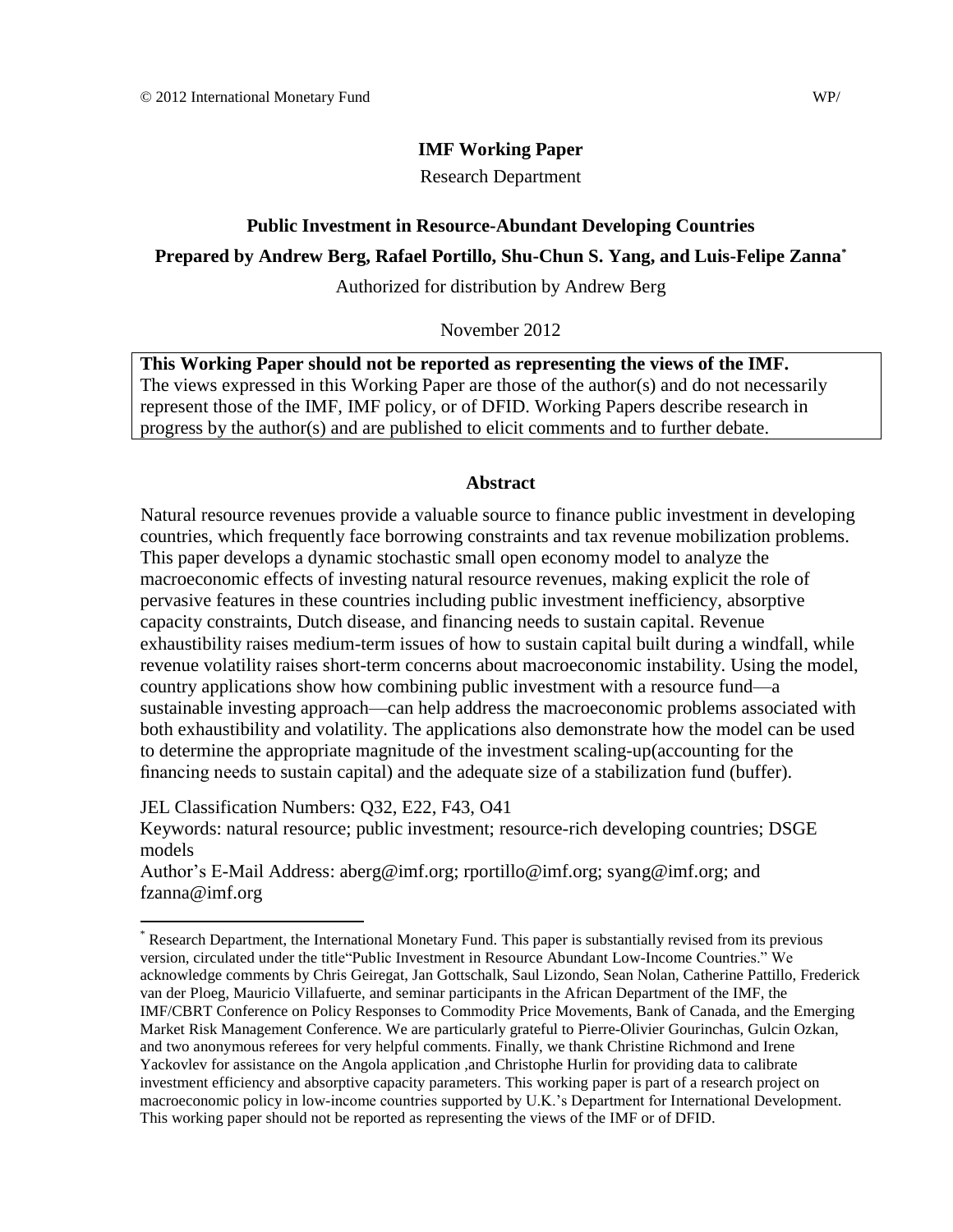© 2012 International Monetary Fund WP/

**IMF Working Paper**

Research Department

**Public Investment in Resource-Abundant Developing Countries**

**Prepared by Andrew Berg, Rafael Portillo, Shu-Chun S. Yang, and Luis-Felipe Zanna***

Authorized for distribution by Andrew Berg

November 2012

**This Working Paper should not be reported as representing the views of the IMF.**
The views expressed in this Working Paper are those of the author(s) and do not necessarily represent those of the IMF, IMF policy, or of DFID. Working Papers describe research in progress by the author(s) and are published to elicit comments and to further debate.

**Abstract**

Natural resource revenues provide a valuable source to finance public investment in developing countries, which frequently face borrowing constraints and tax revenue mobilization problems. This paper develops a dynamic stochastic small open economy model to analyze the macroeconomic effects of investing natural resource revenues, making explicit the role of pervasive features in these countries including public investment inefficiency, absorptive capacity constraints, Dutch disease, and financing needs to sustain capital. Revenue exhaustibility raises medium-term issues of how to sustain capital built during a windfall, while revenue volatility raises short-term concerns about macroeconomic instability. Using the model, country applications show how combining public investment with a resource fund—a sustainable investing approach—can help address the macroeconomic problems associated with both exhaustibility and volatility. The applications also demonstrate how the model can be used to determine the appropriate magnitude of the investment scaling-up(accounting for the financing needs to sustain capital) and the adequate size of a stabilization fund (buffer).

JEL Classification Numbers: Q32, E22, F43, O41

Keywords: natural resource; public investment; resource-rich developing countries; DSGE models

Author's E-Mail Address: aberg@imf.org; rportillo@imf.org; syang@imf.org; and fzanna@imf.org

* Research Department, the International Monetary Fund. This paper is substantially revised from its previous version, circulated under the title"Public Investment in Resource Abundant Low-Income Countries." We acknowledge comments by Chris Geiregat, Jan Gottschalk, Saul Lizondo, Sean Nolan, Catherine Pattillo, Frederick van der Ploeg, Mauricio Villafuerte, and seminar participants in the African Department of the IMF, the IMF/CBRT Conference on Policy Responses to Commodity Price Movements, Bank of Canada, and the Emerging Market Risk Management Conference. We are particularly grateful to Pierre-Olivier Gourinchas, Gulcin Ozkan, and two anonymous referees for very helpful comments. Finally, we thank Christine Richmond and Irene Yackovlev for assistance on the Angola application ,and Christophe Hurlin for providing data to calibrate investment efficiency and absorptive capacity parameters. This working paper is part of a research project on macroeconomic policy in low-income countries supported by U.K.'s Department for International Development. This working paper should not be reported as representing the views of the IMF or of DFID.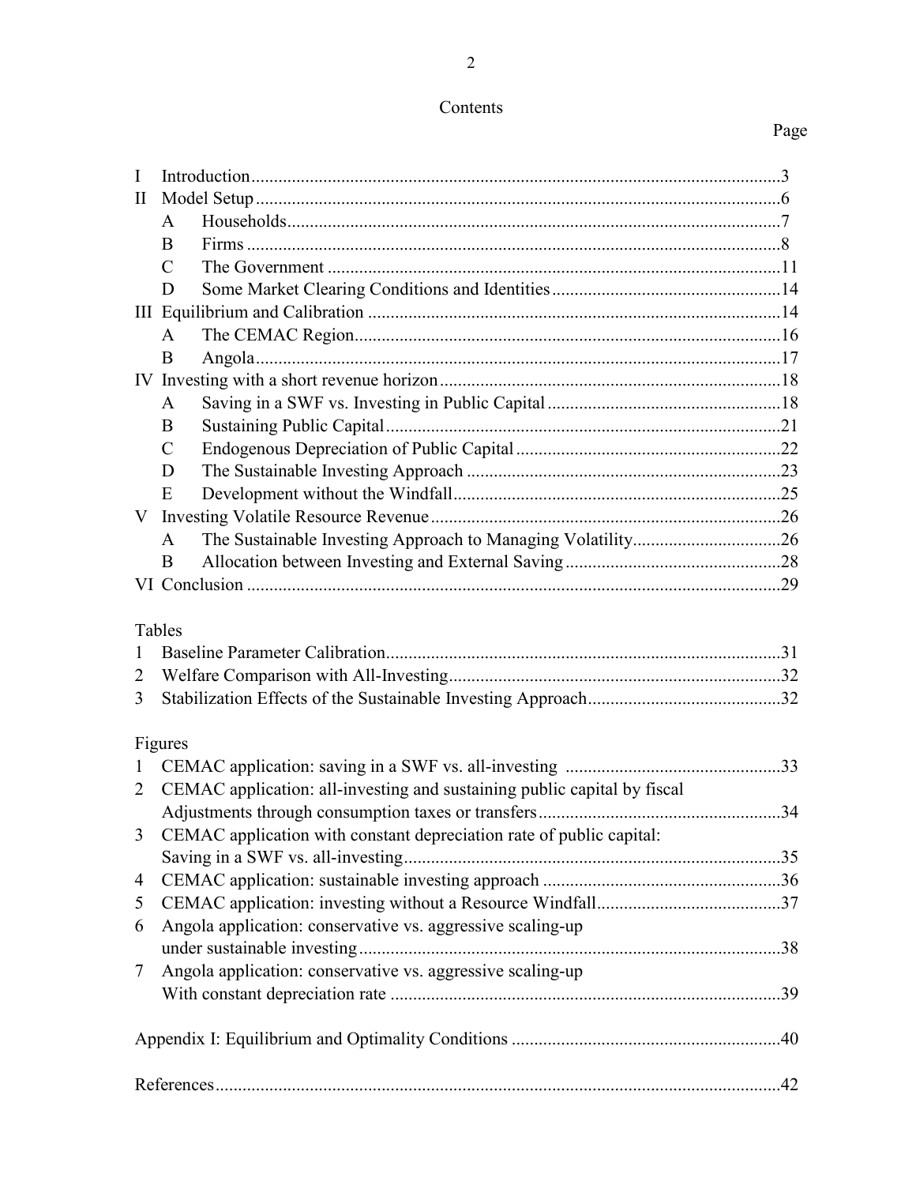# Contents

| | | Page |
|---|---|---|
| I | Introduction | 3 |
| II | Model Setup | 6 |
| | A Households | 7 |
| | B Firms | 8 |
| | C The Government | 11 |
| | D Some Market Clearing Conditions and Identities | 14 |
| III | Equilibrium and Calibration | 14 |
| | A The CEMAC Region | 16 |
| | B Angola | 17 |
| IV | Investing with a short revenue horizon | 18 |
| | A Saving in a SWF vs. Investing in Public Capital | 18 |
| | B Sustaining Public Capital | 21 |
| | C Endogenous Depreciation of Public Capital | 22 |
| | D The Sustainable Investing Approach | 23 |
| | E Development without the Windfall | 25 |
| V | Investing Volatile Resource Revenue | 26 |
| | A The Sustainable Investing Approach to Managing Volatility | 26 |
| | B Allocation between Investing and External Saving | 28 |
| VI | Conclusion | 29 |

Tables

| | | |
|---|---|---|
| 1 | Baseline Parameter Calibration | 31 |
| 2 | Welfare Comparison with All-Investing | 32 |
| 3 | Stabilization Effects of the Sustainable Investing Approach | 32 |

Figures

| | | |
|---|---|---|
| 1 | CEMAC application: saving in a SWF vs. all-investing | 33 |
| 2 | CEMAC application: all-investing and sustaining public capital by fiscal Adjustments through consumption taxes or transfers | 34 |
| 3 | CEMAC application with constant depreciation rate of public capital: Saving in a SWF vs. all-investing | 35 |
| 4 | CEMAC application: sustainable investing approach | 36 |
| 5 | CEMAC application: investing without a Resource Windfall | 37 |
| 6 | Angola application: conservative vs. aggressive scaling-up under sustainable investing | 38 |
| 7 | Angola application: conservative vs. aggressive scaling-up With constant depreciation rate | 39 |

Appendix I: Equilibrium and Optimality Conditions ..... 40

References ..... 42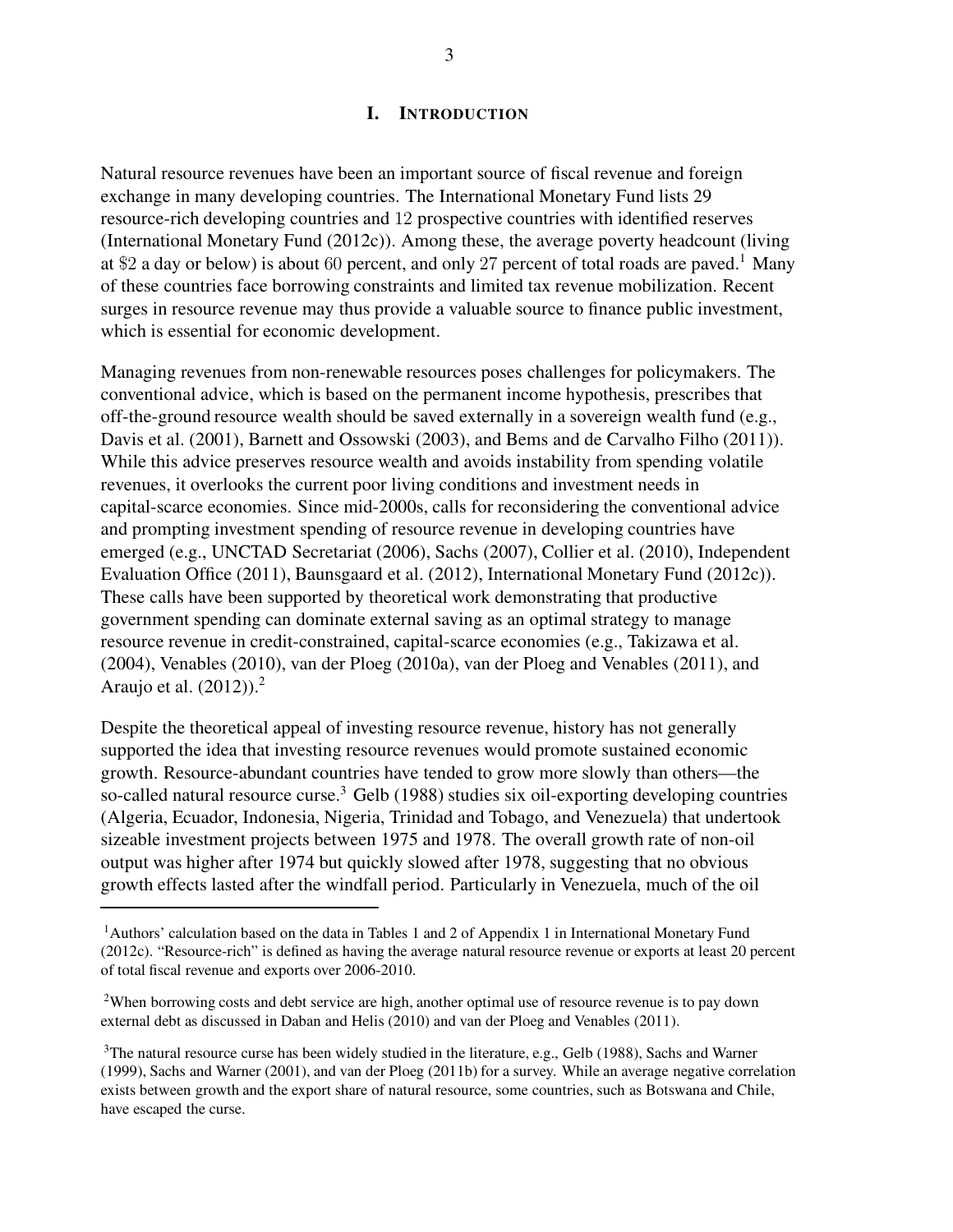# I. INTRODUCTION

Natural resource revenues have been an important source of fiscal revenue and foreign exchange in many developing countries. The International Monetary Fund lists 29 resource-rich developing countries and 12 prospective countries with identified reserves (International Monetary Fund (2012c)). Among these, the average poverty headcount (living at \$2 a day or below) is about 60 percent, and only 27 percent of total roads are paved.[1] Many of these countries face borrowing constraints and limited tax revenue mobilization. Recent surges in resource revenue may thus provide a valuable source to finance public investment, which is essential for economic development.

Managing revenues from non-renewable resources poses challenges for policymakers. The conventional advice, which is based on the permanent income hypothesis, prescribes that off-the-ground resource wealth should be saved externally in a sovereign wealth fund (e.g., Davis et al. (2001), Barnett and Ossowski (2003), and Bems and de Carvalho Filho (2011)). While this advice preserves resource wealth and avoids instability from spending volatile revenues, it overlooks the current poor living conditions and investment needs in capital-scarce economies. Since mid-2000s, calls for reconsidering the conventional advice and prompting investment spending of resource revenue in developing countries have emerged (e.g., UNCTAD Secretariat (2006), Sachs (2007), Collier et al. (2010), Independent Evaluation Office (2011), Baunsgaard et al. (2012), International Monetary Fund (2012c)). These calls have been supported by theoretical work demonstrating that productive government spending can dominate external saving as an optimal strategy to manage resource revenue in credit-constrained, capital-scarce economies (e.g., Takizawa et al. (2004), Venables (2010), van der Ploeg (2010a), van der Ploeg and Venables (2011), and Araujo et al. (2012)).[2]

Despite the theoretical appeal of investing resource revenue, history has not generally supported the idea that investing resource revenues would promote sustained economic growth. Resource-abundant countries have tended to grow more slowly than others—the so-called natural resource curse.[3] Gelb (1988) studies six oil-exporting developing countries (Algeria, Ecuador, Indonesia, Nigeria, Trinidad and Tobago, and Venezuela) that undertook sizeable investment projects between 1975 and 1978. The overall growth rate of non-oil output was higher after 1974 but quickly slowed after 1978, suggesting that no obvious growth effects lasted after the windfall period. Particularly in Venezuela, much of the oil

---

[1] Authors' calculation based on the data in Tables 1 and 2 of Appendix 1 in International Monetary Fund (2012c). "Resource-rich" is defined as having the average natural resource revenue or exports at least 20 percent of total fiscal revenue and exports over 2006-2010.

[2] When borrowing costs and debt service are high, another optimal use of resource revenue is to pay down external debt as discussed in Daban and Helis (2010) and van der Ploeg and Venables (2011).

[3] The natural resource curse has been widely studied in the literature, e.g., Gelb (1988), Sachs and Warner (1999), Sachs and Warner (2001), and van der Ploeg (2011b) for a survey. While an average negative correlation exists between growth and the export share of natural resource, some countries, such as Botswana and Chile, have escaped the curse.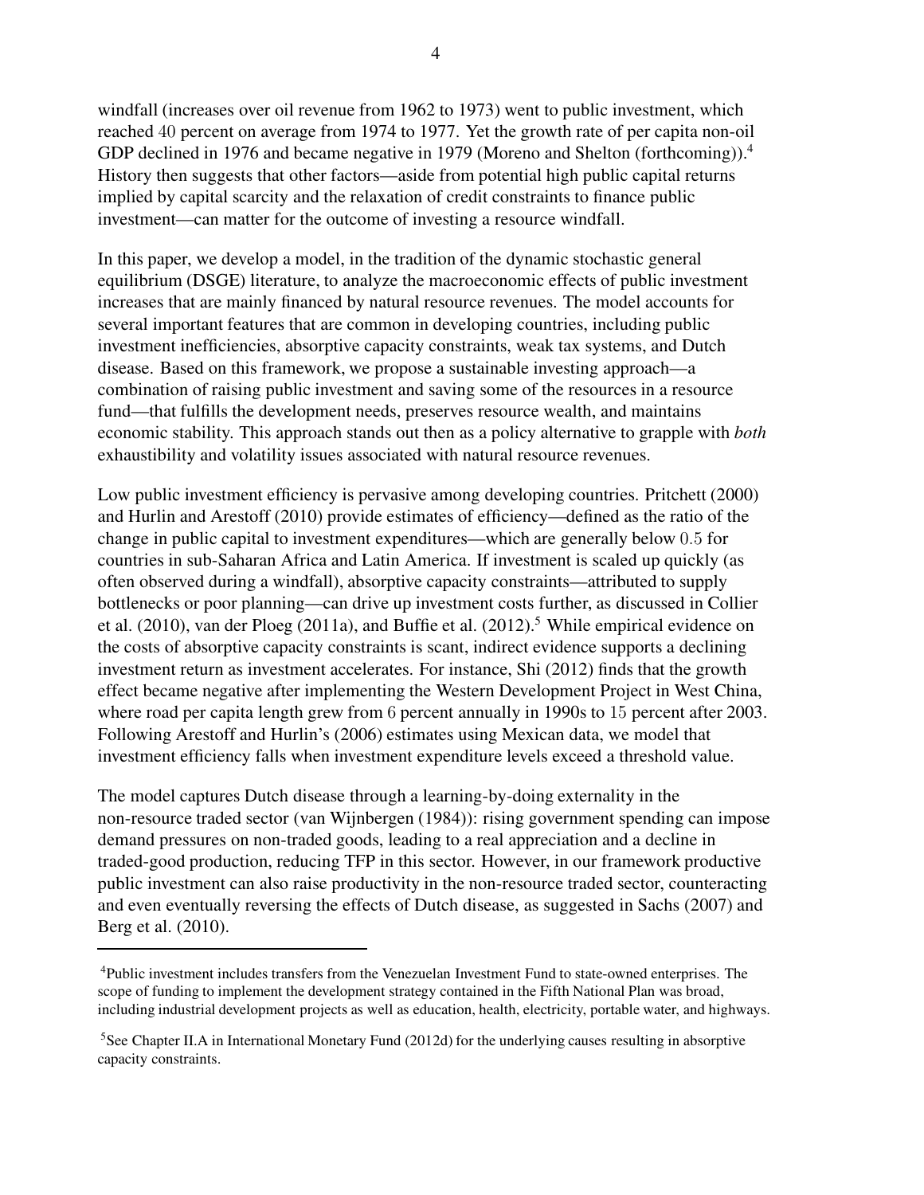windfall (increases over oil revenue from 1962 to 1973) went to public investment, which reached 40 percent on average from 1974 to 1977. Yet the growth rate of per capita non-oil GDP declined in 1976 and became negative in 1979 (Moreno and Shelton (forthcoming)).[4] History then suggests that other factors—aside from potential high public capital returns implied by capital scarcity and the relaxation of credit constraints to finance public investment—can matter for the outcome of investing a resource windfall.

In this paper, we develop a model, in the tradition of the dynamic stochastic general equilibrium (DSGE) literature, to analyze the macroeconomic effects of public investment increases that are mainly financed by natural resource revenues. The model accounts for several important features that are common in developing countries, including public investment inefficiencies, absorptive capacity constraints, weak tax systems, and Dutch disease. Based on this framework, we propose a sustainable investing approach—a combination of raising public investment and saving some of the resources in a resource fund—that fulfills the development needs, preserves resource wealth, and maintains economic stability. This approach stands out then as a policy alternative to grapple with *both* exhaustibility and volatility issues associated with natural resource revenues.

Low public investment efficiency is pervasive among developing countries. Pritchett (2000) and Hurlin and Arestoff (2010) provide estimates of efficiency—defined as the ratio of the change in public capital to investment expenditures—which are generally below 0.5 for countries in sub-Saharan Africa and Latin America. If investment is scaled up quickly (as often observed during a windfall), absorptive capacity constraints—attributed to supply bottlenecks or poor planning—can drive up investment costs further, as discussed in Collier et al. (2010), van der Ploeg (2011a), and Buffie et al. (2012).[5] While empirical evidence on the costs of absorptive capacity constraints is scant, indirect evidence supports a declining investment return as investment accelerates. For instance, Shi (2012) finds that the growth effect became negative after implementing the Western Development Project in West China, where road per capita length grew from 6 percent annually in 1990s to 15 percent after 2003. Following Arestoff and Hurlin's (2006) estimates using Mexican data, we model that investment efficiency falls when investment expenditure levels exceed a threshold value.

The model captures Dutch disease through a learning-by-doing externality in the non-resource traded sector (van Wijnbergen (1984)): rising government spending can impose demand pressures on non-traded goods, leading to a real appreciation and a decline in traded-good production, reducing TFP in this sector. However, in our framework productive public investment can also raise productivity in the non-resource traded sector, counteracting and even eventually reversing the effects of Dutch disease, as suggested in Sachs (2007) and Berg et al. (2010).

[4] Public investment includes transfers from the Venezuelan Investment Fund to state-owned enterprises. The scope of funding to implement the development strategy contained in the Fifth National Plan was broad, including industrial development projects as well as education, health, electricity, portable water, and highways.

[5] See Chapter II.A in International Monetary Fund (2012d) for the underlying causes resulting in absorptive capacity constraints.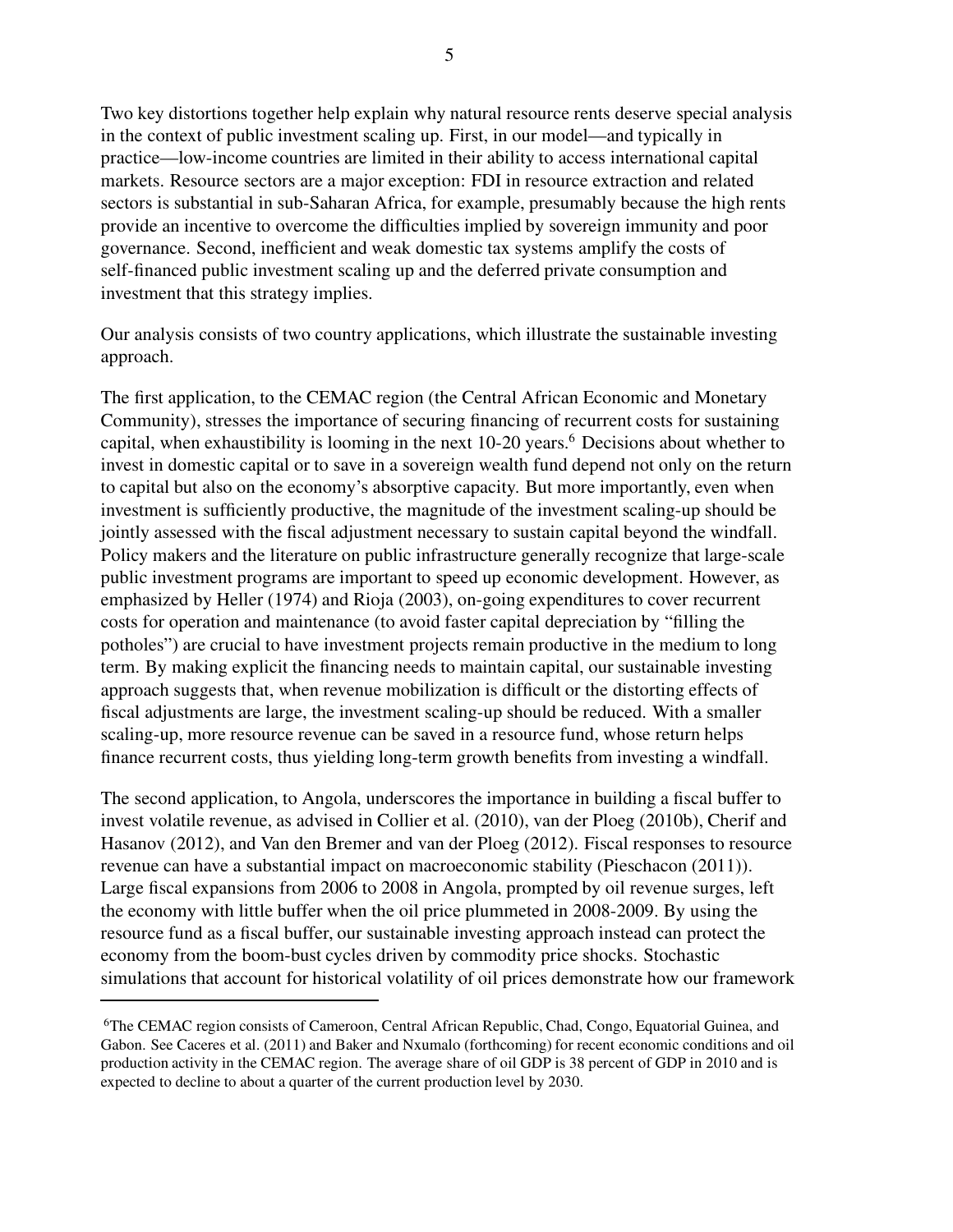Two key distortions together help explain why natural resource rents deserve special analysis in the context of public investment scaling up. First, in our model—and typically in practice—low-income countries are limited in their ability to access international capital markets. Resource sectors are a major exception: FDI in resource extraction and related sectors is substantial in sub-Saharan Africa, for example, presumably because the high rents provide an incentive to overcome the difficulties implied by sovereign immunity and poor governance. Second, inefficient and weak domestic tax systems amplify the costs of self-financed public investment scaling up and the deferred private consumption and investment that this strategy implies.

Our analysis consists of two country applications, which illustrate the sustainable investing approach.

The first application, to the CEMAC region (the Central African Economic and Monetary Community), stresses the importance of securing financing of recurrent costs for sustaining capital, when exhaustibility is looming in the next 10-20 years.[6] Decisions about whether to invest in domestic capital or to save in a sovereign wealth fund depend not only on the return to capital but also on the economy's absorptive capacity. But more importantly, even when investment is sufficiently productive, the magnitude of the investment scaling-up should be jointly assessed with the fiscal adjustment necessary to sustain capital beyond the windfall. Policy makers and the literature on public infrastructure generally recognize that large-scale public investment programs are important to speed up economic development. However, as emphasized by Heller (1974) and Rioja (2003), on-going expenditures to cover recurrent costs for operation and maintenance (to avoid faster capital depreciation by "filling the potholes") are crucial to have investment projects remain productive in the medium to long term. By making explicit the financing needs to maintain capital, our sustainable investing approach suggests that, when revenue mobilization is difficult or the distorting effects of fiscal adjustments are large, the investment scaling-up should be reduced. With a smaller scaling-up, more resource revenue can be saved in a resource fund, whose return helps finance recurrent costs, thus yielding long-term growth benefits from investing a windfall.

The second application, to Angola, underscores the importance in building a fiscal buffer to invest volatile revenue, as advised in Collier et al. (2010), van der Ploeg (2010b), Cherif and Hasanov (2012), and Van den Bremer and van der Ploeg (2012). Fiscal responses to resource revenue can have a substantial impact on macroeconomic stability (Pieschacon (2011)). Large fiscal expansions from 2006 to 2008 in Angola, prompted by oil revenue surges, left the economy with little buffer when the oil price plummeted in 2008-2009. By using the resource fund as a fiscal buffer, our sustainable investing approach instead can protect the economy from the boom-bust cycles driven by commodity price shocks. Stochastic simulations that account for historical volatility of oil prices demonstrate how our framework

[6] The CEMAC region consists of Cameroon, Central African Republic, Chad, Congo, Equatorial Guinea, and Gabon. See Caceres et al. (2011) and Baker and Nxumalo (forthcoming) for recent economic conditions and oil production activity in the CEMAC region. The average share of oil GDP is 38 percent of GDP in 2010 and is expected to decline to about a quarter of the current production level by 2030.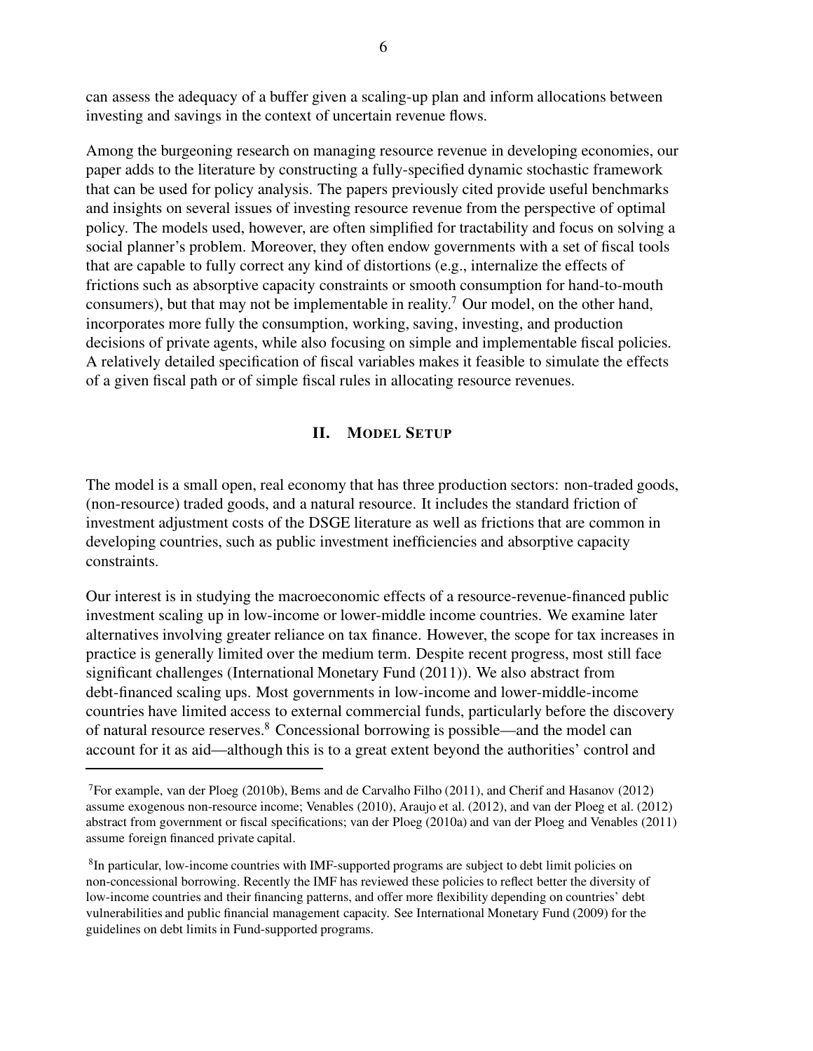can assess the adequacy of a buffer given a scaling-up plan and inform allocations between investing and savings in the context of uncertain revenue flows.

Among the burgeoning research on managing resource revenue in developing economies, our paper adds to the literature by constructing a fully-specified dynamic stochastic framework that can be used for policy analysis. The papers previously cited provide useful benchmarks and insights on several issues of investing resource revenue from the perspective of optimal policy. The models used, however, are often simplified for tractability and focus on solving a social planner's problem. Moreover, they often endow governments with a set of fiscal tools that are capable to fully correct any kind of distortions (e.g., internalize the effects of frictions such as absorptive capacity constraints or smooth consumption for hand-to-mouth consumers), but that may not be implementable in reality.[7] Our model, on the other hand, incorporates more fully the consumption, working, saving, investing, and production decisions of private agents, while also focusing on simple and implementable fiscal policies. A relatively detailed specification of fiscal variables makes it feasible to simulate the effects of a given fiscal path or of simple fiscal rules in allocating resource revenues.

## II. Model Setup

The model is a small open, real economy that has three production sectors: non-traded goods, (non-resource) traded goods, and a natural resource. It includes the standard friction of investment adjustment costs of the DSGE literature as well as frictions that are common in developing countries, such as public investment inefficiencies and absorptive capacity constraints.

Our interest is in studying the macroeconomic effects of a resource-revenue-financed public investment scaling up in low-income or lower-middle income countries. We examine later alternatives involving greater reliance on tax finance. However, the scope for tax increases in practice is generally limited over the medium term. Despite recent progress, most still face significant challenges (International Monetary Fund (2011)). We also abstract from debt-financed scaling ups. Most governments in low-income and lower-middle-income countries have limited access to external commercial funds, particularly before the discovery of natural resource reserves.[8] Concessional borrowing is possible—and the model can account for it as aid—although this is to a great extent beyond the authorities' control and

---

[7] For example, van der Ploeg (2010b), Bems and de Carvalho Filho (2011), and Cherif and Hasanov (2012) assume exogenous non-resource income; Venables (2010), Araujo et al. (2012), and van der Ploeg et al. (2012) abstract from government or fiscal specifications; van der Ploeg (2010a) and van der Ploeg and Venables (2011) assume foreign financed private capital.

[8] In particular, low-income countries with IMF-supported programs are subject to debt limit policies on non-concessional borrowing. Recently the IMF has reviewed these policies to reflect better the diversity of low-income countries and their financing patterns, and offer more flexibility depending on countries' debt vulnerabilities and public financial management capacity. See International Monetary Fund (2009) for the guidelines on debt limits in Fund-supported programs.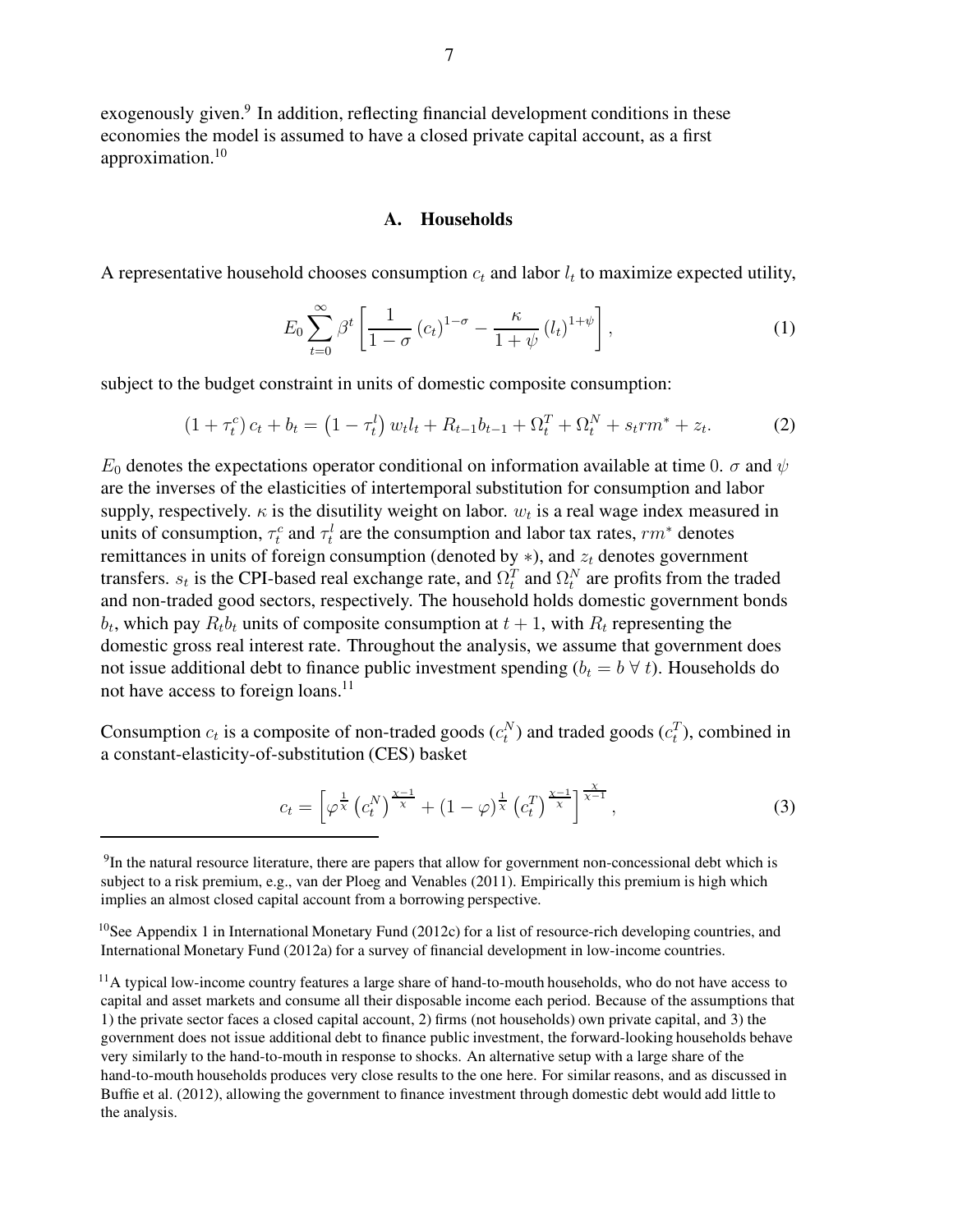exogenously given.[9] In addition, reflecting financial development conditions in these economies the model is assumed to have a closed private capital account, as a first approximation.[10]

## A. Households

A representative household chooses consumption $c_t$ and labor $l_t$ to maximize expected utility,

$$E_0 \sum_{t=0}^{\infty} \beta^t \left[ \frac{1}{1-\sigma} (c_t)^{1-\sigma} - \frac{\kappa}{1+\psi} (l_t)^{1+\psi} \right], \tag{1}$$

subject to the budget constraint in units of domestic composite consumption:

$$(1+\tau_t^c) c_t + b_t = (1-\tau_t^l) w_t l_t + R_{t-1} b_{t-1} + \Omega_t^T + \Omega_t^N + s_t rm^* + z_t. \tag{2}$$

$E_0$ denotes the expectations operator conditional on information available at time 0. $\sigma$ and $\psi$ are the inverses of the elasticities of intertemporal substitution for consumption and labor supply, respectively. $\kappa$ is the disutility weight on labor. $w_t$ is a real wage index measured in units of consumption, $\tau_t^c$ and $\tau_t^l$ are the consumption and labor tax rates, $rm^*$ denotes remittances in units of foreign consumption (denoted by $*$), and $z_t$ denotes government transfers. $s_t$ is the CPI-based real exchange rate, and $\Omega_t^T$ and $\Omega_t^N$ are profits from the traded and non-traded good sectors, respectively. The household holds domestic government bonds $b_t$, which pay $R_t b_t$ units of composite consumption at $t+1$, with $R_t$ representing the domestic gross real interest rate. Throughout the analysis, we assume that government does not issue additional debt to finance public investment spending ($b_t = b \; \forall \; t$). Households do not have access to foreign loans.[11]

Consumption $c_t$ is a composite of non-traded goods ($c_t^N$) and traded goods ($c_t^T$), combined in a constant-elasticity-of-substitution (CES) basket

$$c_t = \left[ \varphi^{\frac{1}{\chi}} \left(c_t^N\right)^{\frac{\chi-1}{\chi}} + (1-\varphi)^{\frac{1}{\chi}} \left(c_t^T\right)^{\frac{\chi-1}{\chi}} \right]^{\frac{\chi}{\chi-1}}, \tag{3}$$

---

[9] In the natural resource literature, there are papers that allow for government non-concessional debt which is subject to a risk premium, e.g., van der Ploeg and Venables (2011). Empirically this premium is high which implies an almost closed capital account from a borrowing perspective.

[10] See Appendix 1 in International Monetary Fund (2012c) for a list of resource-rich developing countries, and International Monetary Fund (2012a) for a survey of financial development in low-income countries.

[11] A typical low-income country features a large share of hand-to-mouth households, who do not have access to capital and asset markets and consume all their disposable income each period. Because of the assumptions that 1) the private sector faces a closed capital account, 2) firms (not households) own private capital, and 3) the government does not issue additional debt to finance public investment, the forward-looking households behave very similarly to the hand-to-mouth in response to shocks. An alternative setup with a large share of the hand-to-mouth households produces very close results to the one here. For similar reasons, and as discussed in Buffie et al. (2012), allowing the government to finance investment through domestic debt would add little to the analysis.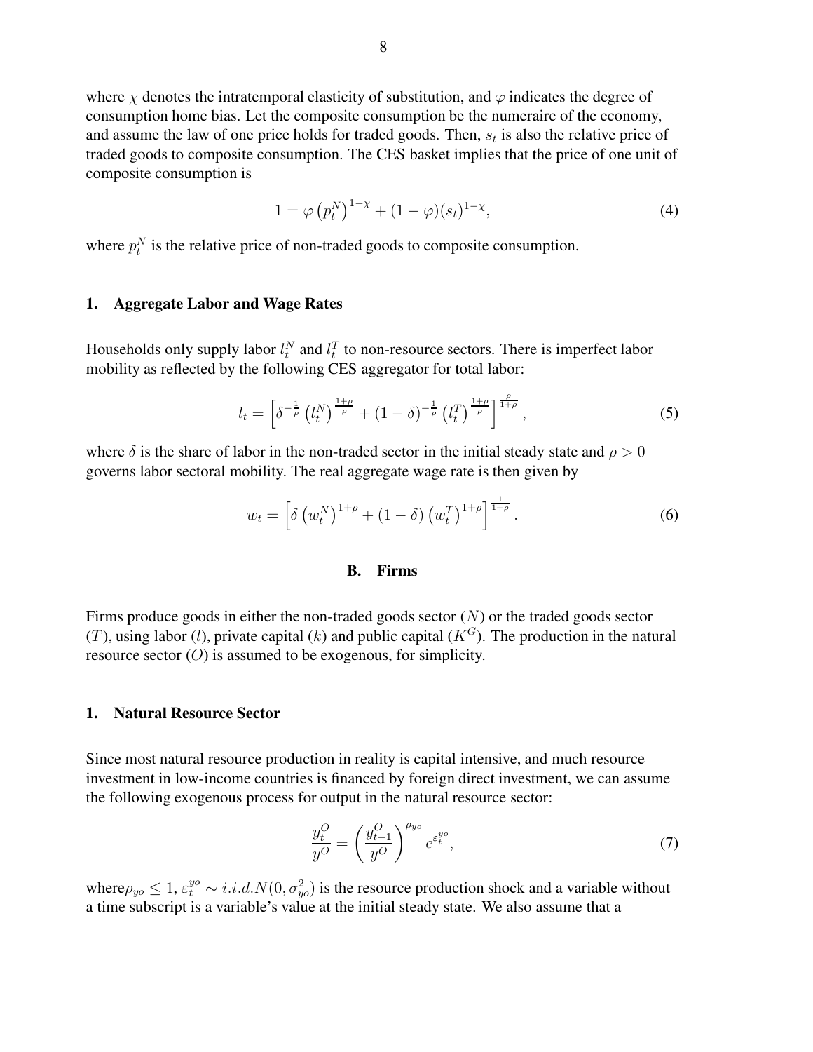where $\chi$ denotes the intratemporal elasticity of substitution, and $\varphi$ indicates the degree of consumption home bias. Let the composite consumption be the numeraire of the economy, and assume the law of one price holds for traded goods. Then, $s_t$ is also the relative price of traded goods to composite consumption. The CES basket implies that the price of one unit of composite consumption is

$$1 = \varphi \left(p_t^N\right)^{1-\chi} + (1-\varphi)(s_t)^{1-\chi}, \tag{4}$$

where $p_t^N$ is the relative price of non-traded goods to composite consumption.

### 1. Aggregate Labor and Wage Rates

Households only supply labor $l_t^N$ and $l_t^T$ to non-resource sectors. There is imperfect labor mobility as reflected by the following CES aggregator for total labor:

$$l_t = \left[\delta^{-\frac{1}{\rho}} \left(l_t^N\right)^{\frac{1+\rho}{\rho}} + (1-\delta)^{-\frac{1}{\rho}} \left(l_t^T\right)^{\frac{1+\rho}{\rho}}\right]^{\frac{\rho}{1+\rho}}, \tag{5}$$

where $\delta$ is the share of labor in the non-traded sector in the initial steady state and $\rho > 0$ governs labor sectoral mobility. The real aggregate wage rate is then given by

$$w_t = \left[\delta \left(w_t^N\right)^{1+\rho} + (1-\delta) \left(w_t^T\right)^{1+\rho}\right]^{\frac{1}{1+\rho}}. \tag{6}$$

## B. Firms

Firms produce goods in either the non-traded goods sector ($N$) or the traded goods sector ($T$), using labor ($l$), private capital ($k$) and public capital ($K^G$). The production in the natural resource sector ($O$) is assumed to be exogenous, for simplicity.

### 1. Natural Resource Sector

Since most natural resource production in reality is capital intensive, and much resource investment in low-income countries is financed by foreign direct investment, we can assume the following exogenous process for output in the natural resource sector:

$$\frac{y_t^O}{y^O} = \left(\frac{y_{t-1}^O}{y^O}\right)^{\rho_{yo}} e^{\varepsilon_t^{yo}}, \tag{7}$$

where $\rho_{yo} \leq 1$, $\varepsilon_t^{yo} \sim i.i.d.N(0, \sigma_{yo}^2)$ is the resource production shock and a variable without a time subscript is a variable's value at the initial steady state. We also assume that a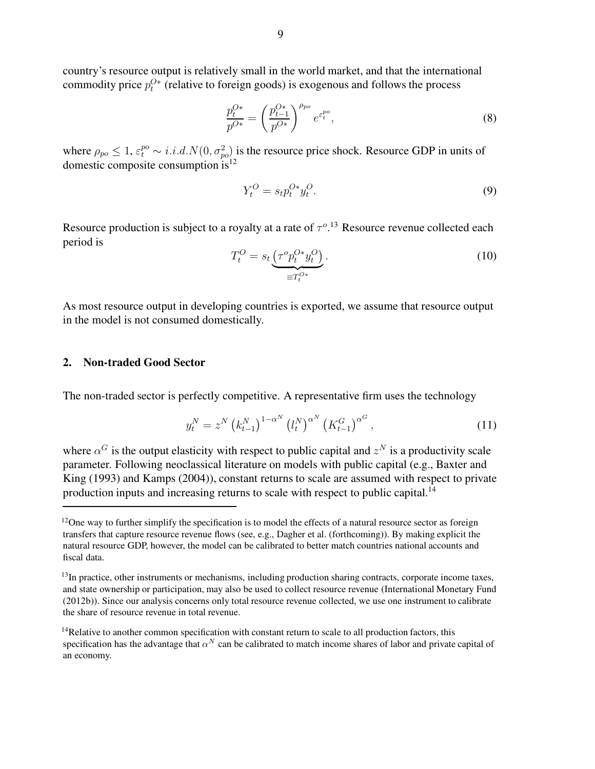country's resource output is relatively small in the world market, and that the international commodity price $p_t^{O*}$ (relative to foreign goods) is exogenous and follows the process

$$\frac{p_t^{O*}}{p^{O*}} = \left(\frac{p_{t-1}^{O*}}{p^{O*}}\right)^{\rho_{po}} e^{\varepsilon_t^{po}}, \tag{8}$$

where $\rho_{po} \leq 1$, $\varepsilon_t^{po} \sim i.i.d.N(0, \sigma_{po}^2)$ is the resource price shock. Resource GDP in units of domestic composite consumption is[12]

$$Y_t^O = s_t p_t^{O*} y_t^O. \tag{9}$$

Resource production is subject to a royalty at a rate of $\tau^o$.[13] Resource revenue collected each period is

$$T_t^O = s_t \underbrace{\left(\tau^o p_t^{O*} y_t^O\right)}_{\equiv T_t^{O*}}. \tag{10}$$

As most resource output in developing countries is exported, we assume that resource output in the model is not consumed domestically.

## 2. Non-traded Good Sector

The non-traded sector is perfectly competitive. A representative firm uses the technology

$$y_t^N = z^N \left(k_{t-1}^N\right)^{1-\alpha^N} \left(l_t^N\right)^{\alpha^N} \left(K_{t-1}^G\right)^{\alpha^G}, \tag{11}$$

where $\alpha^G$ is the output elasticity with respect to public capital and $z^N$ is a productivity scale parameter. Following neoclassical literature on models with public capital (e.g., Baxter and King (1993) and Kamps (2004)), constant returns to scale are assumed with respect to private production inputs and increasing returns to scale with respect to public capital.[14]

---

[12] One way to further simplify the specification is to model the effects of a natural resource sector as foreign transfers that capture resource revenue flows (see, e.g., Dagher et al. (forthcoming)). By making explicit the natural resource GDP, however, the model can be calibrated to better match countries national accounts and fiscal data.

[13] In practice, other instruments or mechanisms, including production sharing contracts, corporate income taxes, and state ownership or participation, may also be used to collect resource revenue (International Monetary Fund (2012b)). Since our analysis concerns only total resource revenue collected, we use one instrument to calibrate the share of resource revenue in total revenue.

[14] Relative to another common specification with constant return to scale to all production factors, this specification has the advantage that $\alpha^N$ can be calibrated to match income shares of labor and private capital of an economy.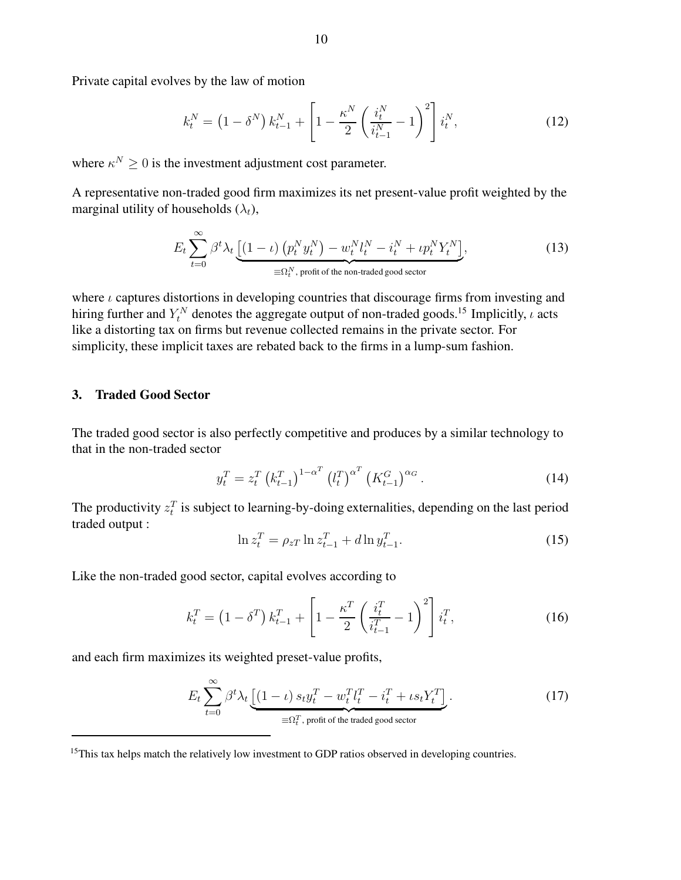Private capital evolves by the law of motion

$$k_t^N = \left(1 - \delta^N\right) k_{t-1}^N + \left[1 - \frac{\kappa^N}{2}\left(\frac{i_t^N}{i_{t-1}^N} - 1\right)^2\right] i_t^N, \tag{12}$$

where $\kappa^N \geq 0$ is the investment adjustment cost parameter.

A representative non-traded good firm maximizes its net present-value profit weighted by the marginal utility of households ($\lambda_t$),

$$E_t \sum_{t=0}^{\infty} \beta^t \lambda_t \underbrace{\left[(1 - \iota)\left(p_t^N y_t^N\right) - w_t^N l_t^N - i_t^N + \iota p_t^N Y_t^N\right]}_{\equiv \Omega_t^N, \text{ profit of the non-traded good sector}}, \tag{13}$$

where $\iota$ captures distortions in developing countries that discourage firms from investing and hiring further and $Y_t^N$ denotes the aggregate output of non-traded goods.[15] Implicitly, $\iota$ acts like a distorting tax on firms but revenue collected remains in the private sector. For simplicity, these implicit taxes are rebated back to the firms in a lump-sum fashion.

## 3. Traded Good Sector

The traded good sector is also perfectly competitive and produces by a similar technology to that in the non-traded sector

$$y_t^T = z_t^T \left(k_{t-1}^T\right)^{1-\alpha^T} \left(l_t^T\right)^{\alpha^T} \left(K_{t-1}^G\right)^{\alpha_G}. \tag{14}$$

The productivity $z_t^T$ is subject to learning-by-doing externalities, depending on the last period traded output :

$$\ln z_t^T = \rho_{zT} \ln z_{t-1}^T + d \ln y_{t-1}^T. \tag{15}$$

Like the non-traded good sector, capital evolves according to

$$k_t^T = \left(1 - \delta^T\right) k_{t-1}^T + \left[1 - \frac{\kappa^T}{2}\left(\frac{i_t^T}{i_{t-1}^T} - 1\right)^2\right] i_t^T, \tag{16}$$

and each firm maximizes its weighted preset-value profits,

$$E_t \sum_{t=0}^{\infty} \beta^t \lambda_t \underbrace{\left[(1 - \iota) s_t y_t^T - w_t^T l_t^T - i_t^T + \iota s_t Y_t^T\right]}_{\equiv \Omega_t^T, \text{ profit of the traded good sector}}. \tag{17}$$

---

[15] This tax helps match the relatively low investment to GDP ratios observed in developing countries.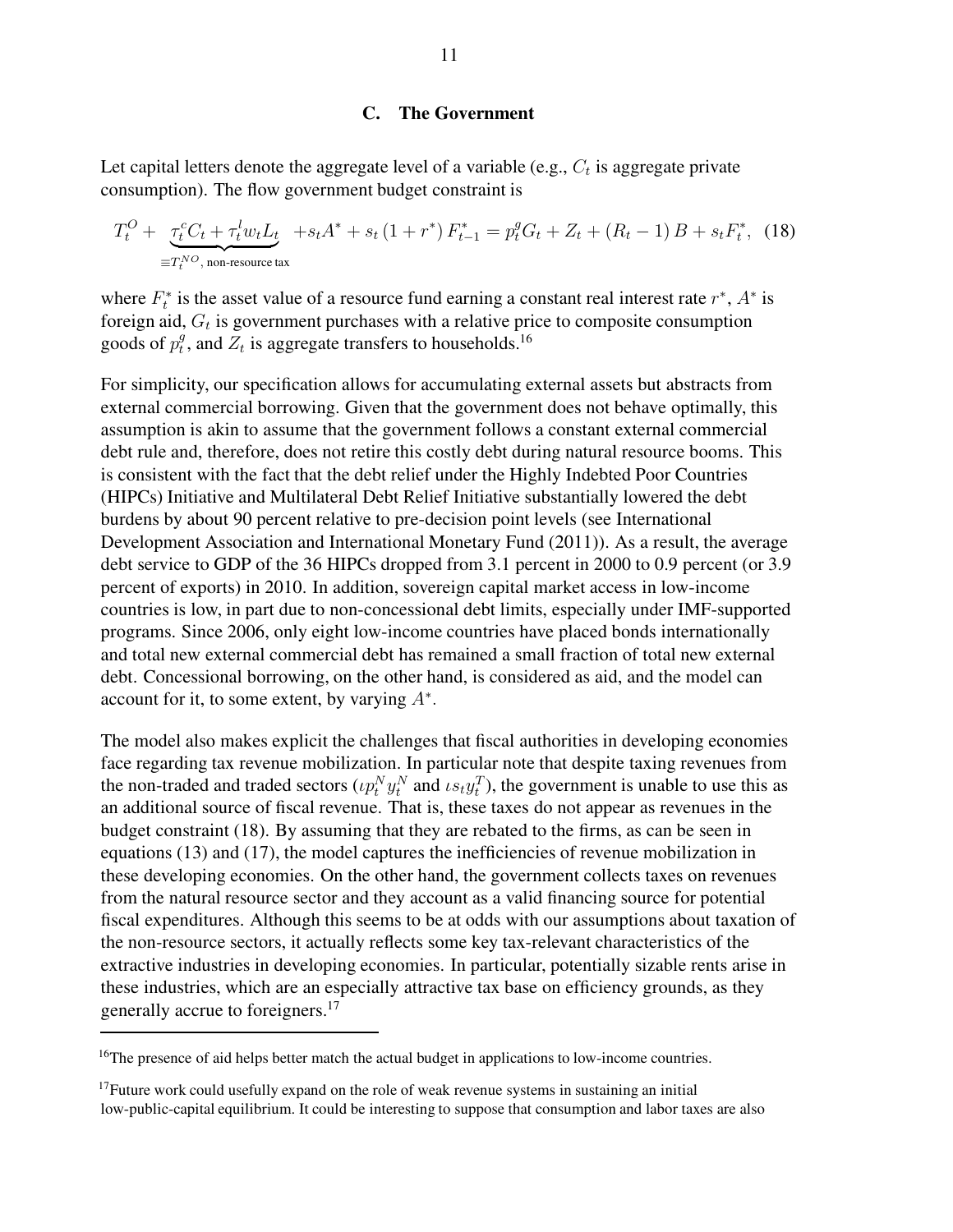### C. The Government

Let capital letters denote the aggregate level of a variable (e.g., $C_t$ is aggregate private consumption). The flow government budget constraint is

$$T_t^O + \underbrace{\tau_t^c C_t + \tau_t^l w_t L_t}_{\equiv T_t^{NO}, \text{ non-resource tax}} + s_t A^* + s_t (1 + r^*) F_{t-1}^* = p_t^g G_t + Z_t + (R_t - 1) B + s_t F_t^*, \quad (18)$$

where $F_t^*$ is the asset value of a resource fund earning a constant real interest rate $r^*$, $A^*$ is foreign aid, $G_t$ is government purchases with a relative price to composite consumption goods of $p_t^g$, and $Z_t$ is aggregate transfers to households.[16]

For simplicity, our specification allows for accumulating external assets but abstracts from external commercial borrowing. Given that the government does not behave optimally, this assumption is akin to assume that the government follows a constant external commercial debt rule and, therefore, does not retire this costly debt during natural resource booms. This is consistent with the fact that the debt relief under the Highly Indebted Poor Countries (HIPCs) Initiative and Multilateral Debt Relief Initiative substantially lowered the debt burdens by about 90 percent relative to pre-decision point levels (see International Development Association and International Monetary Fund (2011)). As a result, the average debt service to GDP of the 36 HIPCs dropped from 3.1 percent in 2000 to 0.9 percent (or 3.9 percent of exports) in 2010. In addition, sovereign capital market access in low-income countries is low, in part due to non-concessional debt limits, especially under IMF-supported programs. Since 2006, only eight low-income countries have placed bonds internationally and total new external commercial debt has remained a small fraction of total new external debt. Concessional borrowing, on the other hand, is considered as aid, and the model can account for it, to some extent, by varying $A^*$.

The model also makes explicit the challenges that fiscal authorities in developing economies face regarding tax revenue mobilization. In particular note that despite taxing revenues from the non-traded and traded sectors ($\iota p_t^N y_t^N$ and $\iota s_t y_t^T$), the government is unable to use this as an additional source of fiscal revenue. That is, these taxes do not appear as revenues in the budget constraint (18). By assuming that they are rebated to the firms, as can be seen in equations (13) and (17), the model captures the inefficiencies of revenue mobilization in these developing economies. On the other hand, the government collects taxes on revenues from the natural resource sector and they account as a valid financing source for potential fiscal expenditures. Although this seems to be at odds with our assumptions about taxation of the non-resource sectors, it actually reflects some key tax-relevant characteristics of the extractive industries in developing economies. In particular, potentially sizable rents arise in these industries, which are an especially attractive tax base on efficiency grounds, as they generally accrue to foreigners.[17]

---

[16] The presence of aid helps better match the actual budget in applications to low-income countries.

[17] Future work could usefully expand on the role of weak revenue systems in sustaining an initial low-public-capital equilibrium. It could be interesting to suppose that consumption and labor taxes are also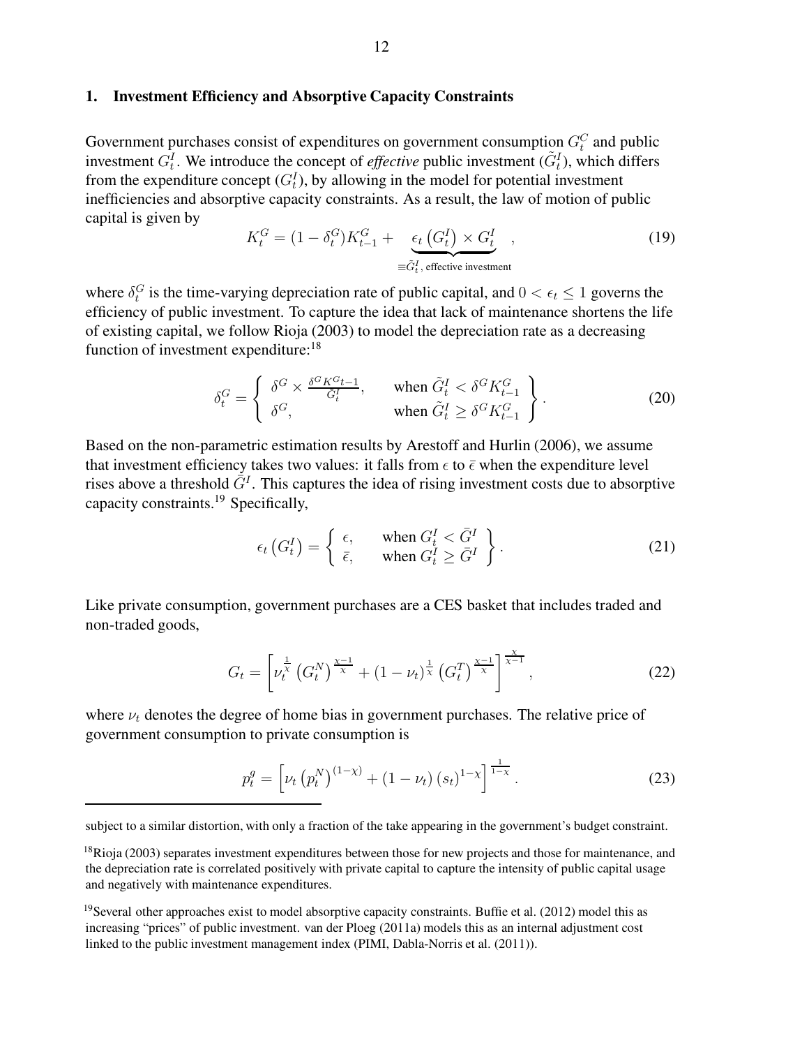### 1. Investment Efficiency and Absorptive Capacity Constraints

Government purchases consist of expenditures on government consumption $G_t^C$ and public investment $G_t^I$. We introduce the concept of *effective* public investment ($\tilde{G}_t^I$), which differs from the expenditure concept ($G_t^I$), by allowing in the model for potential investment inefficiencies and absorptive capacity constraints. As a result, the law of motion of public capital is given by

$$K_t^G = (1-\delta_t^G)K_{t-1}^G + \underbrace{\epsilon_t\left(G_t^I\right) \times G_t^I}_{\equiv \tilde{G}_t^I,\text{ effective investment}}, \tag{19}$$

where $\delta_t^G$ is the time-varying depreciation rate of public capital, and $0 < \epsilon_t \leq 1$ governs the efficiency of public investment. To capture the idea that lack of maintenance shortens the life of existing capital, we follow Rioja (2003) to model the depreciation rate as a decreasing function of investment expenditure:[18]

$$\delta_t^G = \left\{ \begin{array}{ll} \delta^G \times \frac{\delta^G K^G{t-1}}{\tilde{G}_t^I}, & \text{when } \tilde{G}_t^I < \delta^G K_{t-1}^G \\ \delta^G, & \text{when } \tilde{G}_t^I \geq \delta^G K_{t-1}^G \end{array} \right\}. \tag{20}$$

Based on the non-parametric estimation results by Arestoff and Hurlin (2006), we assume that investment efficiency takes two values: it falls from $\epsilon$ to $\bar{\epsilon}$ when the expenditure level rises above a threshold $\bar{G}^I$. This captures the idea of rising investment costs due to absorptive capacity constraints.[19] Specifically,

$$\epsilon_t\left(G_t^I\right) = \left\{ \begin{array}{ll} \epsilon, & \text{when } G_t^I < \bar{G}^I \\ \bar{\epsilon}, & \text{when } G_t^I \geq \bar{G}^I \end{array} \right\}. \tag{21}$$

Like private consumption, government purchases are a CES basket that includes traded and non-traded goods,

$$G_t = \left[ \nu_t^{\frac{1}{\chi}} \left(G_t^N\right)^{\frac{\chi-1}{\chi}} + (1-\nu_t)^{\frac{1}{\chi}} \left(G_t^T\right)^{\frac{\chi-1}{\chi}} \right]^{\frac{\chi}{\chi-1}}, \tag{22}$$

where $\nu_t$ denotes the degree of home bias in government purchases. The relative price of government consumption to private consumption is

$$p_t^g = \left[ \nu_t \left(p_t^N\right)^{(1-\chi)} + (1-\nu_t)\left(s_t\right)^{1-\chi} \right]^{\frac{1}{1-\chi}}. \tag{23}$$

---

subject to a similar distortion, with only a fraction of the take appearing in the government's budget constraint.

[18] Rioja (2003) separates investment expenditures between those for new projects and those for maintenance, and the depreciation rate is correlated positively with private capital to capture the intensity of public capital usage and negatively with maintenance expenditures.

[19] Several other approaches exist to model absorptive capacity constraints. Buffie et al. (2012) model this as increasing "prices" of public investment. van der Ploeg (2011a) models this as an internal adjustment cost linked to the public investment management index (PIMI, Dabla-Norris et al. (2011)).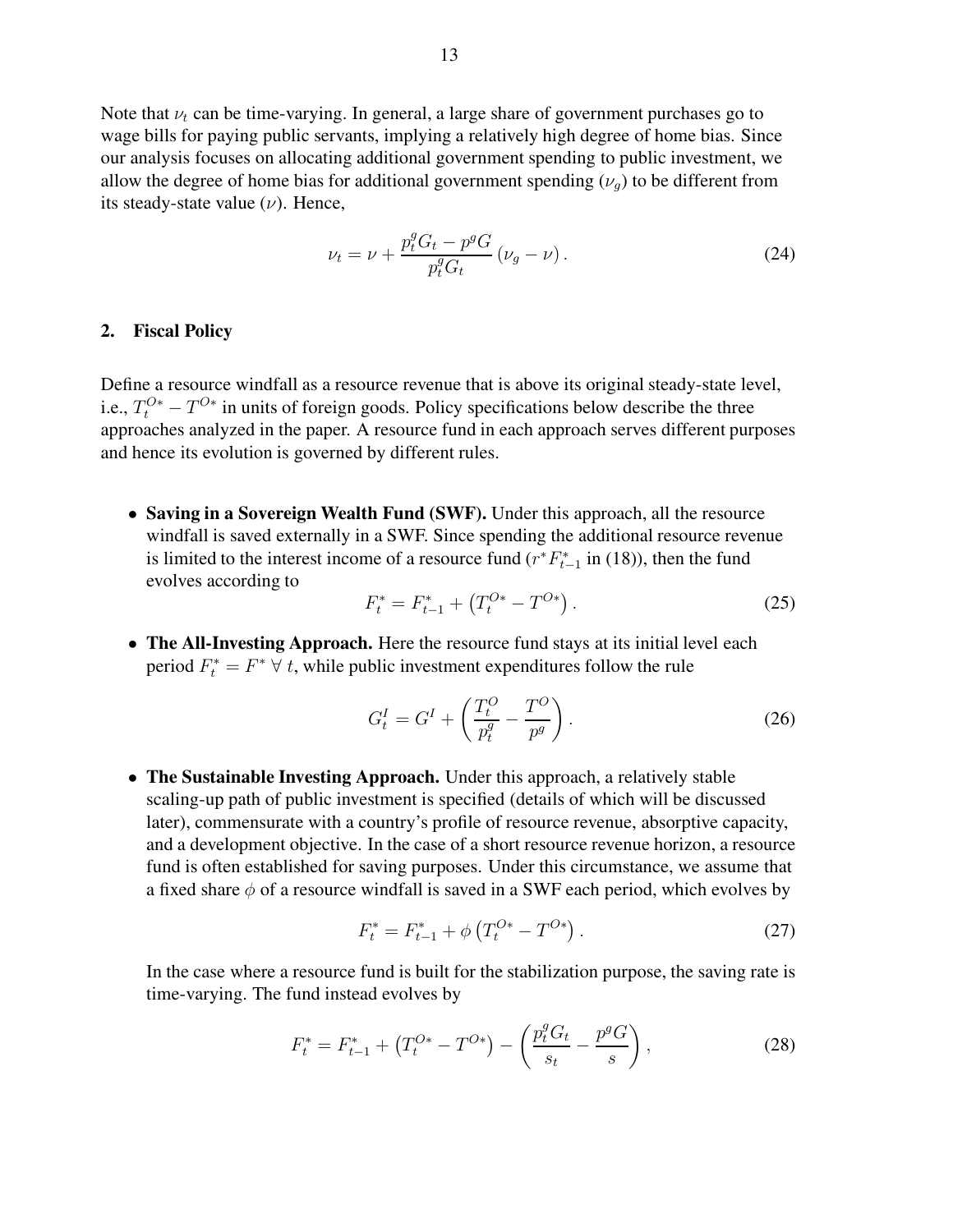Note that $\nu_t$ can be time-varying. In general, a large share of government purchases go to wage bills for paying public servants, implying a relatively high degree of home bias. Since our analysis focuses on allocating additional government spending to public investment, we allow the degree of home bias for additional government spending ($\nu_g$) to be different from its steady-state value ($\nu$). Hence,

$$\nu_t = \nu + \frac{p_t^g G_t - p^g G}{p_t^g G_t} \left(\nu_g - \nu\right). \tag{24}$$

## 2. Fiscal Policy

Define a resource windfall as a resource revenue that is above its original steady-state level, i.e., $T_t^{O*} - T^{O*}$ in units of foreign goods. Policy specifications below describe the three approaches analyzed in the paper. A resource fund in each approach serves different purposes and hence its evolution is governed by different rules.

- **Saving in a Sovereign Wealth Fund (SWF).** Under this approach, all the resource windfall is saved externally in a SWF. Since spending the additional resource revenue is limited to the interest income of a resource fund ($r^* F_{t-1}^*$ in (18)), then the fund evolves according to

$$F_t^* = F_{t-1}^* + \left(T_t^{O*} - T^{O*}\right). \tag{25}$$

- **The All-Investing Approach.** Here the resource fund stays at its initial level each period $F_t^* = F^* \ \forall\ t$, while public investment expenditures follow the rule

$$G_t^I = G^I + \left(\frac{T_t^O}{p_t^g} - \frac{T^O}{p^g}\right). \tag{26}$$

- **The Sustainable Investing Approach.** Under this approach, a relatively stable scaling-up path of public investment is specified (details of which will be discussed later), commensurate with a country's profile of resource revenue, absorptive capacity, and a development objective. In the case of a short resource revenue horizon, a resource fund is often established for saving purposes. Under this circumstance, we assume that a fixed share $\phi$ of a resource windfall is saved in a SWF each period, which evolves by

$$F_t^* = F_{t-1}^* + \phi\left(T_t^{O*} - T^{O*}\right). \tag{27}$$

  In the case where a resource fund is built for the stabilization purpose, the saving rate is time-varying. The fund instead evolves by

$$F_t^* = F_{t-1}^* + \left(T_t^{O*} - T^{O*}\right) - \left(\frac{p_t^g G_t}{s_t} - \frac{p^g G}{s}\right), \tag{28}$$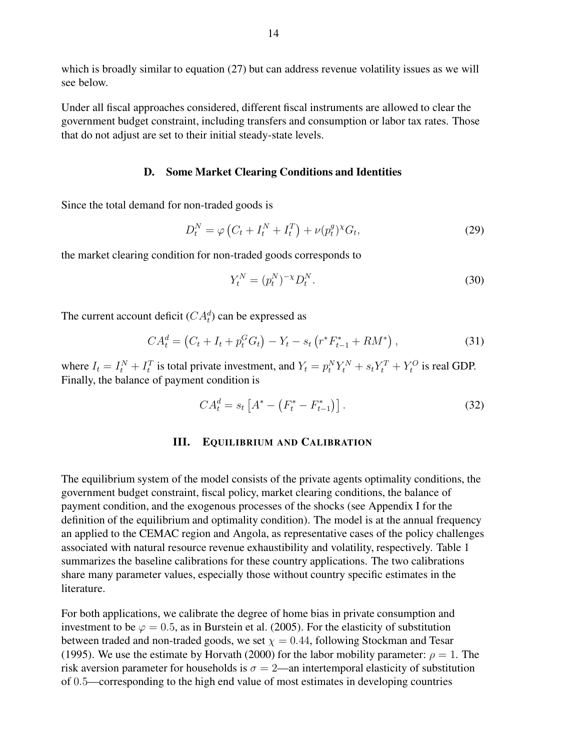which is broadly similar to equation (27) but can address revenue volatility issues as we will see below.

Under all fiscal approaches considered, different fiscal instruments are allowed to clear the government budget constraint, including transfers and consumption or labor tax rates. Those that do not adjust are set to their initial steady-state levels.

### D. Some Market Clearing Conditions and Identities

Since the total demand for non-traded goods is

$$D_t^N = \varphi\left(C_t + I_t^N + I_t^T\right) + \nu(p_t^g)^{\chi}G_t, \tag{29}$$

the market clearing condition for non-traded goods corresponds to

$$Y_t^N = (p_t^N)^{-\chi}D_t^N. \tag{30}$$

The current account deficit ($CA_t^d$) can be expressed as

$$CA_t^d = \left(C_t + I_t + p_t^G G_t\right) - Y_t - s_t\left(r^* F_{t-1}^* + RM^*\right), \tag{31}$$

where $I_t = I_t^N + I_t^T$ is total private investment, and $Y_t = p_t^N Y_t^N + s_t Y_t^T + Y_t^O$ is real GDP. Finally, the balance of payment condition is

$$CA_t^d = s_t\left[A^* - \left(F_t^* - F_{t-1}^*\right)\right]. \tag{32}$$

## III. Equilibrium and Calibration

The equilibrium system of the model consists of the private agents optimality conditions, the government budget constraint, fiscal policy, market clearing conditions, the balance of payment condition, and the exogenous processes of the shocks (see Appendix I for the definition of the equilibrium and optimality condition). The model is at the annual frequency an applied to the CEMAC region and Angola, as representative cases of the policy challenges associated with natural resource revenue exhaustibility and volatility, respectively. Table 1 summarizes the baseline calibrations for these country applications. The two calibrations share many parameter values, especially those without country specific estimates in the literature.

For both applications, we calibrate the degree of home bias in private consumption and investment to be $\varphi = 0.5$, as in Burstein et al. (2005). For the elasticity of substitution between traded and non-traded goods, we set $\chi = 0.44$, following Stockman and Tesar (1995). We use the estimate by Horvath (2000) for the labor mobility parameter: $\rho = 1$. The risk aversion parameter for households is $\sigma = 2$—an intertemporal elasticity of substitution of $0.5$—corresponding to the high end value of most estimates in developing countries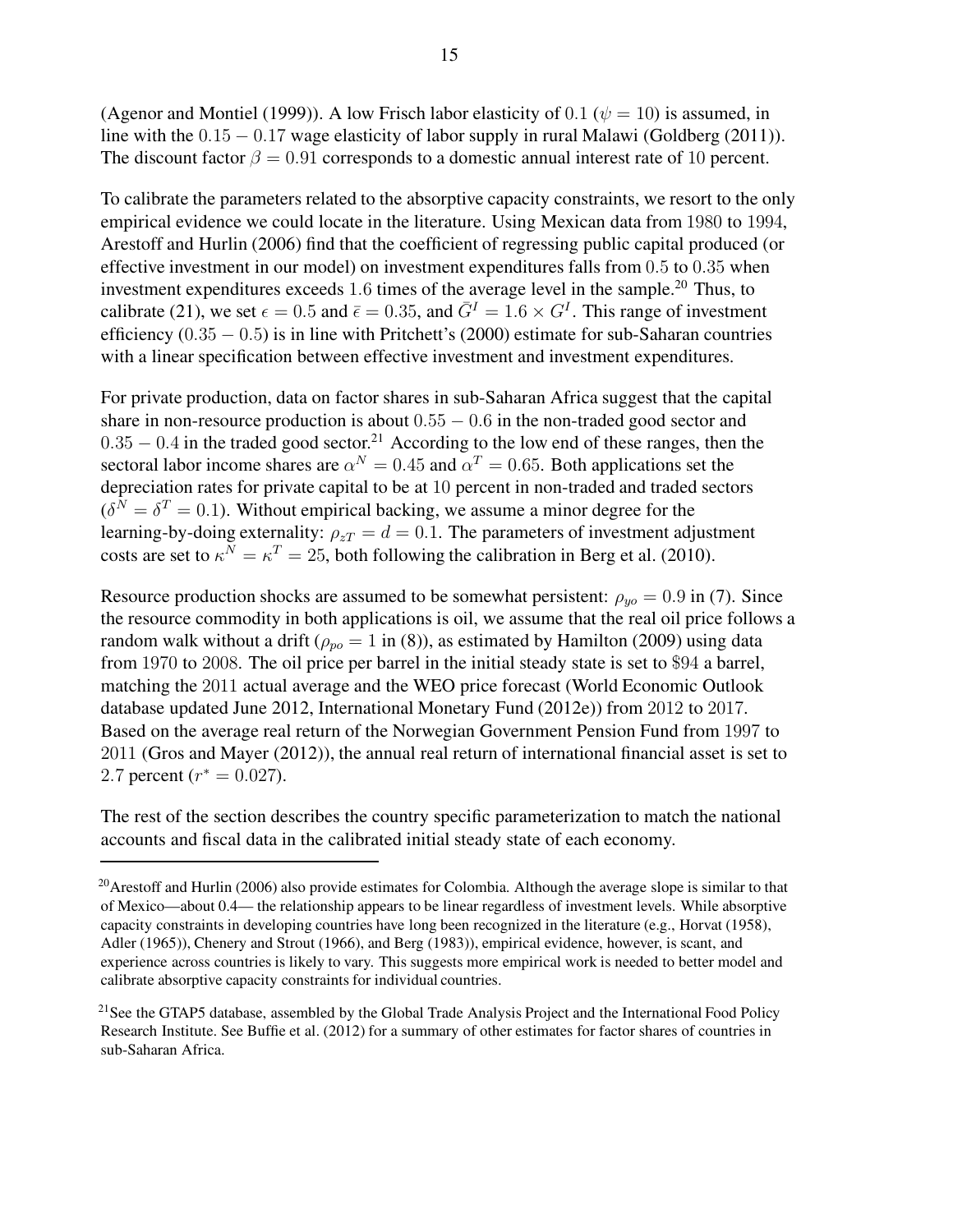(Agenor and Montiel (1999)). A low Frisch labor elasticity of $0.1$ ($\psi = 10$) is assumed, in line with the $0.15 - 0.17$ wage elasticity of labor supply in rural Malawi (Goldberg (2011)). The discount factor $\beta = 0.91$ corresponds to a domestic annual interest rate of $10$ percent.

To calibrate the parameters related to the absorptive capacity constraints, we resort to the only empirical evidence we could locate in the literature. Using Mexican data from $1980$ to $1994$, Arestoff and Hurlin (2006) find that the coefficient of regressing public capital produced (or effective investment in our model) on investment expenditures falls from $0.5$ to $0.35$ when investment expenditures exceeds $1.6$ times of the average level in the sample.[20] Thus, to calibrate (21), we set $\epsilon = 0.5$ and $\bar{\epsilon} = 0.35$, and $\bar{G}^I = 1.6 \times G^I$. This range of investment efficiency ($0.35 - 0.5$) is in line with Pritchett's (2000) estimate for sub-Saharan countries with a linear specification between effective investment and investment expenditures.

For private production, data on factor shares in sub-Saharan Africa suggest that the capital share in non-resource production is about $0.55 - 0.6$ in the non-traded good sector and $0.35 - 0.4$ in the traded good sector.[21] According to the low end of these ranges, then the sectoral labor income shares are $\alpha^N = 0.45$ and $\alpha^T = 0.65$. Both applications set the depreciation rates for private capital to be at $10$ percent in non-traded and traded sectors ($\delta^N = \delta^T = 0.1$). Without empirical backing, we assume a minor degree for the learning-by-doing externality: $\rho_{zT} = d = 0.1$. The parameters of investment adjustment costs are set to $\kappa^N = \kappa^T = 25$, both following the calibration in Berg et al. (2010).

Resource production shocks are assumed to be somewhat persistent: $\rho_{yo} = 0.9$ in (7). Since the resource commodity in both applications is oil, we assume that the real oil price follows a random walk without a drift ($\rho_{po} = 1$ in (8)), as estimated by Hamilton (2009) using data from $1970$ to $2008$. The oil price per barrel in the initial steady state is set to $\$94$ a barrel, matching the $2011$ actual average and the WEO price forecast (World Economic Outlook database updated June 2012, International Monetary Fund (2012e)) from $2012$ to $2017$. Based on the average real return of the Norwegian Government Pension Fund from $1997$ to $2011$ (Gros and Mayer (2012)), the annual real return of international financial asset is set to $2.7$ percent ($r^* = 0.027$).

The rest of the section describes the country specific parameterization to match the national accounts and fiscal data in the calibrated initial steady state of each economy.

---

[20] Arestoff and Hurlin (2006) also provide estimates for Colombia. Although the average slope is similar to that of Mexico—about 0.4— the relationship appears to be linear regardless of investment levels. While absorptive capacity constraints in developing countries have long been recognized in the literature (e.g., Horvat (1958), Adler (1965)), Chenery and Strout (1966), and Berg (1983)), empirical evidence, however, is scant, and experience across countries is likely to vary. This suggests more empirical work is needed to better model and calibrate absorptive capacity constraints for individual countries.

[21] See the GTAP5 database, assembled by the Global Trade Analysis Project and the International Food Policy Research Institute. See Buffie et al. (2012) for a summary of other estimates for factor shares of countries in sub-Saharan Africa.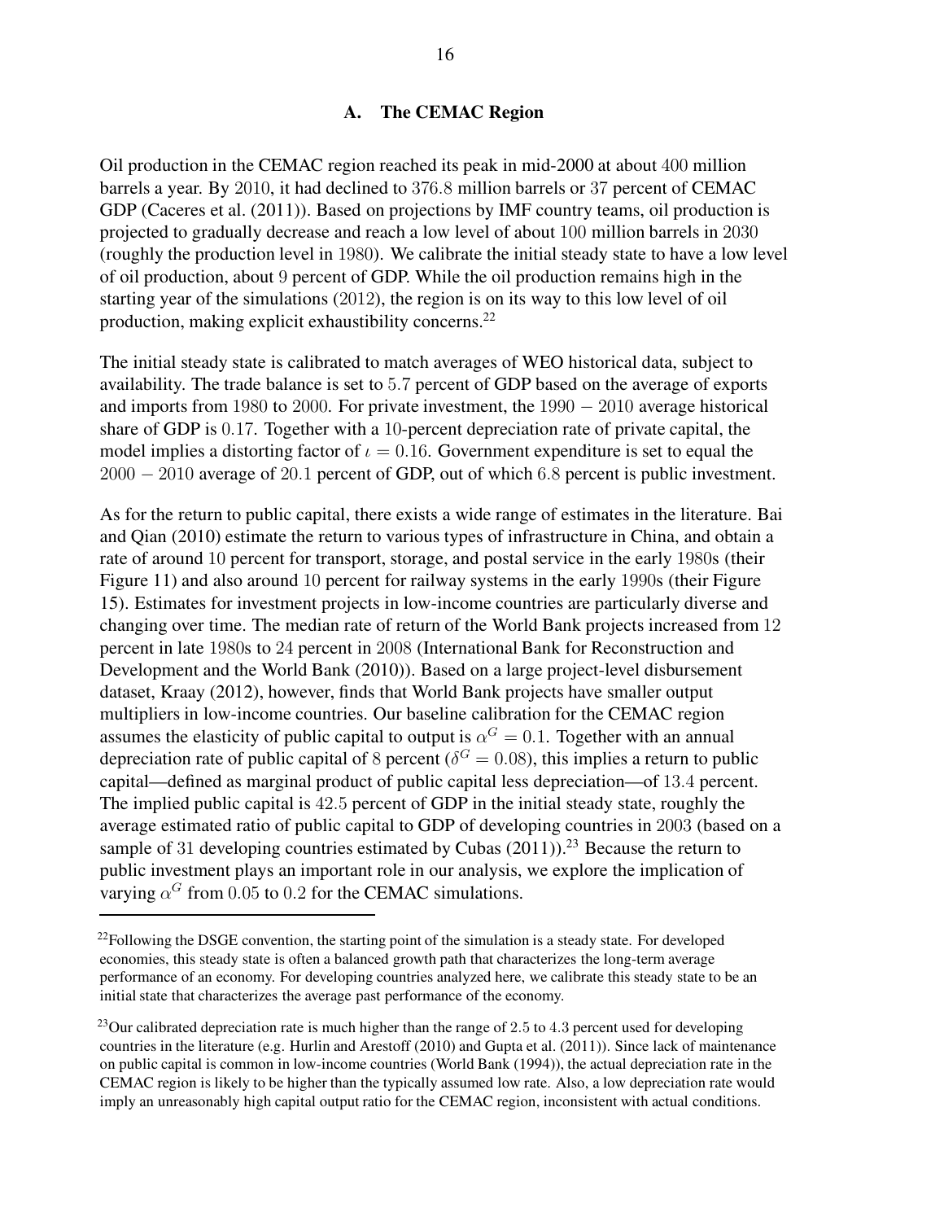### A. The CEMAC Region

Oil production in the CEMAC region reached its peak in mid-2000 at about 400 million barrels a year. By 2010, it had declined to 376.8 million barrels or 37 percent of CEMAC GDP (Caceres et al. (2011)). Based on projections by IMF country teams, oil production is projected to gradually decrease and reach a low level of about 100 million barrels in 2030 (roughly the production level in 1980). We calibrate the initial steady state to have a low level of oil production, about 9 percent of GDP. While the oil production remains high in the starting year of the simulations (2012), the region is on its way to this low level of oil production, making explicit exhaustibility concerns.[22]

The initial steady state is calibrated to match averages of WEO historical data, subject to availability. The trade balance is set to 5.7 percent of GDP based on the average of exports and imports from 1980 to 2000. For private investment, the $1990-2010$ average historical share of GDP is 0.17. Together with a 10-percent depreciation rate of private capital, the model implies a distorting factor of $\iota = 0.16$. Government expenditure is set to equal the $2000-2010$ average of 20.1 percent of GDP, out of which 6.8 percent is public investment.

As for the return to public capital, there exists a wide range of estimates in the literature. Bai and Qian (2010) estimate the return to various types of infrastructure in China, and obtain a rate of around 10 percent for transport, storage, and postal service in the early 1980s (their Figure 11) and also around 10 percent for railway systems in the early 1990s (their Figure 15). Estimates for investment projects in low-income countries are particularly diverse and changing over time. The median rate of return of the World Bank projects increased from 12 percent in late 1980s to 24 percent in 2008 (International Bank for Reconstruction and Development and the World Bank (2010)). Based on a large project-level disbursement dataset, Kraay (2012), however, finds that World Bank projects have smaller output multipliers in low-income countries. Our baseline calibration for the CEMAC region assumes the elasticity of public capital to output is $\alpha^G = 0.1$. Together with an annual depreciation rate of public capital of 8 percent ($\delta^G = 0.08$), this implies a return to public capital—defined as marginal product of public capital less depreciation—of 13.4 percent. The implied public capital is 42.5 percent of GDP in the initial steady state, roughly the average estimated ratio of public capital to GDP of developing countries in 2003 (based on a sample of 31 developing countries estimated by Cubas (2011)).[23] Because the return to public investment plays an important role in our analysis, we explore the implication of varying $\alpha^G$ from 0.05 to 0.2 for the CEMAC simulations.

---

[22] Following the DSGE convention, the starting point of the simulation is a steady state. For developed economies, this steady state is often a balanced growth path that characterizes the long-term average performance of an economy. For developing countries analyzed here, we calibrate this steady state to be an initial state that characterizes the average past performance of the economy.

[23] Our calibrated depreciation rate is much higher than the range of 2.5 to 4.3 percent used for developing countries in the literature (e.g. Hurlin and Arestoff (2010) and Gupta et al. (2011)). Since lack of maintenance on public capital is common in low-income countries (World Bank (1994)), the actual depreciation rate in the CEMAC region is likely to be higher than the typically assumed low rate. Also, a low depreciation rate would imply an unreasonably high capital output ratio for the CEMAC region, inconsistent with actual conditions.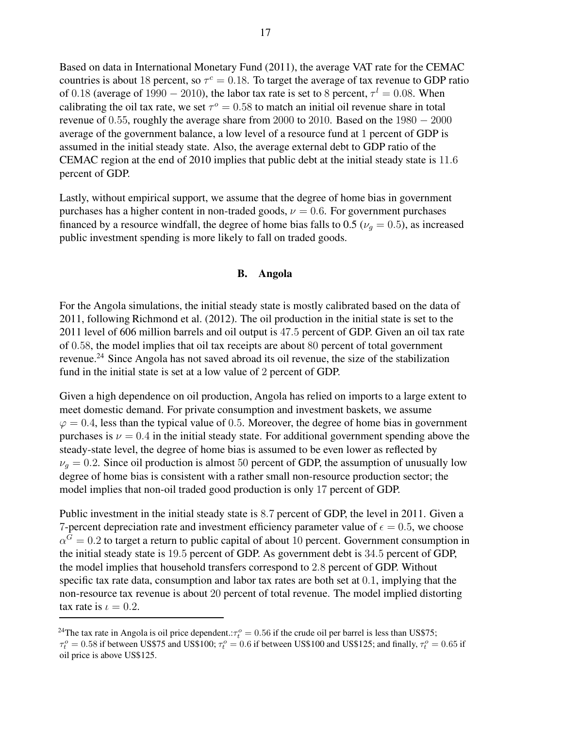Based on data in International Monetary Fund (2011), the average VAT rate for the CEMAC countries is about 18 percent, so $\tau^c = 0.18$. To target the average of tax revenue to GDP ratio of 0.18 (average of $1990 - 2010$), the labor tax rate is set to 8 percent, $\tau^l = 0.08$. When calibrating the oil tax rate, we set $\tau^o = 0.58$ to match an initial oil revenue share in total revenue of 0.55, roughly the average share from 2000 to 2010. Based on the $1980 - 2000$ average of the government balance, a low level of a resource fund at 1 percent of GDP is assumed in the initial steady state. Also, the average external debt to GDP ratio of the CEMAC region at the end of 2010 implies that public debt at the initial steady state is 11.6 percent of GDP.

Lastly, without empirical support, we assume that the degree of home bias in government purchases has a higher content in non-traded goods, $\nu = 0.6$. For government purchases financed by a resource windfall, the degree of home bias falls to 0.5 ($\nu_g = 0.5$), as increased public investment spending is more likely to fall on traded goods.

## B. Angola

For the Angola simulations, the initial steady state is mostly calibrated based on the data of 2011, following Richmond et al. (2012). The oil production in the initial state is set to the 2011 level of 606 million barrels and oil output is 47.5 percent of GDP. Given an oil tax rate of 0.58, the model implies that oil tax receipts are about 80 percent of total government revenue.[24] Since Angola has not saved abroad its oil revenue, the size of the stabilization fund in the initial state is set at a low value of 2 percent of GDP.

Given a high dependence on oil production, Angola has relied on imports to a large extent to meet domestic demand. For private consumption and investment baskets, we assume $\varphi = 0.4$, less than the typical value of 0.5. Moreover, the degree of home bias in government purchases is $\nu = 0.4$ in the initial steady state. For additional government spending above the steady-state level, the degree of home bias is assumed to be even lower as reflected by $\nu_g = 0.2$. Since oil production is almost 50 percent of GDP, the assumption of unusually low degree of home bias is consistent with a rather small non-resource production sector; the model implies that non-oil traded good production is only 17 percent of GDP.

Public investment in the initial steady state is 8.7 percent of GDP, the level in 2011. Given a 7-percent depreciation rate and investment efficiency parameter value of $\epsilon = 0.5$, we choose $\alpha^G = 0.2$ to target a return to public capital of about 10 percent. Government consumption in the initial steady state is 19.5 percent of GDP. As government debt is 34.5 percent of GDP, the model implies that household transfers correspond to 2.8 percent of GDP. Without specific tax rate data, consumption and labor tax rates are both set at 0.1, implying that the non-resource tax revenue is about 20 percent of total revenue. The model implied distorting tax rate is $\iota = 0.2$.

---

[24] The tax rate in Angola is oil price dependent.: $\tau_t^o = 0.56$ if the crude oil per barrel is less than US\$75; $\tau_t^o = 0.58$ if between US\$75 and US\$100; $\tau_t^o = 0.6$ if between US\$100 and US\$125; and finally, $\tau_t^o = 0.65$ if oil price is above US\$125.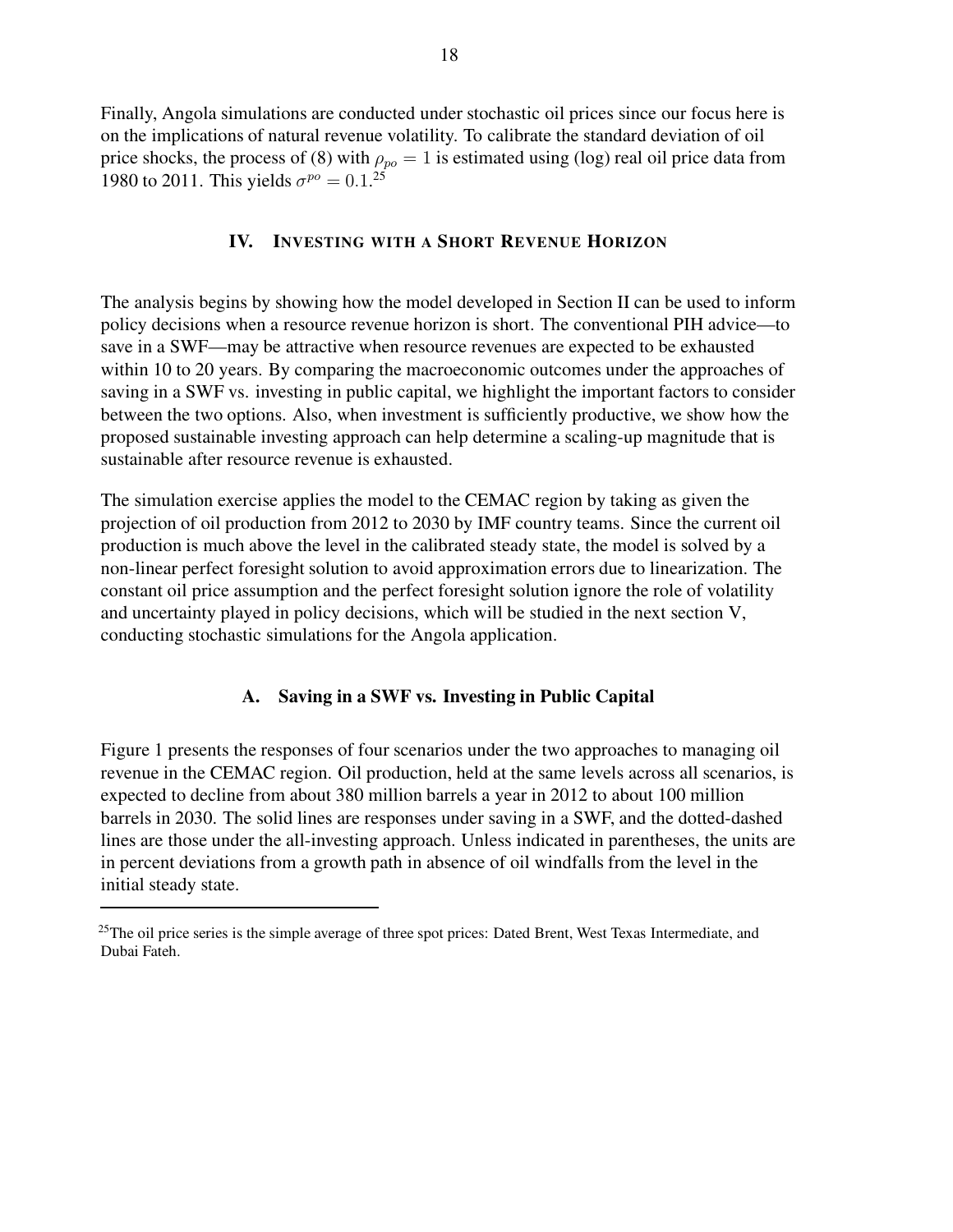Finally, Angola simulations are conducted under stochastic oil prices since our focus here is on the implications of natural revenue volatility. To calibrate the standard deviation of oil price shocks, the process of (8) with $\rho_{po} = 1$ is estimated using (log) real oil price data from 1980 to 2011. This yields $\sigma^{po} = 0.1$.[25]

## IV. Investing with a Short Revenue Horizon

The analysis begins by showing how the model developed in Section II can be used to inform policy decisions when a resource revenue horizon is short. The conventional PIH advice—to save in a SWF—may be attractive when resource revenues are expected to be exhausted within 10 to 20 years. By comparing the macroeconomic outcomes under the approaches of saving in a SWF vs. investing in public capital, we highlight the important factors to consider between the two options. Also, when investment is sufficiently productive, we show how the proposed sustainable investing approach can help determine a scaling-up magnitude that is sustainable after resource revenue is exhausted.

The simulation exercise applies the model to the CEMAC region by taking as given the projection of oil production from 2012 to 2030 by IMF country teams. Since the current oil production is much above the level in the calibrated steady state, the model is solved by a non-linear perfect foresight solution to avoid approximation errors due to linearization. The constant oil price assumption and the perfect foresight solution ignore the role of volatility and uncertainty played in policy decisions, which will be studied in the next section V, conducting stochastic simulations for the Angola application.

### A. Saving in a SWF vs. Investing in Public Capital

Figure 1 presents the responses of four scenarios under the two approaches to managing oil revenue in the CEMAC region. Oil production, held at the same levels across all scenarios, is expected to decline from about 380 million barrels a year in 2012 to about 100 million barrels in 2030. The solid lines are responses under saving in a SWF, and the dotted-dashed lines are those under the all-investing approach. Unless indicated in parentheses, the units are in percent deviations from a growth path in absence of oil windfalls from the level in the initial steady state.

[25]The oil price series is the simple average of three spot prices: Dated Brent, West Texas Intermediate, and Dubai Fateh.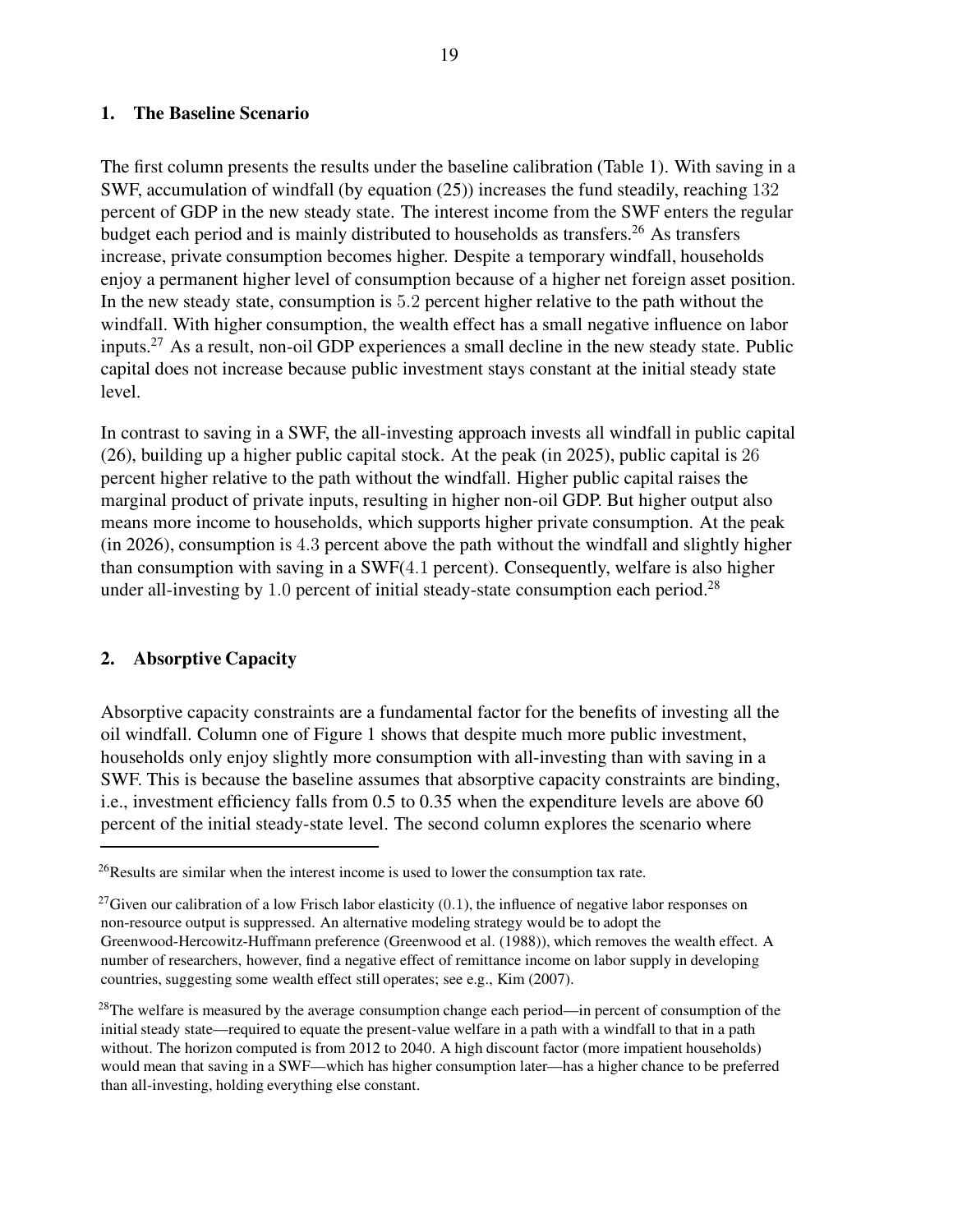### 1. The Baseline Scenario

The first column presents the results under the baseline calibration (Table 1). With saving in a SWF, accumulation of windfall (by equation (25)) increases the fund steadily, reaching 132 percent of GDP in the new steady state. The interest income from the SWF enters the regular budget each period and is mainly distributed to households as transfers.[26] As transfers increase, private consumption becomes higher. Despite a temporary windfall, households enjoy a permanent higher level of consumption because of a higher net foreign asset position. In the new steady state, consumption is 5.2 percent higher relative to the path without the windfall. With higher consumption, the wealth effect has a small negative influence on labor inputs.[27] As a result, non-oil GDP experiences a small decline in the new steady state. Public capital does not increase because public investment stays constant at the initial steady state level.

In contrast to saving in a SWF, the all-investing approach invests all windfall in public capital (26), building up a higher public capital stock. At the peak (in 2025), public capital is 26 percent higher relative to the path without the windfall. Higher public capital raises the marginal product of private inputs, resulting in higher non-oil GDP. But higher output also means more income to households, which supports higher private consumption. At the peak (in 2026), consumption is 4.3 percent above the path without the windfall and slightly higher than consumption with saving in a SWF(4.1 percent). Consequently, welfare is also higher under all-investing by 1.0 percent of initial steady-state consumption each period.[28]

### 2. Absorptive Capacity

Absorptive capacity constraints are a fundamental factor for the benefits of investing all the oil windfall. Column one of Figure 1 shows that despite much more public investment, households only enjoy slightly more consumption with all-investing than with saving in a SWF. This is because the baseline assumes that absorptive capacity constraints are binding, i.e., investment efficiency falls from 0.5 to 0.35 when the expenditure levels are above 60 percent of the initial steady-state level. The second column explores the scenario where

---

[26]Results are similar when the interest income is used to lower the consumption tax rate.

[27]Given our calibration of a low Frisch labor elasticity (0.1), the influence of negative labor responses on non-resource output is suppressed. An alternative modeling strategy would be to adopt the Greenwood-Hercowitz-Huffmann preference (Greenwood et al. (1988)), which removes the wealth effect. A number of researchers, however, find a negative effect of remittance income on labor supply in developing countries, suggesting some wealth effect still operates; see e.g., Kim (2007).

[28]The welfare is measured by the average consumption change each period—in percent of consumption of the initial steady state—required to equate the present-value welfare in a path with a windfall to that in a path without. The horizon computed is from 2012 to 2040. A high discount factor (more impatient households) would mean that saving in a SWF—which has higher consumption later—has a higher chance to be preferred than all-investing, holding everything else constant.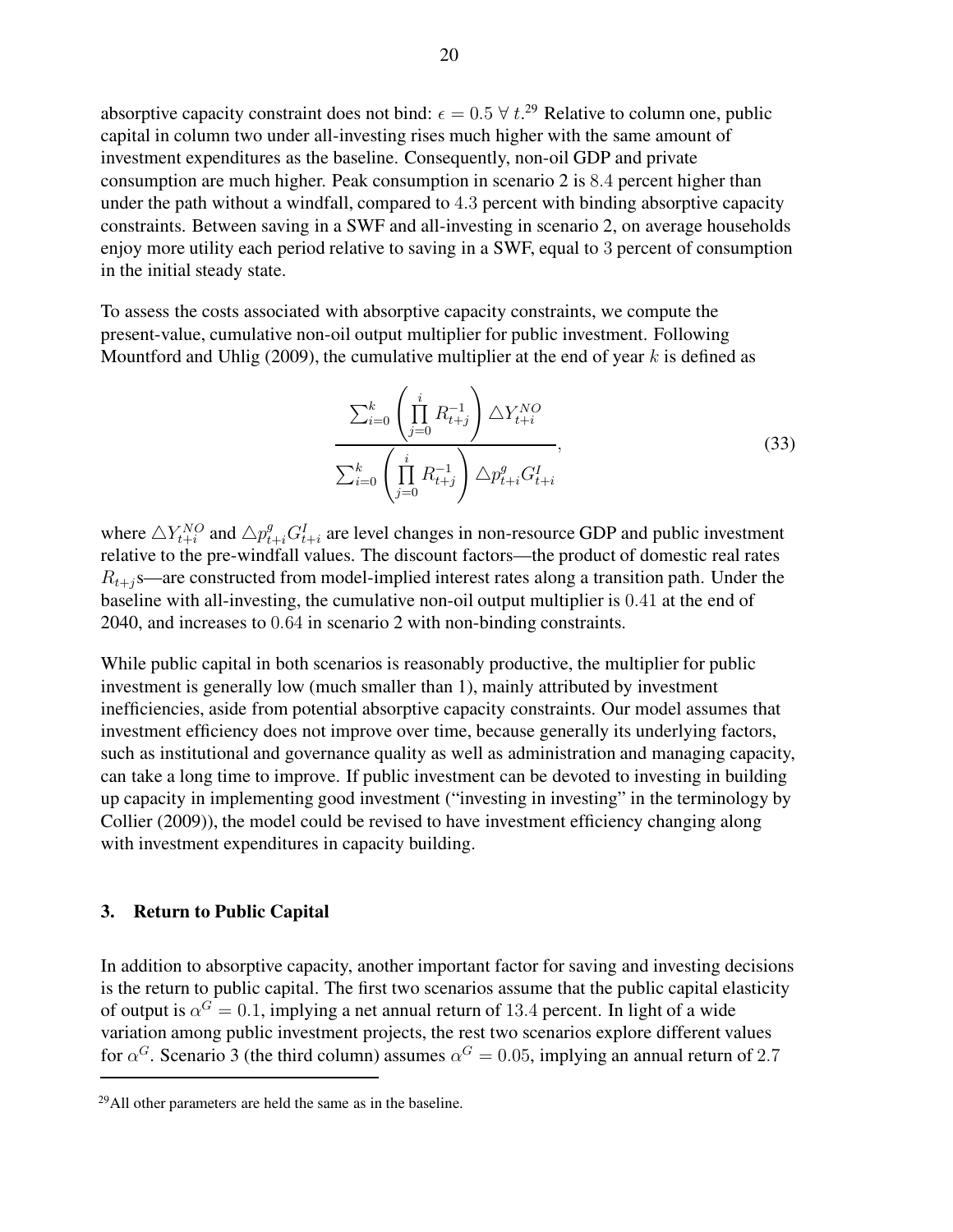absorptive capacity constraint does not bind: $\epsilon = 0.5 \; \forall \; t$.[29] Relative to column one, public capital in column two under all-investing rises much higher with the same amount of investment expenditures as the baseline. Consequently, non-oil GDP and private consumption are much higher. Peak consumption in scenario 2 is $8.4$ percent higher than under the path without a windfall, compared to $4.3$ percent with binding absorptive capacity constraints. Between saving in a SWF and all-investing in scenario 2, on average households enjoy more utility each period relative to saving in a SWF, equal to $3$ percent of consumption in the initial steady state.

To assess the costs associated with absorptive capacity constraints, we compute the present-value, cumulative non-oil output multiplier for public investment. Following Mountford and Uhlig (2009), the cumulative multiplier at the end of year $k$ is defined as

$$\frac{\sum_{i=0}^{k} \left( \prod_{j=0}^{i} R_{t+j}^{-1} \right) \triangle Y_{t+i}^{NO}}{\sum_{i=0}^{k} \left( \prod_{j=0}^{i} R_{t+j}^{-1} \right) \triangle p_{t+i}^{g} G_{t+i}^{I}}, \tag{33}$$

where $\triangle Y_{t+i}^{NO}$ and $\triangle p_{t+i}^{g} G_{t+i}^{I}$ are level changes in non-resource GDP and public investment relative to the pre-windfall values. The discount factors—the product of domestic real rates $R_{t+j}$s—are constructed from model-implied interest rates along a transition path. Under the baseline with all-investing, the cumulative non-oil output multiplier is $0.41$ at the end of 2040, and increases to $0.64$ in scenario 2 with non-binding constraints.

While public capital in both scenarios is reasonably productive, the multiplier for public investment is generally low (much smaller than 1), mainly attributed by investment inefficiencies, aside from potential absorptive capacity constraints. Our model assumes that investment efficiency does not improve over time, because generally its underlying factors, such as institutional and governance quality as well as administration and managing capacity, can take a long time to improve. If public investment can be devoted to investing in building up capacity in implementing good investment ("investing in investing" in the terminology by Collier (2009)), the model could be revised to have investment efficiency changing along with investment expenditures in capacity building.

### 3. Return to Public Capital

In addition to absorptive capacity, another important factor for saving and investing decisions is the return to public capital. The first two scenarios assume that the public capital elasticity of output is $\alpha^G = 0.1$, implying a net annual return of $13.4$ percent. In light of a wide variation among public investment projects, the rest two scenarios explore different values for $\alpha^G$. Scenario 3 (the third column) assumes $\alpha^G = 0.05$, implying an annual return of $2.7$

[29] All other parameters are held the same as in the baseline.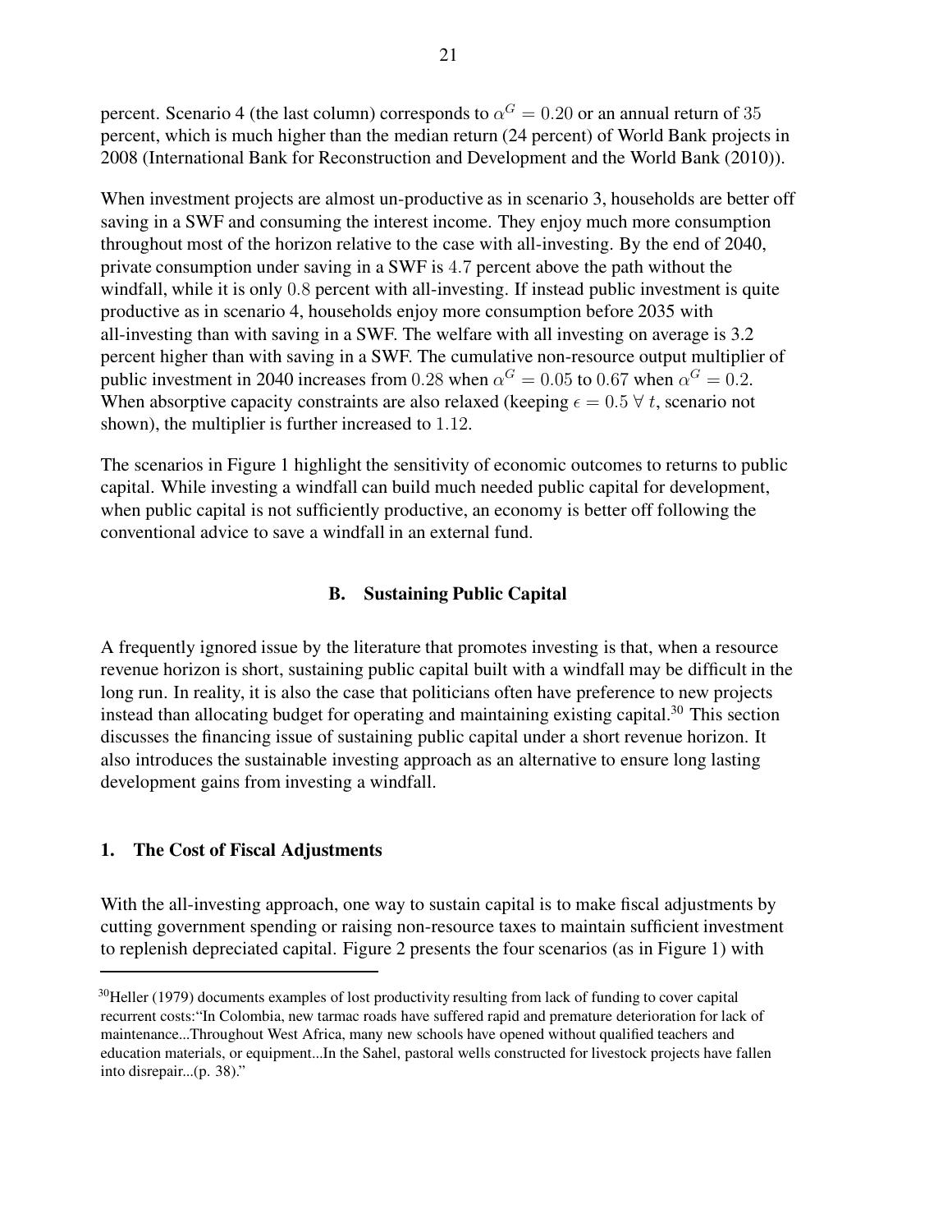percent. Scenario 4 (the last column) corresponds to $\alpha^G = 0.20$ or an annual return of $35$ percent, which is much higher than the median return (24 percent) of World Bank projects in 2008 (International Bank for Reconstruction and Development and the World Bank (2010)).

When investment projects are almost un-productive as in scenario 3, households are better off saving in a SWF and consuming the interest income. They enjoy much more consumption throughout most of the horizon relative to the case with all-investing. By the end of 2040, private consumption under saving in a SWF is $4.7$ percent above the path without the windfall, while it is only $0.8$ percent with all-investing. If instead public investment is quite productive as in scenario 4, households enjoy more consumption before 2035 with all-investing than with saving in a SWF. The welfare with all investing on average is 3.2 percent higher than with saving in a SWF. The cumulative non-resource output multiplier of public investment in 2040 increases from $0.28$ when $\alpha^G = 0.05$ to $0.67$ when $\alpha^G = 0.2$. When absorptive capacity constraints are also relaxed (keeping $\epsilon = 0.5 \; \forall \; t$, scenario not shown), the multiplier is further increased to $1.12$.

The scenarios in Figure 1 highlight the sensitivity of economic outcomes to returns to public capital. While investing a windfall can build much needed public capital for development, when public capital is not sufficiently productive, an economy is better off following the conventional advice to save a windfall in an external fund.

## B. Sustaining Public Capital

A frequently ignored issue by the literature that promotes investing is that, when a resource revenue horizon is short, sustaining public capital built with a windfall may be difficult in the long run. In reality, it is also the case that politicians often have preference to new projects instead than allocating budget for operating and maintaining existing capital.[30] This section discusses the financing issue of sustaining public capital under a short revenue horizon. It also introduces the sustainable investing approach as an alternative to ensure long lasting development gains from investing a windfall.

### 1. The Cost of Fiscal Adjustments

With the all-investing approach, one way to sustain capital is to make fiscal adjustments by cutting government spending or raising non-resource taxes to maintain sufficient investment to replenish depreciated capital. Figure 2 presents the four scenarios (as in Figure 1) with

[30] Heller (1979) documents examples of lost productivity resulting from lack of funding to cover capital recurrent costs:"In Colombia, new tarmac roads have suffered rapid and premature deterioration for lack of maintenance...Throughout West Africa, many new schools have opened without qualified teachers and education materials, or equipment...In the Sahel, pastoral wells constructed for livestock projects have fallen into disrepair...(p. 38)."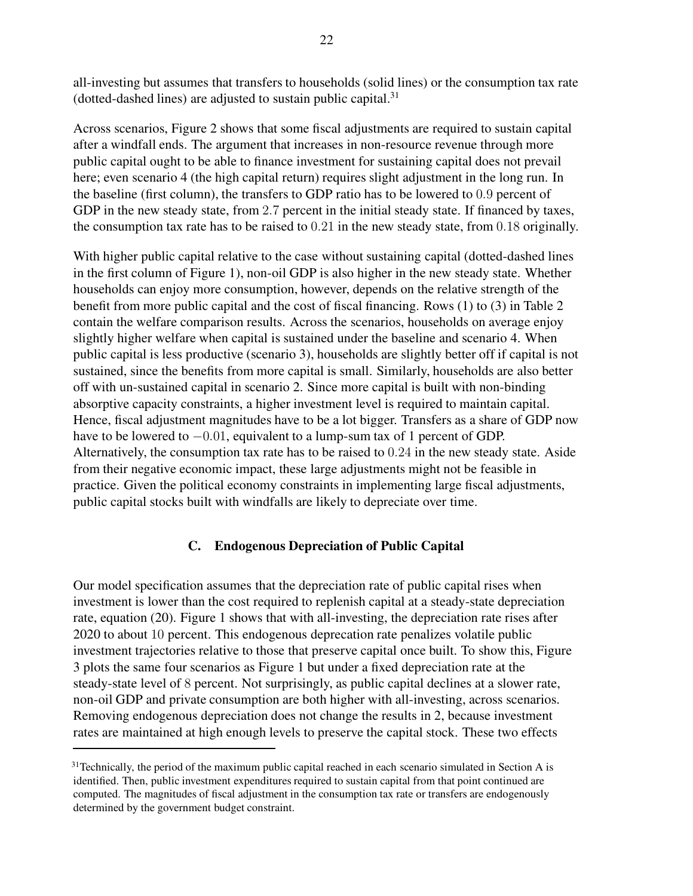all-investing but assumes that transfers to households (solid lines) or the consumption tax rate (dotted-dashed lines) are adjusted to sustain public capital.[31]

Across scenarios, Figure 2 shows that some fiscal adjustments are required to sustain capital after a windfall ends. The argument that increases in non-resource revenue through more public capital ought to be able to finance investment for sustaining capital does not prevail here; even scenario 4 (the high capital return) requires slight adjustment in the long run. In the baseline (first column), the transfers to GDP ratio has to be lowered to $0.9$ percent of GDP in the new steady state, from $2.7$ percent in the initial steady state. If financed by taxes, the consumption tax rate has to be raised to $0.21$ in the new steady state, from $0.18$ originally.

With higher public capital relative to the case without sustaining capital (dotted-dashed lines in the first column of Figure 1), non-oil GDP is also higher in the new steady state. Whether households can enjoy more consumption, however, depends on the relative strength of the benefit from more public capital and the cost of fiscal financing. Rows (1) to (3) in Table 2 contain the welfare comparison results. Across the scenarios, households on average enjoy slightly higher welfare when capital is sustained under the baseline and scenario 4. When public capital is less productive (scenario 3), households are slightly better off if capital is not sustained, since the benefits from more capital is small. Similarly, households are also better off with un-sustained capital in scenario 2. Since more capital is built with non-binding absorptive capacity constraints, a higher investment level is required to maintain capital. Hence, fiscal adjustment magnitudes have to be a lot bigger. Transfers as a share of GDP now have to be lowered to $-0.01$, equivalent to a lump-sum tax of 1 percent of GDP. Alternatively, the consumption tax rate has to be raised to $0.24$ in the new steady state. Aside from their negative economic impact, these large adjustments might not be feasible in practice. Given the political economy constraints in implementing large fiscal adjustments, public capital stocks built with windfalls are likely to depreciate over time.

### C. Endogenous Depreciation of Public Capital

Our model specification assumes that the depreciation rate of public capital rises when investment is lower than the cost required to replenish capital at a steady-state depreciation rate, equation (20). Figure 1 shows that with all-investing, the depreciation rate rises after 2020 to about $10$ percent. This endogenous deprecation rate penalizes volatile public investment trajectories relative to those that preserve capital once built. To show this, Figure 3 plots the same four scenarios as Figure 1 but under a fixed depreciation rate at the steady-state level of $8$ percent. Not surprisingly, as public capital declines at a slower rate, non-oil GDP and private consumption are both higher with all-investing, across scenarios. Removing endogenous depreciation does not change the results in 2, because investment rates are maintained at high enough levels to preserve the capital stock. These two effects

[31]Technically, the period of the maximum public capital reached in each scenario simulated in Section A is identified. Then, public investment expenditures required to sustain capital from that point continued are computed. The magnitudes of fiscal adjustment in the consumption tax rate or transfers are endogenously determined by the government budget constraint.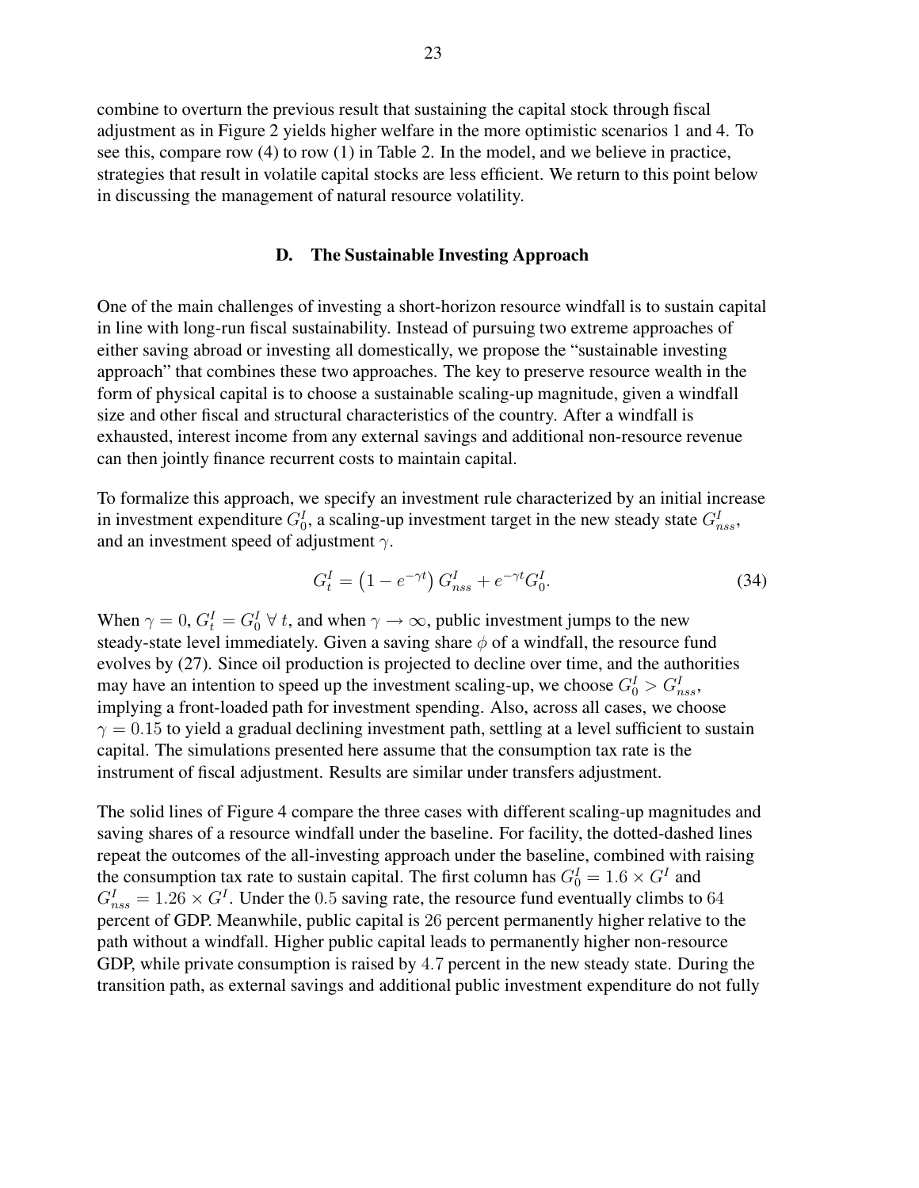combine to overturn the previous result that sustaining the capital stock through fiscal adjustment as in Figure 2 yields higher welfare in the more optimistic scenarios 1 and 4. To see this, compare row (4) to row (1) in Table 2. In the model, and we believe in practice, strategies that result in volatile capital stocks are less efficient. We return to this point below in discussing the management of natural resource volatility.

### D. The Sustainable Investing Approach

One of the main challenges of investing a short-horizon resource windfall is to sustain capital in line with long-run fiscal sustainability. Instead of pursuing two extreme approaches of either saving abroad or investing all domestically, we propose the "sustainable investing approach" that combines these two approaches. The key to preserve resource wealth in the form of physical capital is to choose a sustainable scaling-up magnitude, given a windfall size and other fiscal and structural characteristics of the country. After a windfall is exhausted, interest income from any external savings and additional non-resource revenue can then jointly finance recurrent costs to maintain capital.

To formalize this approach, we specify an investment rule characterized by an initial increase in investment expenditure $G_0^I$, a scaling-up investment target in the new steady state $G_{nss}^I$, and an investment speed of adjustment $\gamma$.

$$G_t^I = \left(1 - e^{-\gamma t}\right) G_{nss}^I + e^{-\gamma t} G_0^I. \tag{34}$$

When $\gamma = 0$, $G_t^I = G_0^I \ \forall \ t$, and when $\gamma \rightarrow \infty$, public investment jumps to the new steady-state level immediately. Given a saving share $\phi$ of a windfall, the resource fund evolves by (27). Since oil production is projected to decline over time, and the authorities may have an intention to speed up the investment scaling-up, we choose $G_0^I > G_{nss}^I$, implying a front-loaded path for investment spending. Also, across all cases, we choose $\gamma = 0.15$ to yield a gradual declining investment path, settling at a level sufficient to sustain capital. The simulations presented here assume that the consumption tax rate is the instrument of fiscal adjustment. Results are similar under transfers adjustment.

The solid lines of Figure 4 compare the three cases with different scaling-up magnitudes and saving shares of a resource windfall under the baseline. For facility, the dotted-dashed lines repeat the outcomes of the all-investing approach under the baseline, combined with raising the consumption tax rate to sustain capital. The first column has $G_0^I = 1.6 \times G^I$ and $G_{nss}^I = 1.26 \times G^I$. Under the $0.5$ saving rate, the resource fund eventually climbs to $64$ percent of GDP. Meanwhile, public capital is $26$ percent permanently higher relative to the path without a windfall. Higher public capital leads to permanently higher non-resource GDP, while private consumption is raised by $4.7$ percent in the new steady state. During the transition path, as external savings and additional public investment expenditure do not fully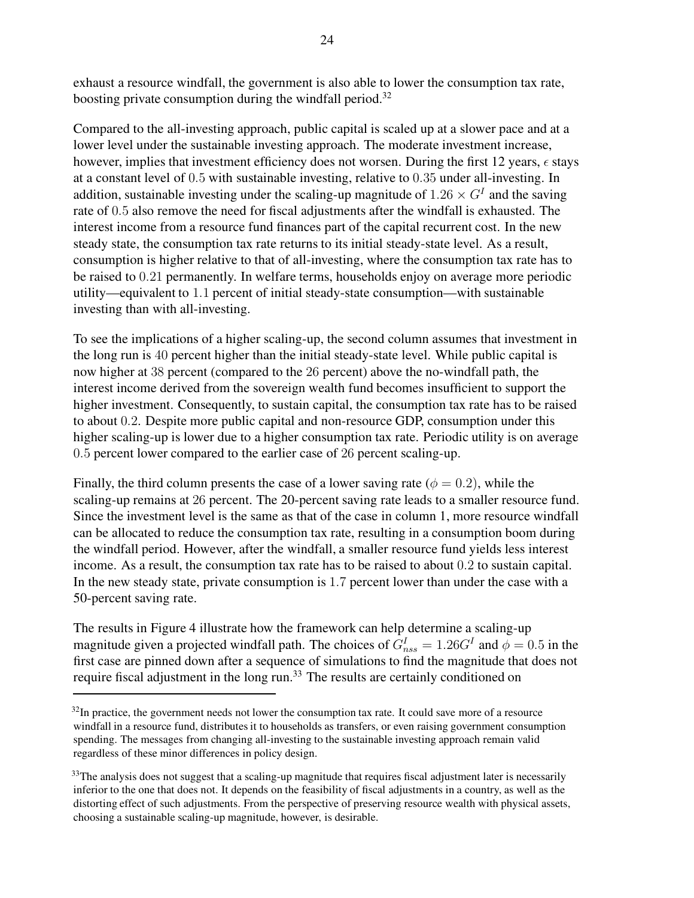exhaust a resource windfall, the government is also able to lower the consumption tax rate, boosting private consumption during the windfall period.[32]

Compared to the all-investing approach, public capital is scaled up at a slower pace and at a lower level under the sustainable investing approach. The moderate investment increase, however, implies that investment efficiency does not worsen. During the first 12 years, $\epsilon$ stays at a constant level of $0.5$ with sustainable investing, relative to $0.35$ under all-investing. In addition, sustainable investing under the scaling-up magnitude of $1.26 \times G^I$ and the saving rate of $0.5$ also remove the need for fiscal adjustments after the windfall is exhausted. The interest income from a resource fund finances part of the capital recurrent cost. In the new steady state, the consumption tax rate returns to its initial steady-state level. As a result, consumption is higher relative to that of all-investing, where the consumption tax rate has to be raised to $0.21$ permanently. In welfare terms, households enjoy on average more periodic utility—equivalent to $1.1$ percent of initial steady-state consumption—with sustainable investing than with all-investing.

To see the implications of a higher scaling-up, the second column assumes that investment in the long run is $40$ percent higher than the initial steady-state level. While public capital is now higher at $38$ percent (compared to the $26$ percent) above the no-windfall path, the interest income derived from the sovereign wealth fund becomes insufficient to support the higher investment. Consequently, to sustain capital, the consumption tax rate has to be raised to about $0.2$. Despite more public capital and non-resource GDP, consumption under this higher scaling-up is lower due to a higher consumption tax rate. Periodic utility is on average $0.5$ percent lower compared to the earlier case of $26$ percent scaling-up.

Finally, the third column presents the case of a lower saving rate ($\phi = 0.2$), while the scaling-up remains at $26$ percent. The 20-percent saving rate leads to a smaller resource fund. Since the investment level is the same as that of the case in column 1, more resource windfall can be allocated to reduce the consumption tax rate, resulting in a consumption boom during the windfall period. However, after the windfall, a smaller resource fund yields less interest income. As a result, the consumption tax rate has to be raised to about $0.2$ to sustain capital. In the new steady state, private consumption is $1.7$ percent lower than under the case with a 50-percent saving rate.

The results in Figure 4 illustrate how the framework can help determine a scaling-up magnitude given a projected windfall path. The choices of $G^I_{nss} = 1.26G^I$ and $\phi = 0.5$ in the first case are pinned down after a sequence of simulations to find the magnitude that does not require fiscal adjustment in the long run.[33] The results are certainly conditioned on

---

[32]In practice, the government needs not lower the consumption tax rate. It could save more of a resource windfall in a resource fund, distributes it to households as transfers, or even raising government consumption spending. The messages from changing all-investing to the sustainable investing approach remain valid regardless of these minor differences in policy design.

[33]The analysis does not suggest that a scaling-up magnitude that requires fiscal adjustment later is necessarily inferior to the one that does not. It depends on the feasibility of fiscal adjustments in a country, as well as the distorting effect of such adjustments. From the perspective of preserving resource wealth with physical assets, choosing a sustainable scaling-up magnitude, however, is desirable.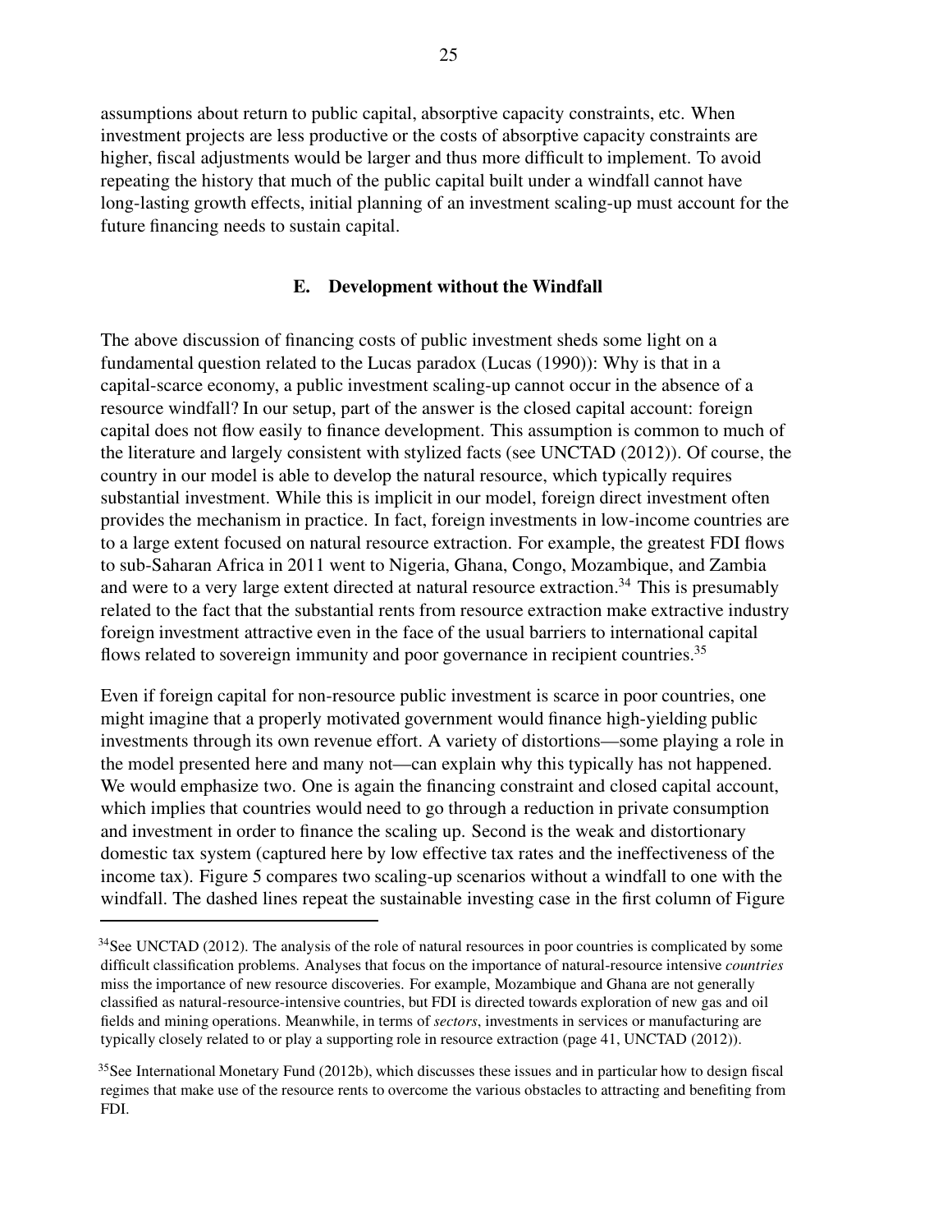assumptions about return to public capital, absorptive capacity constraints, etc. When investment projects are less productive or the costs of absorptive capacity constraints are higher, fiscal adjustments would be larger and thus more difficult to implement. To avoid repeating the history that much of the public capital built under a windfall cannot have long-lasting growth effects, initial planning of an investment scaling-up must account for the future financing needs to sustain capital.

## E. Development without the Windfall

The above discussion of financing costs of public investment sheds some light on a fundamental question related to the Lucas paradox (Lucas (1990)): Why is that in a capital-scarce economy, a public investment scaling-up cannot occur in the absence of a resource windfall? In our setup, part of the answer is the closed capital account: foreign capital does not flow easily to finance development. This assumption is common to much of the literature and largely consistent with stylized facts (see UNCTAD (2012)). Of course, the country in our model is able to develop the natural resource, which typically requires substantial investment. While this is implicit in our model, foreign direct investment often provides the mechanism in practice. In fact, foreign investments in low-income countries are to a large extent focused on natural resource extraction. For example, the greatest FDI flows to sub-Saharan Africa in 2011 went to Nigeria, Ghana, Congo, Mozambique, and Zambia and were to a very large extent directed at natural resource extraction.[34] This is presumably related to the fact that the substantial rents from resource extraction make extractive industry foreign investment attractive even in the face of the usual barriers to international capital flows related to sovereign immunity and poor governance in recipient countries.[35]

Even if foreign capital for non-resource public investment is scarce in poor countries, one might imagine that a properly motivated government would finance high-yielding public investments through its own revenue effort. A variety of distortions—some playing a role in the model presented here and many not—can explain why this typically has not happened. We would emphasize two. One is again the financing constraint and closed capital account, which implies that countries would need to go through a reduction in private consumption and investment in order to finance the scaling up. Second is the weak and distortionary domestic tax system (captured here by low effective tax rates and the ineffectiveness of the income tax). Figure 5 compares two scaling-up scenarios without a windfall to one with the windfall. The dashed lines repeat the sustainable investing case in the first column of Figure

[34]See UNCTAD (2012). The analysis of the role of natural resources in poor countries is complicated by some difficult classification problems. Analyses that focus on the importance of natural-resource intensive *countries* miss the importance of new resource discoveries. For example, Mozambique and Ghana are not generally classified as natural-resource-intensive countries, but FDI is directed towards exploration of new gas and oil fields and mining operations. Meanwhile, in terms of *sectors*, investments in services or manufacturing are typically closely related to or play a supporting role in resource extraction (page 41, UNCTAD (2012)).

[35]See International Monetary Fund (2012b), which discusses these issues and in particular how to design fiscal regimes that make use of the resource rents to overcome the various obstacles to attracting and benefiting from FDI.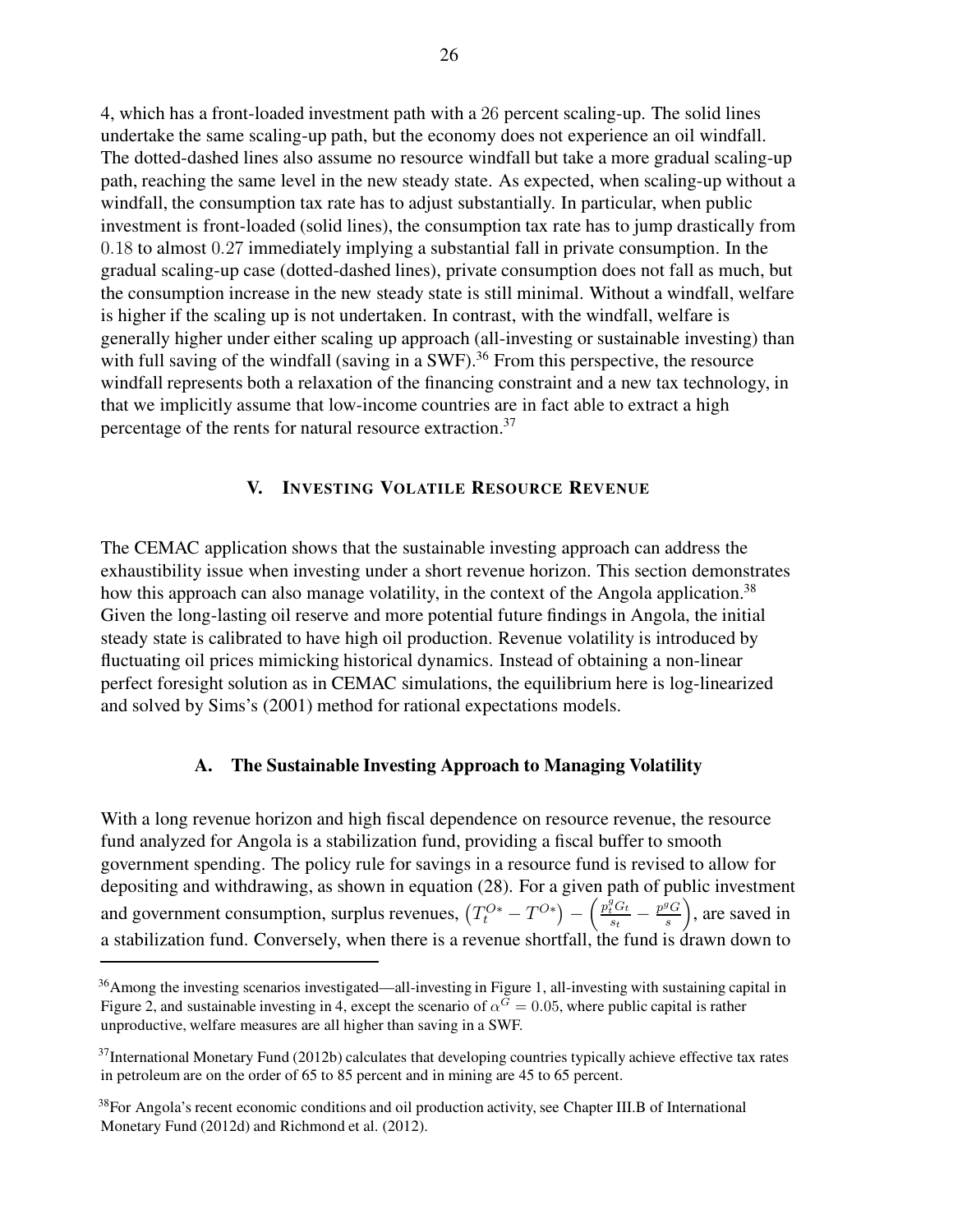4, which has a front-loaded investment path with a $26$ percent scaling-up. The solid lines undertake the same scaling-up path, but the economy does not experience an oil windfall. The dotted-dashed lines also assume no resource windfall but take a more gradual scaling-up path, reaching the same level in the new steady state. As expected, when scaling-up without a windfall, the consumption tax rate has to adjust substantially. In particular, when public investment is front-loaded (solid lines), the consumption tax rate has to jump drastically from $0.18$ to almost $0.27$ immediately implying a substantial fall in private consumption. In the gradual scaling-up case (dotted-dashed lines), private consumption does not fall as much, but the consumption increase in the new steady state is still minimal. Without a windfall, welfare is higher if the scaling up is not undertaken. In contrast, with the windfall, welfare is generally higher under either scaling up approach (all-investing or sustainable investing) than with full saving of the windfall (saving in a SWF).[36] From this perspective, the resource windfall represents both a relaxation of the financing constraint and a new tax technology, in that we implicitly assume that low-income countries are in fact able to extract a high percentage of the rents for natural resource extraction.[37]

## V. Investing Volatile Resource Revenue

The CEMAC application shows that the sustainable investing approach can address the exhaustibility issue when investing under a short revenue horizon. This section demonstrates how this approach can also manage volatility, in the context of the Angola application.[38] Given the long-lasting oil reserve and more potential future findings in Angola, the initial steady state is calibrated to have high oil production. Revenue volatility is introduced by fluctuating oil prices mimicking historical dynamics. Instead of obtaining a non-linear perfect foresight solution as in CEMAC simulations, the equilibrium here is log-linearized and solved by Sims's (2001) method for rational expectations models.

### A. The Sustainable Investing Approach to Managing Volatility

With a long revenue horizon and high fiscal dependence on resource revenue, the resource fund analyzed for Angola is a stabilization fund, providing a fiscal buffer to smooth government spending. The policy rule for savings in a resource fund is revised to allow for depositing and withdrawing, as shown in equation (28). For a given path of public investment and government consumption, surplus revenues, $\left(T_t^{O*} - T^{O*}\right) - \left(\frac{p_t^g G_t}{s_t} - \frac{p^g G}{s}\right)$, are saved in a stabilization fund. Conversely, when there is a revenue shortfall, the fund is drawn down to

[36] Among the investing scenarios investigated—all-investing in Figure 1, all-investing with sustaining capital in Figure 2, and sustainable investing in 4, except the scenario of $\alpha^G = 0.05$, where public capital is rather unproductive, welfare measures are all higher than saving in a SWF.

[37] International Monetary Fund (2012b) calculates that developing countries typically achieve effective tax rates in petroleum are on the order of 65 to 85 percent and in mining are 45 to 65 percent.

[38] For Angola's recent economic conditions and oil production activity, see Chapter III.B of International Monetary Fund (2012d) and Richmond et al. (2012).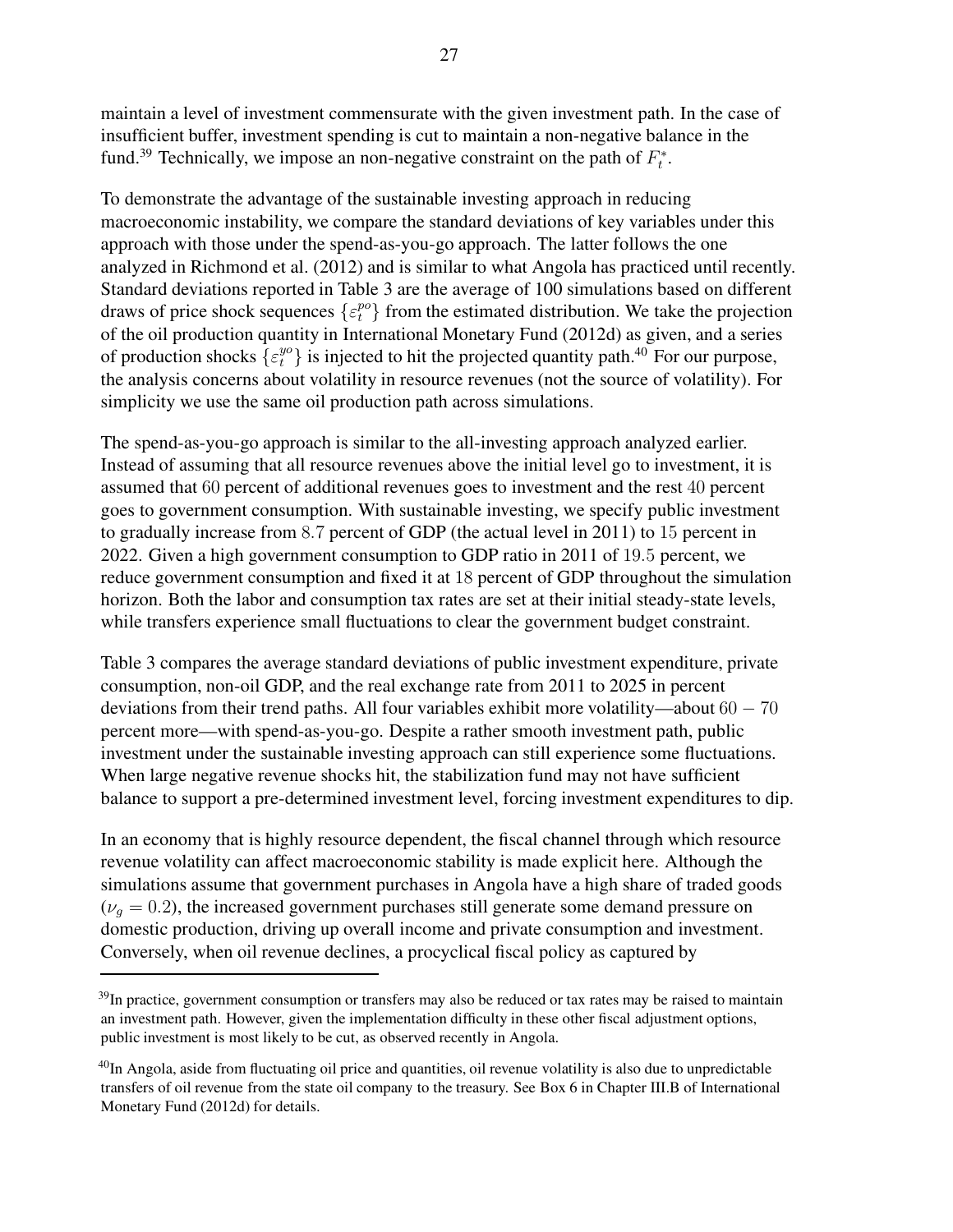maintain a level of investment commensurate with the given investment path. In the case of insufficient buffer, investment spending is cut to maintain a non-negative balance in the fund.[39] Technically, we impose an non-negative constraint on the path of $F_t^*$.

To demonstrate the advantage of the sustainable investing approach in reducing macroeconomic instability, we compare the standard deviations of key variables under this approach with those under the spend-as-you-go approach. The latter follows the one analyzed in Richmond et al. (2012) and is similar to what Angola has practiced until recently. Standard deviations reported in Table 3 are the average of 100 simulations based on different draws of price shock sequences $\{\varepsilon_t^{po}\}$ from the estimated distribution. We take the projection of the oil production quantity in International Monetary Fund (2012d) as given, and a series of production shocks $\{\varepsilon_t^{yo}\}$ is injected to hit the projected quantity path.[40] For our purpose, the analysis concerns about volatility in resource revenues (not the source of volatility). For simplicity we use the same oil production path across simulations.

The spend-as-you-go approach is similar to the all-investing approach analyzed earlier. Instead of assuming that all resource revenues above the initial level go to investment, it is assumed that $60$ percent of additional revenues goes to investment and the rest $40$ percent goes to government consumption. With sustainable investing, we specify public investment to gradually increase from $8.7$ percent of GDP (the actual level in 2011) to $15$ percent in 2022. Given a high government consumption to GDP ratio in 2011 of $19.5$ percent, we reduce government consumption and fixed it at $18$ percent of GDP throughout the simulation horizon. Both the labor and consumption tax rates are set at their initial steady-state levels, while transfers experience small fluctuations to clear the government budget constraint.

Table 3 compares the average standard deviations of public investment expenditure, private consumption, non-oil GDP, and the real exchange rate from 2011 to 2025 in percent deviations from their trend paths. All four variables exhibit more volatility—about $60 - 70$ percent more—with spend-as-you-go. Despite a rather smooth investment path, public investment under the sustainable investing approach can still experience some fluctuations. When large negative revenue shocks hit, the stabilization fund may not have sufficient balance to support a pre-determined investment level, forcing investment expenditures to dip.

In an economy that is highly resource dependent, the fiscal channel through which resource revenue volatility can affect macroeconomic stability is made explicit here. Although the simulations assume that government purchases in Angola have a high share of traded goods ($\nu_g = 0.2$), the increased government purchases still generate some demand pressure on domestic production, driving up overall income and private consumption and investment. Conversely, when oil revenue declines, a procyclical fiscal policy as captured by

[39]In practice, government consumption or transfers may also be reduced or tax rates may be raised to maintain an investment path. However, given the implementation difficulty in these other fiscal adjustment options, public investment is most likely to be cut, as observed recently in Angola.

[40]In Angola, aside from fluctuating oil price and quantities, oil revenue volatility is also due to unpredictable transfers of oil revenue from the state oil company to the treasury. See Box 6 in Chapter III.B of International Monetary Fund (2012d) for details.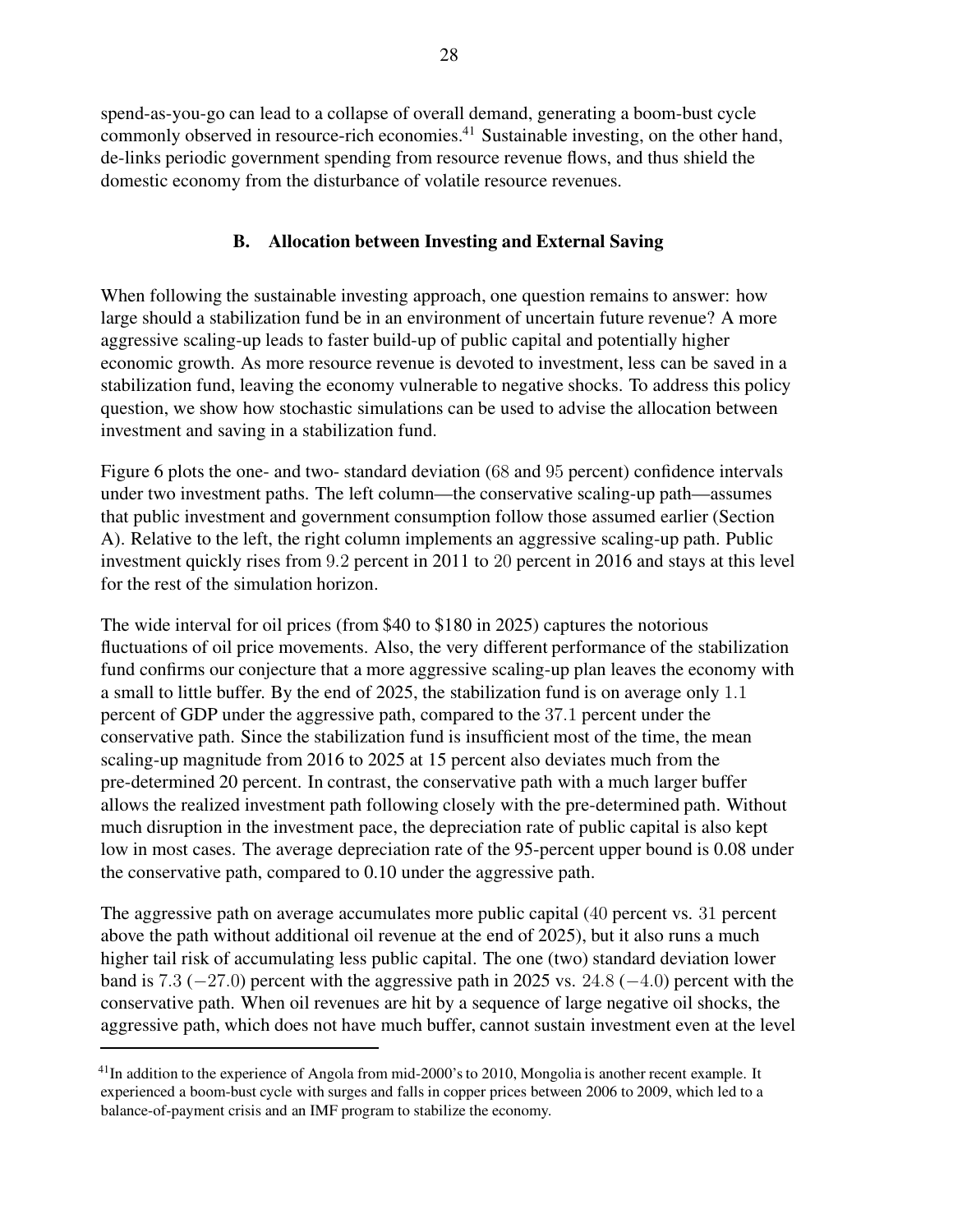spend-as-you-go can lead to a collapse of overall demand, generating a boom-bust cycle commonly observed in resource-rich economies.[41] Sustainable investing, on the other hand, de-links periodic government spending from resource revenue flows, and thus shield the domestic economy from the disturbance of volatile resource revenues.

### B. Allocation between Investing and External Saving

When following the sustainable investing approach, one question remains to answer: how large should a stabilization fund be in an environment of uncertain future revenue? A more aggressive scaling-up leads to faster build-up of public capital and potentially higher economic growth. As more resource revenue is devoted to investment, less can be saved in a stabilization fund, leaving the economy vulnerable to negative shocks. To address this policy question, we show how stochastic simulations can be used to advise the allocation between investment and saving in a stabilization fund.

Figure 6 plots the one- and two- standard deviation (68 and 95 percent) confidence intervals under two investment paths. The left column—the conservative scaling-up path—assumes that public investment and government consumption follow those assumed earlier (Section A). Relative to the left, the right column implements an aggressive scaling-up path. Public investment quickly rises from 9.2 percent in 2011 to 20 percent in 2016 and stays at this level for the rest of the simulation horizon.

The wide interval for oil prices (from $40 to $180 in 2025) captures the notorious fluctuations of oil price movements. Also, the very different performance of the stabilization fund confirms our conjecture that a more aggressive scaling-up plan leaves the economy with a small to little buffer. By the end of 2025, the stabilization fund is on average only 1.1 percent of GDP under the aggressive path, compared to the 37.1 percent under the conservative path. Since the stabilization fund is insufficient most of the time, the mean scaling-up magnitude from 2016 to 2025 at 15 percent also deviates much from the pre-determined 20 percent. In contrast, the conservative path with a much larger buffer allows the realized investment path following closely with the pre-determined path. Without much disruption in the investment pace, the depreciation rate of public capital is also kept low in most cases. The average depreciation rate of the 95-percent upper bound is 0.08 under the conservative path, compared to 0.10 under the aggressive path.

The aggressive path on average accumulates more public capital (40 percent vs. 31 percent above the path without additional oil revenue at the end of 2025), but it also runs a much higher tail risk of accumulating less public capital. The one (two) standard deviation lower band is 7.3 ($-27.0$) percent with the aggressive path in 2025 vs. 24.8 ($-4.0$) percent with the conservative path. When oil revenues are hit by a sequence of large negative oil shocks, the aggressive path, which does not have much buffer, cannot sustain investment even at the level

[41] In addition to the experience of Angola from mid-2000's to 2010, Mongolia is another recent example. It experienced a boom-bust cycle with surges and falls in copper prices between 2006 to 2009, which led to a balance-of-payment crisis and an IMF program to stabilize the economy.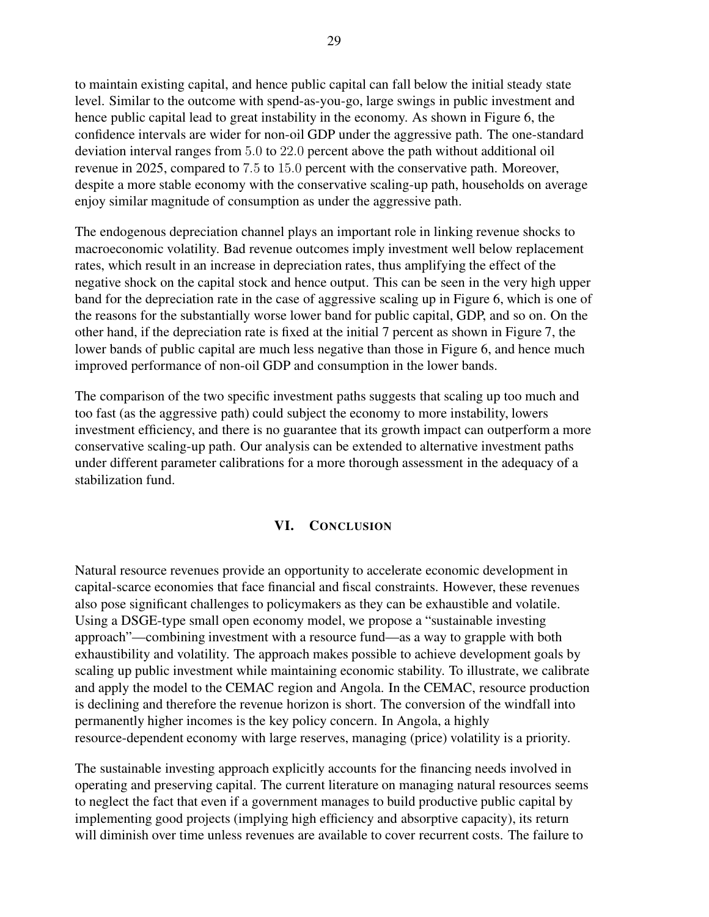to maintain existing capital, and hence public capital can fall below the initial steady state level. Similar to the outcome with spend-as-you-go, large swings in public investment and hence public capital lead to great instability in the economy. As shown in Figure 6, the confidence intervals are wider for non-oil GDP under the aggressive path. The one-standard deviation interval ranges from 5.0 to 22.0 percent above the path without additional oil revenue in 2025, compared to 7.5 to 15.0 percent with the conservative path. Moreover, despite a more stable economy with the conservative scaling-up path, households on average enjoy similar magnitude of consumption as under the aggressive path.

The endogenous depreciation channel plays an important role in linking revenue shocks to macroeconomic volatility. Bad revenue outcomes imply investment well below replacement rates, which result in an increase in depreciation rates, thus amplifying the effect of the negative shock on the capital stock and hence output. This can be seen in the very high upper band for the depreciation rate in the case of aggressive scaling up in Figure 6, which is one of the reasons for the substantially worse lower band for public capital, GDP, and so on. On the other hand, if the depreciation rate is fixed at the initial 7 percent as shown in Figure 7, the lower bands of public capital are much less negative than those in Figure 6, and hence much improved performance of non-oil GDP and consumption in the lower bands.

The comparison of the two specific investment paths suggests that scaling up too much and too fast (as the aggressive path) could subject the economy to more instability, lowers investment efficiency, and there is no guarantee that its growth impact can outperform a more conservative scaling-up path. Our analysis can be extended to alternative investment paths under different parameter calibrations for a more thorough assessment in the adequacy of a stabilization fund.

## VI. Conclusion

Natural resource revenues provide an opportunity to accelerate economic development in capital-scarce economies that face financial and fiscal constraints. However, these revenues also pose significant challenges to policymakers as they can be exhaustible and volatile. Using a DSGE-type small open economy model, we propose a "sustainable investing approach"—combining investment with a resource fund—as a way to grapple with both exhaustibility and volatility. The approach makes possible to achieve development goals by scaling up public investment while maintaining economic stability. To illustrate, we calibrate and apply the model to the CEMAC region and Angola. In the CEMAC, resource production is declining and therefore the revenue horizon is short. The conversion of the windfall into permanently higher incomes is the key policy concern. In Angola, a highly resource-dependent economy with large reserves, managing (price) volatility is a priority.

The sustainable investing approach explicitly accounts for the financing needs involved in operating and preserving capital. The current literature on managing natural resources seems to neglect the fact that even if a government manages to build productive public capital by implementing good projects (implying high efficiency and absorptive capacity), its return will diminish over time unless revenues are available to cover recurrent costs. The failure to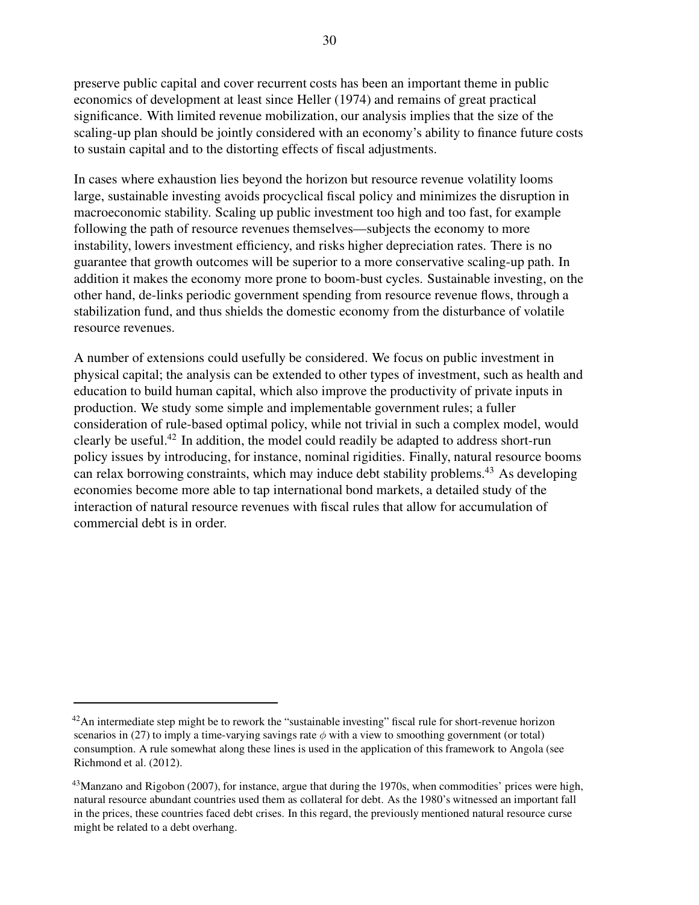preserve public capital and cover recurrent costs has been an important theme in public economics of development at least since Heller (1974) and remains of great practical significance. With limited revenue mobilization, our analysis implies that the size of the scaling-up plan should be jointly considered with an economy's ability to finance future costs to sustain capital and to the distorting effects of fiscal adjustments.

In cases where exhaustion lies beyond the horizon but resource revenue volatility looms large, sustainable investing avoids procyclical fiscal policy and minimizes the disruption in macroeconomic stability. Scaling up public investment too high and too fast, for example following the path of resource revenues themselves—subjects the economy to more instability, lowers investment efficiency, and risks higher depreciation rates. There is no guarantee that growth outcomes will be superior to a more conservative scaling-up path. In addition it makes the economy more prone to boom-bust cycles. Sustainable investing, on the other hand, de-links periodic government spending from resource revenue flows, through a stabilization fund, and thus shields the domestic economy from the disturbance of volatile resource revenues.

A number of extensions could usefully be considered. We focus on public investment in physical capital; the analysis can be extended to other types of investment, such as health and education to build human capital, which also improve the productivity of private inputs in production. We study some simple and implementable government rules; a fuller consideration of rule-based optimal policy, while not trivial in such a complex model, would clearly be useful.[42] In addition, the model could readily be adapted to address short-run policy issues by introducing, for instance, nominal rigidities. Finally, natural resource booms can relax borrowing constraints, which may induce debt stability problems.[43] As developing economies become more able to tap international bond markets, a detailed study of the interaction of natural resource revenues with fiscal rules that allow for accumulation of commercial debt is in order.

---

[42] An intermediate step might be to rework the "sustainable investing" fiscal rule for short-revenue horizon scenarios in (27) to imply a time-varying savings rate $\phi$ with a view to smoothing government (or total) consumption. A rule somewhat along these lines is used in the application of this framework to Angola (see Richmond et al. (2012).

[43] Manzano and Rigobon (2007), for instance, argue that during the 1970s, when commodities' prices were high, natural resource abundant countries used them as collateral for debt. As the 1980's witnessed an important fall in the prices, these countries faced debt crises. In this regard, the previously mentioned natural resource curse might be related to a debt overhang.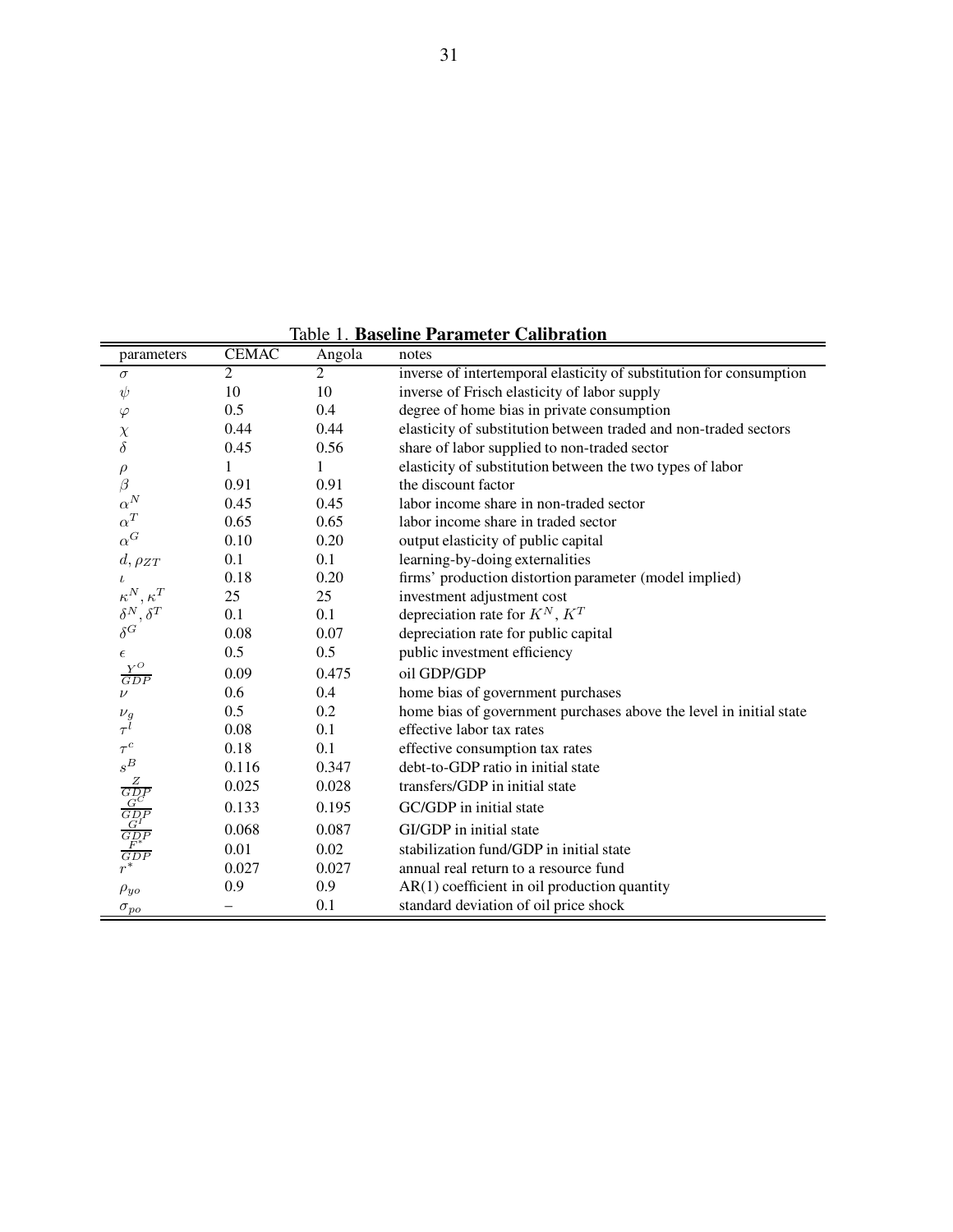Table 1. **Baseline Parameter Calibration**

| parameters | CEMAC | Angola | notes |
|---|---|---|---|
| $\sigma$ | 2 | 2 | inverse of intertemporal elasticity of substitution for consumption |
| $\psi$ | 10 | 10 | inverse of Frisch elasticity of labor supply |
| $\varphi$ | 0.5 | 0.4 | degree of home bias in private consumption |
| $\chi$ | 0.44 | 0.44 | elasticity of substitution between traded and non-traded sectors |
| $\delta$ | 0.45 | 0.56 | share of labor supplied to non-traded sector |
| $\rho$ | 1 | 1 | elasticity of substitution between the two types of labor |
| $\beta$ | 0.91 | 0.91 | the discount factor |
| $\alpha^N$ | 0.45 | 0.45 | labor income share in non-traded sector |
| $\alpha^T$ | 0.65 | 0.65 | labor income share in traded sector |
| $\alpha^G$ | 0.10 | 0.20 | output elasticity of public capital |
| $d, \rho_{ZT}$ | 0.1 | 0.1 | learning-by-doing externalities |
| $\iota$ | 0.18 | 0.20 | firms' production distortion parameter (model implied) |
| $\kappa^N, \kappa^T$ | 25 | 25 | investment adjustment cost |
| $\delta^N, \delta^T$ | 0.1 | 0.1 | depreciation rate for $K^N$, $K^T$ |
| $\delta^G$ | 0.08 | 0.07 | depreciation rate for public capital |
| $\epsilon$ | 0.5 | 0.5 | public investment efficiency |
| $\frac{Y^O}{GDP}$ | 0.09 | 0.475 | oil GDP/GDP |
| $\nu$ | 0.6 | 0.4 | home bias of government purchases |
| $\nu_g$ | 0.5 | 0.2 | home bias of government purchases above the level in initial state |
| $\tau^l$ | 0.08 | 0.1 | effective labor tax rates |
| $\tau^c$ | 0.18 | 0.1 | effective consumption tax rates |
| $s^B$ | 0.116 | 0.347 | debt-to-GDP ratio in initial state |
| $\frac{Z}{GDP}$ | 0.025 | 0.028 | transfers/GDP in initial state |
| $\frac{G^C}{GDP}$ | 0.133 | 0.195 | GC/GDP in initial state |
| $\frac{G^I}{GDP}$ | 0.068 | 0.087 | GI/GDP in initial state |
| $\frac{F^*}{GDP}$ | 0.01 | 0.02 | stabilization fund/GDP in initial state |
| $r^*$ | 0.027 | 0.027 | annual real return to a resource fund |
| $\rho_{yo}$ | 0.9 | 0.9 | AR(1) coefficient in oil production quantity |
| $\sigma_{po}$ | – | 0.1 | standard deviation of oil price shock |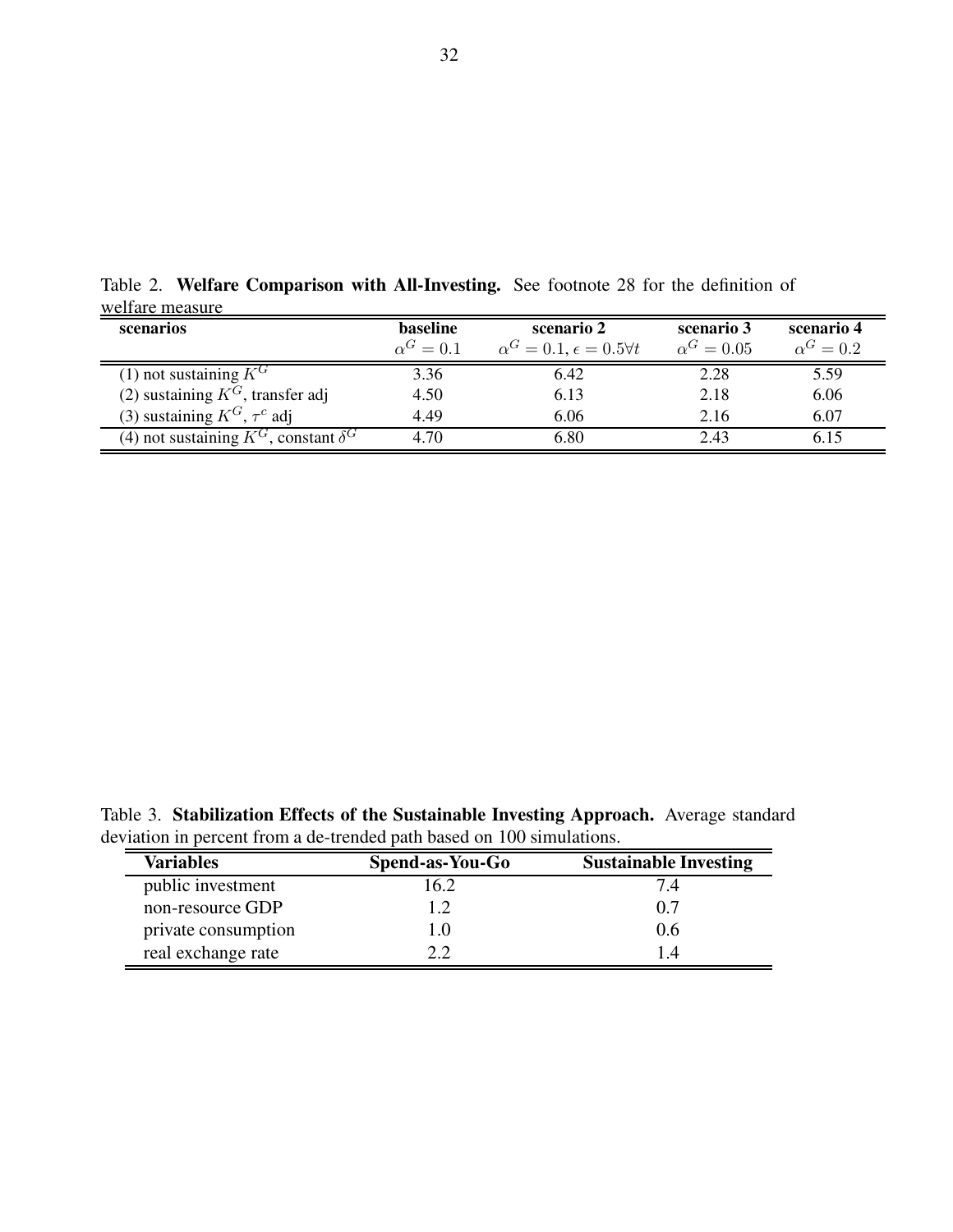Table 2. **Welfare Comparison with All-Investing.** See footnote 28 for the definition of welfare measure

| scenarios | baseline $\alpha^G = 0.1$ | scenario 2 $\alpha^G = 0.1, \epsilon = 0.5 \forall t$ | scenario 3 $\alpha^G = 0.05$ | scenario 4 $\alpha^G = 0.2$ |
|---|---|---|---|---|
| (1) not sustaining $K^G$ | 3.36 | 6.42 | 2.28 | 5.59 |
| (2) sustaining $K^G$, transfer adj | 4.50 | 6.13 | 2.18 | 6.06 |
| (3) sustaining $K^G$, $\tau^c$ adj | 4.49 | 6.06 | 2.16 | 6.07 |
| (4) not sustaining $K^G$, constant $\delta^G$ | 4.70 | 6.80 | 2.43 | 6.15 |

Table 3. **Stabilization Effects of the Sustainable Investing Approach.** Average standard deviation in percent from a de-trended path based on 100 simulations.

| Variables | Spend-as-You-Go | Sustainable Investing |
|---|---|---|
| public investment | 16.2 | 7.4 |
| non-resource GDP | 1.2 | 0.7 |
| private consumption | 1.0 | 0.6 |
| real exchange rate | 2.2 | 1.4 |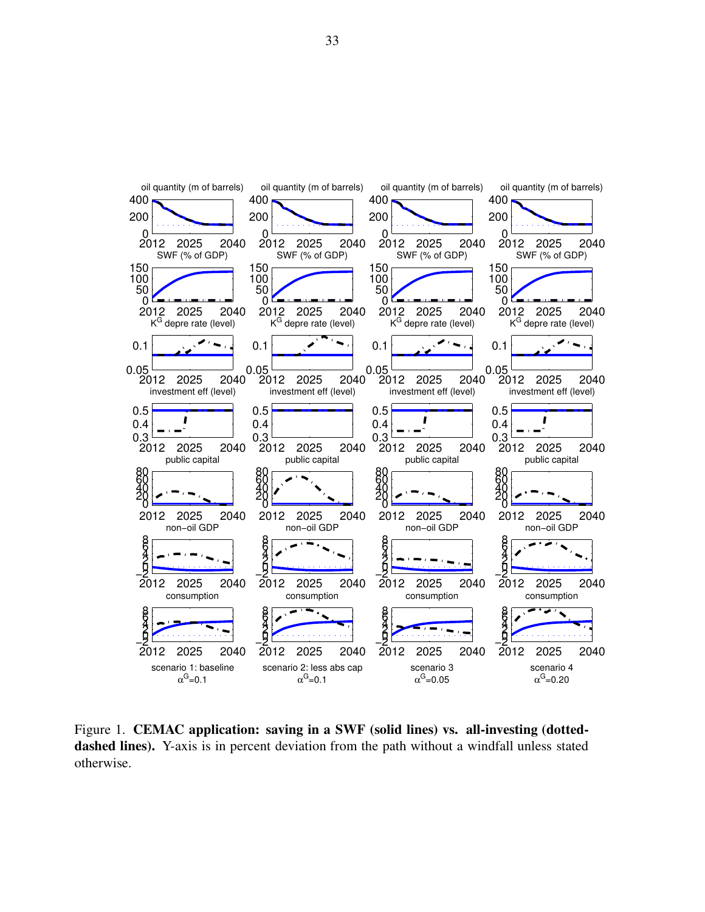Figure 1. **CEMAC application: saving in a SWF (solid lines) vs. all-investing (dotted-dashed lines).** Y-axis is in percent deviation from the path without a windfall unless stated otherwise.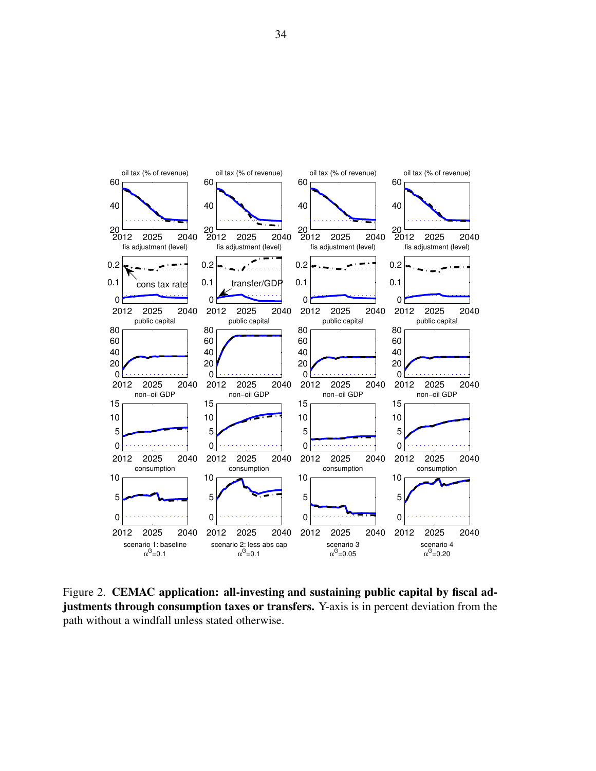Figure 2. **CEMAC application: all-investing and sustaining public capital by fiscal adjustments through consumption taxes or transfers.** Y-axis is in percent deviation from the path without a windfall unless stated otherwise.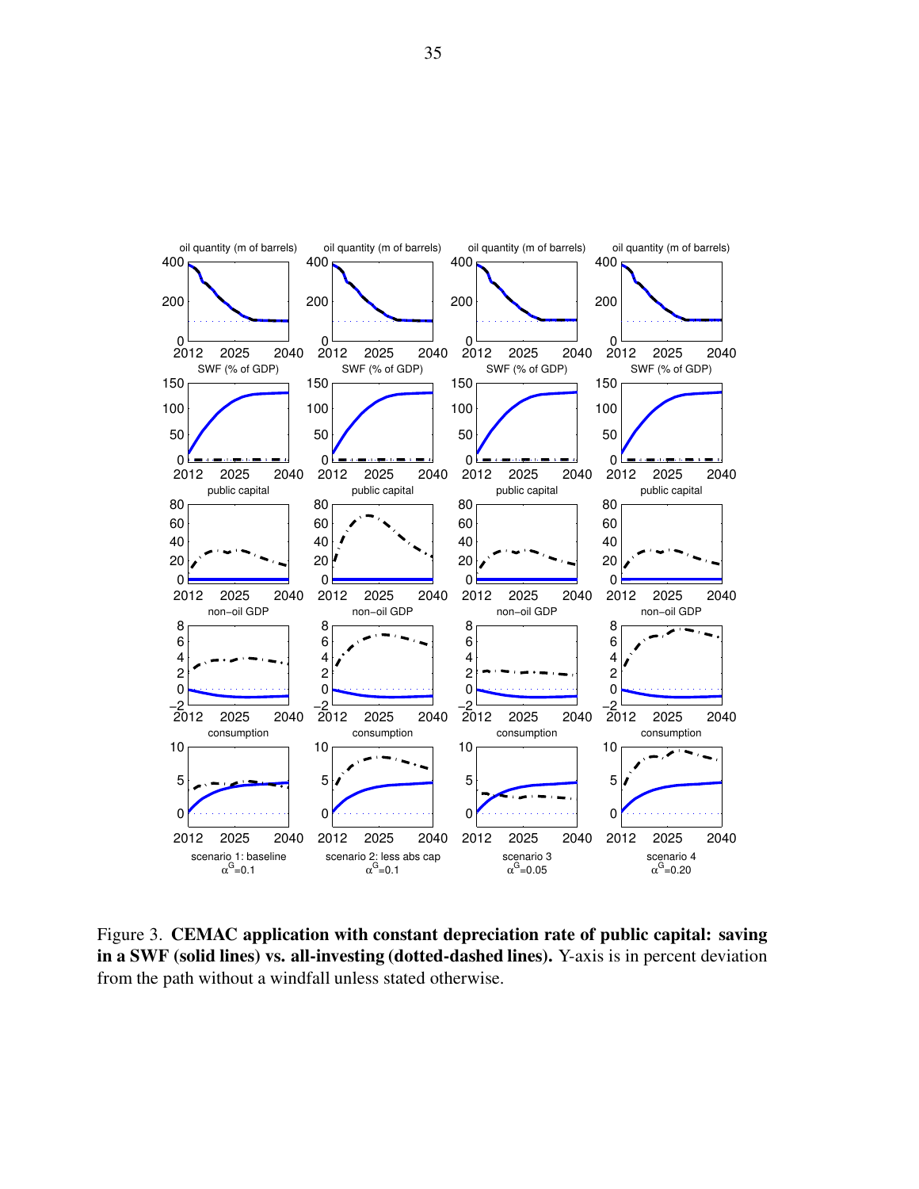Figure 3. **CEMAC application with constant depreciation rate of public capital: saving in a SWF (solid lines) vs. all-investing (dotted-dashed lines).** Y-axis is in percent deviation from the path without a windfall unless stated otherwise.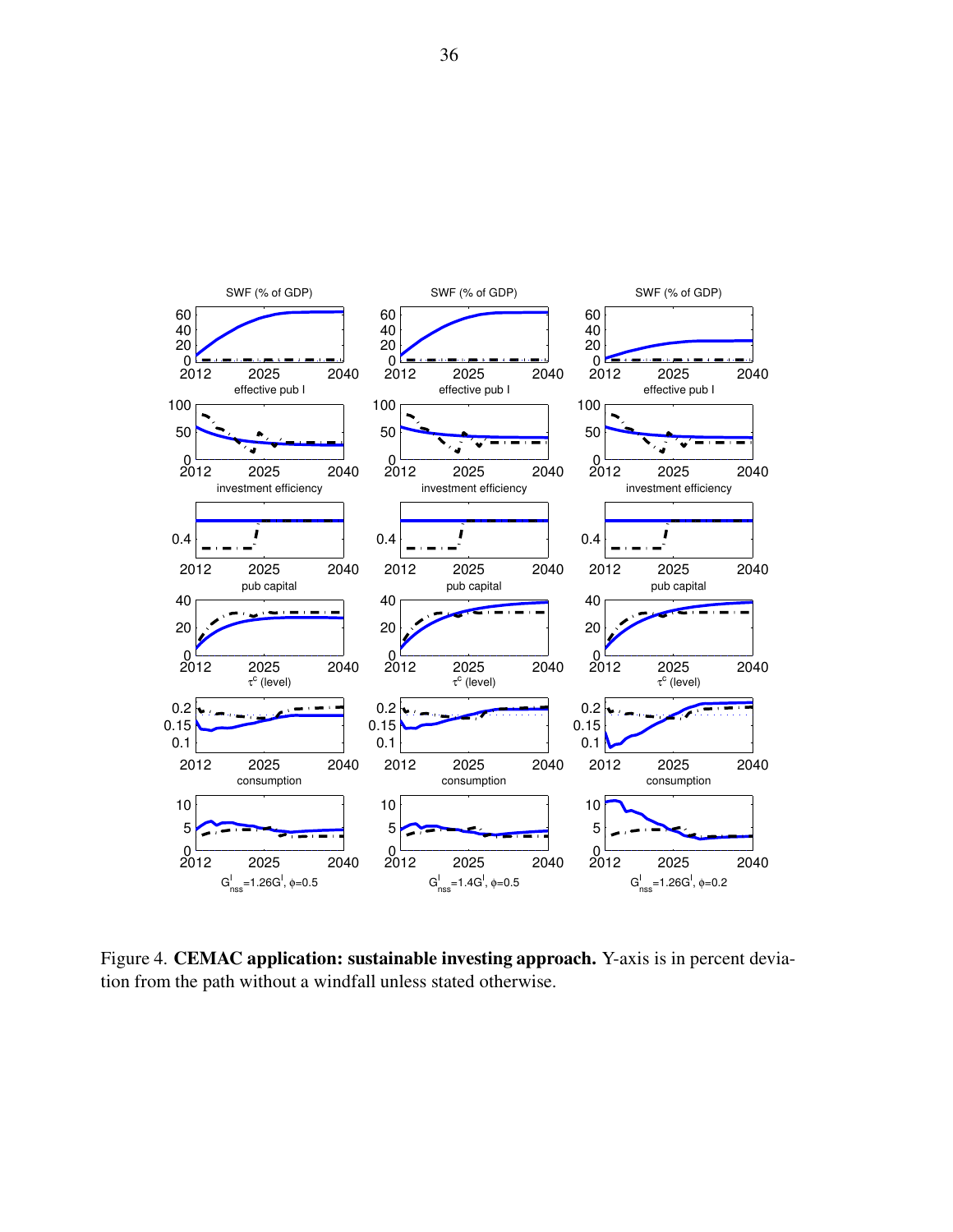Figure 4. **CEMAC application: sustainable investing approach.** Y-axis is in percent deviation from the path without a windfall unless stated otherwise.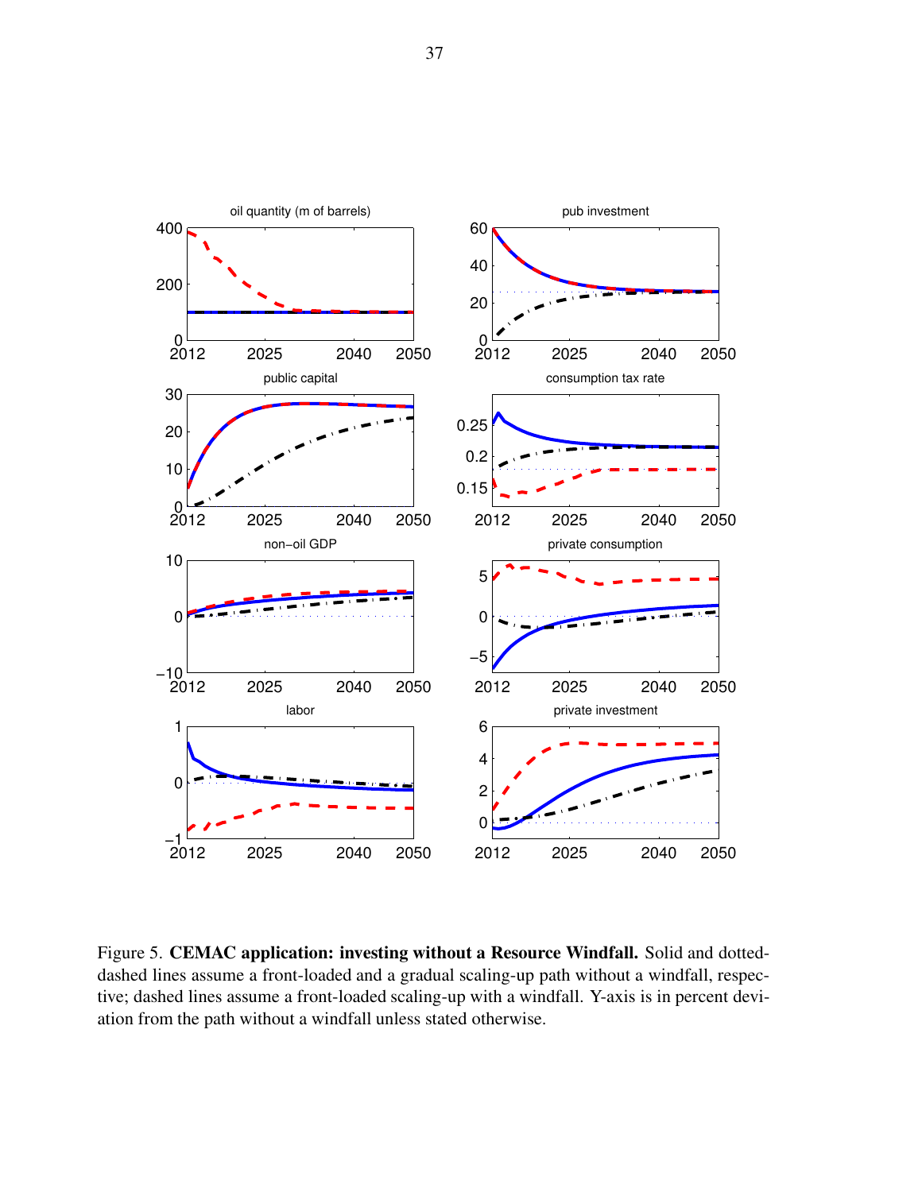Figure 5. **CEMAC application: investing without a Resource Windfall.** Solid and dotted-dashed lines assume a front-loaded and a gradual scaling-up path without a windfall, respective; dashed lines assume a front-loaded scaling-up with a windfall. Y-axis is in percent deviation from the path without a windfall unless stated otherwise.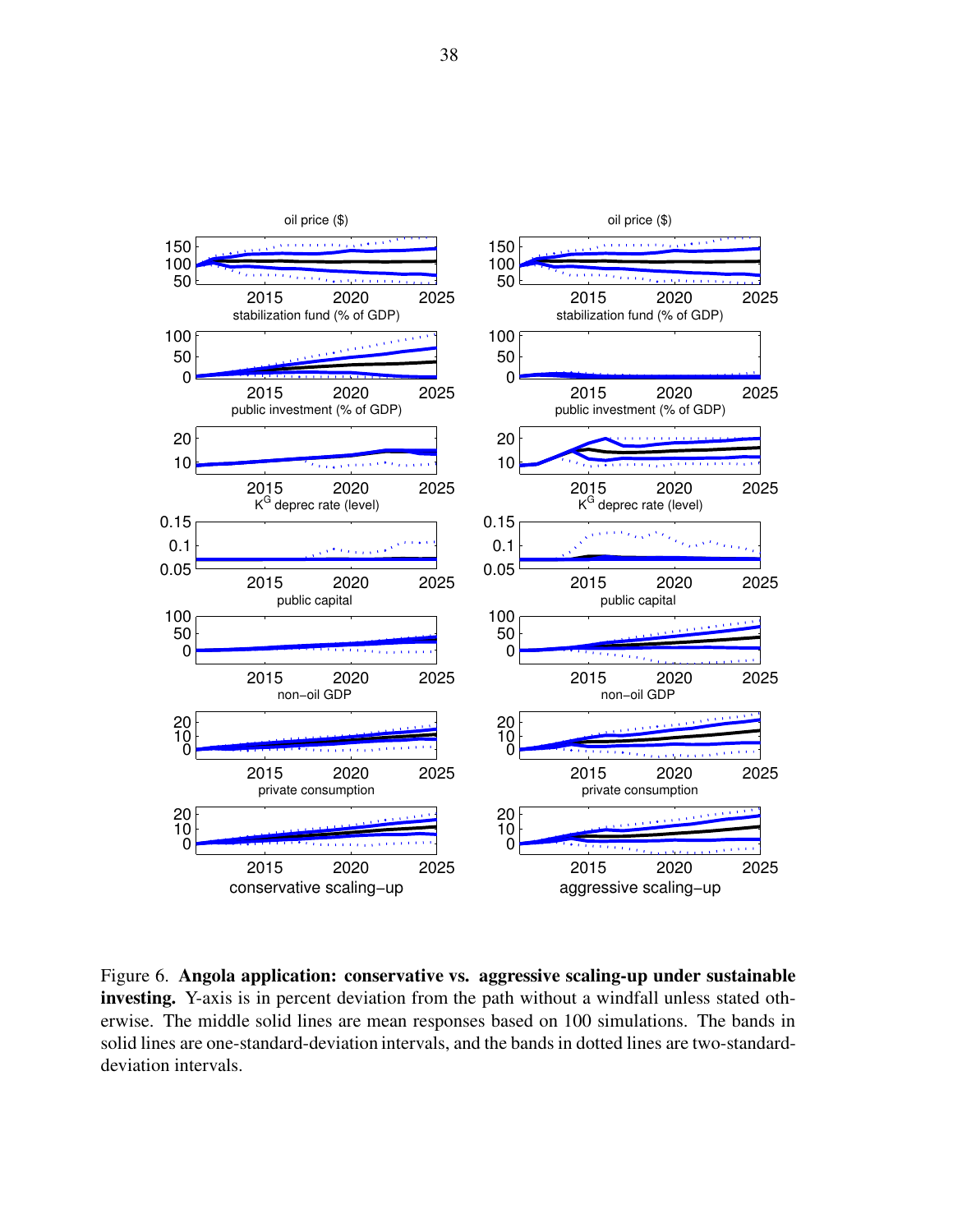Figure 6. **Angola application: conservative vs. aggressive scaling-up under sustainable investing.** Y-axis is in percent deviation from the path without a windfall unless stated otherwise. The middle solid lines are mean responses based on 100 simulations. The bands in solid lines are one-standard-deviation intervals, and the bands in dotted lines are two-standard-deviation intervals.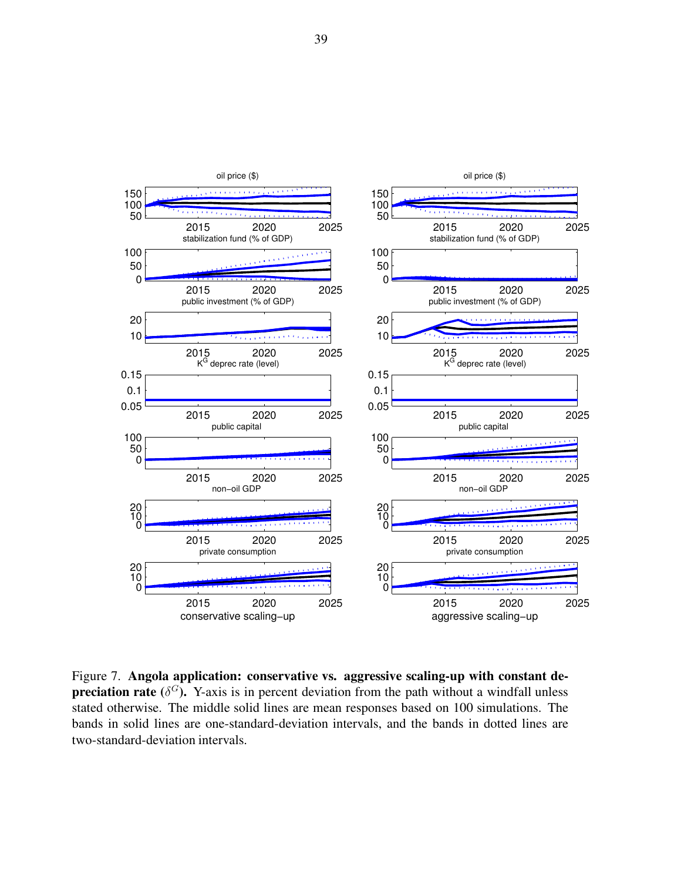Figure 7. **Angola application: conservative vs. aggressive scaling-up with constant depreciation rate ($\delta^G$).** Y-axis is in percent deviation from the path without a windfall unless stated otherwise. The middle solid lines are mean responses based on 100 simulations. The bands in solid lines are one-standard-deviation intervals, and the bands in dotted lines are two-standard-deviation intervals.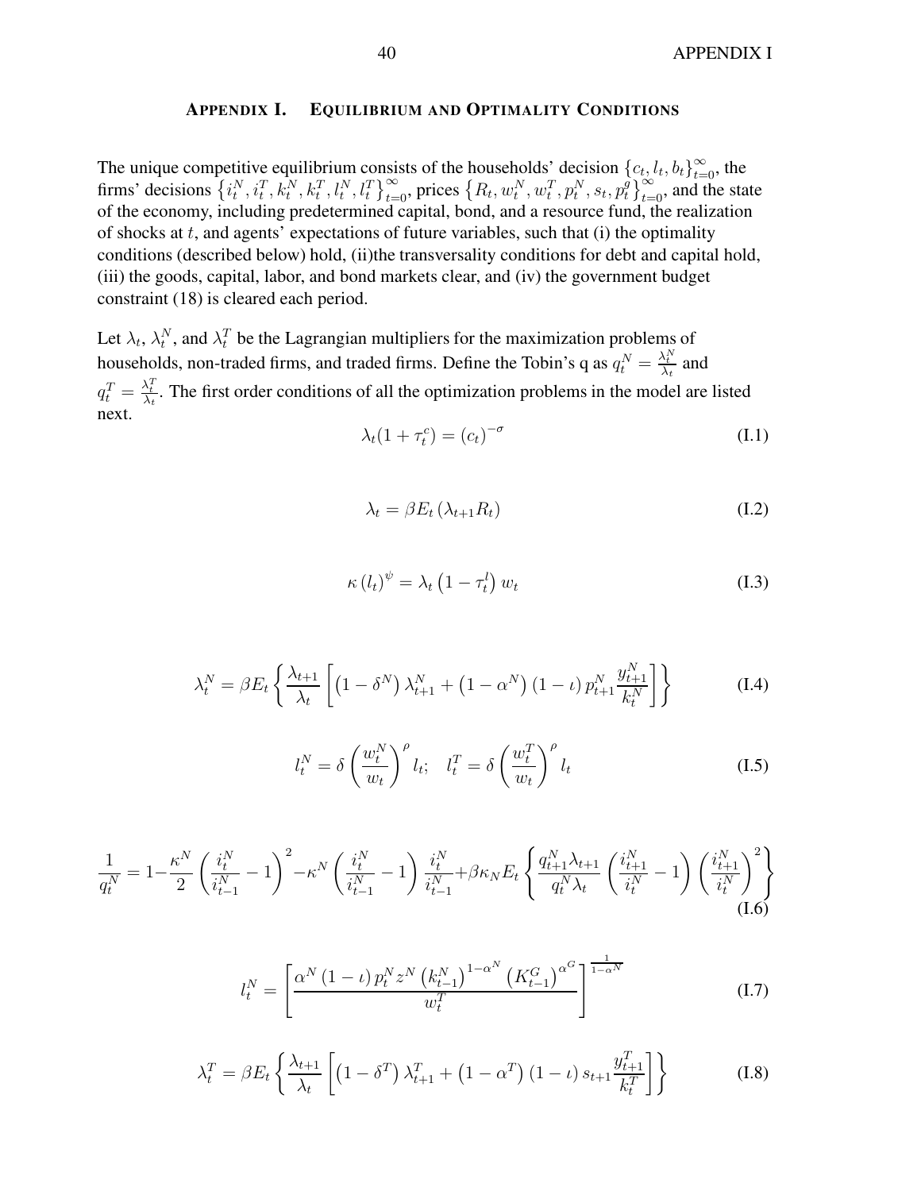## Appendix I. Equilibrium and Optimality Conditions

The unique competitive equilibrium consists of the households' decision $\{c_t, l_t, b_t\}_{t=0}^{\infty}$, the firms' decisions $\left\{i_t^N, i_t^T, k_t^N, k_t^T, l_t^N, l_t^T\right\}_{t=0}^{\infty}$, prices $\left\{R_t, w_t^N, w_t^T, p_t^N, s_t, p_t^g\right\}_{t=0}^{\infty}$, and the state of the economy, including predetermined capital, bond, and a resource fund, the realization of shocks at $t$, and agents' expectations of future variables, such that (i) the optimality conditions (described below) hold, (ii)the transversality conditions for debt and capital hold, (iii) the goods, capital, labor, and bond markets clear, and (iv) the government budget constraint (18) is cleared each period.

Let $\lambda_t$, $\lambda_t^N$, and $\lambda_t^T$ be the Lagrangian multipliers for the maximization problems of households, non-traded firms, and traded firms. Define the Tobin's q as $q_t^N = \frac{\lambda_t^N}{\lambda_t}$ and $q_t^T = \frac{\lambda_t^T}{\lambda_t}$. The first order conditions of all the optimization problems in the model are listed next.

$$\lambda_t(1+\tau_t^c) = (c_t)^{-\sigma} \tag{I.1}$$

$$\lambda_t = \beta E_t\left(\lambda_{t+1} R_t\right) \tag{I.2}$$

$$\kappa\left(l_t\right)^{\psi} = \lambda_t\left(1-\tau_t^l\right) w_t \tag{I.3}$$

$$\lambda_t^N = \beta E_t\left\{\frac{\lambda_{t+1}}{\lambda_t}\left[\left(1-\delta^N\right)\lambda_{t+1}^N + \left(1-\alpha^N\right)(1-\iota)\, p_{t+1}^N \frac{y_{t+1}^N}{k_t^N}\right]\right\} \tag{I.4}$$

$$l_t^N = \delta\left(\frac{w_t^N}{w_t}\right)^{\rho} l_t; \quad l_t^T = \delta\left(\frac{w_t^T}{w_t}\right)^{\rho} l_t \tag{I.5}$$

$$\frac{1}{q_t^N} = 1 - \frac{\kappa^N}{2}\left(\frac{i_t^N}{i_{t-1}^N}-1\right)^2 - \kappa^N\left(\frac{i_t^N}{i_{t-1}^N}-1\right)\frac{i_t^N}{i_{t-1}^N} + \beta\kappa_N E_t\left\{\frac{q_{t+1}^N\lambda_{t+1}}{q_t^N\lambda_t}\left(\frac{i_{t+1}^N}{i_t^N}-1\right)\left(\frac{i_{t+1}^N}{i_t^N}\right)^2\right\} \tag{I.6}$$

$$l_t^N = \left[\frac{\alpha^N(1-\iota)\, p_t^N z^N\left(k_{t-1}^N\right)^{1-\alpha^N}\left(K_{t-1}^G\right)^{\alpha^G}}{w_t^T}\right]^{\frac{1}{1-\alpha^N}} \tag{I.7}$$

$$\lambda_t^T = \beta E_t\left\{\frac{\lambda_{t+1}}{\lambda_t}\left[\left(1-\delta^T\right)\lambda_{t+1}^T + \left(1-\alpha^T\right)(1-\iota)\, s_{t+1}\frac{y_{t+1}^T}{k_t^T}\right]\right\} \tag{I.8}$$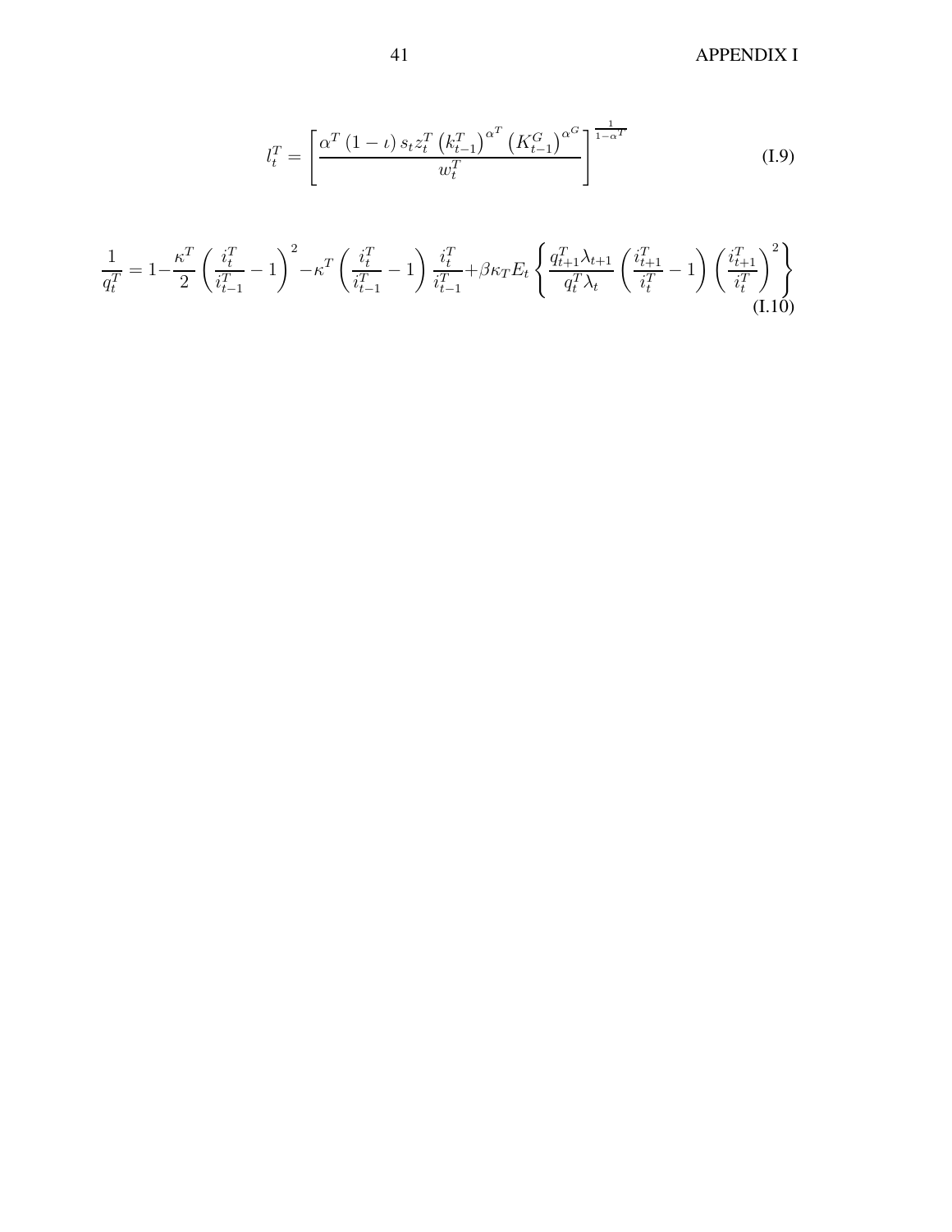$$l_t^T = \left[ \frac{\alpha^T (1-\iota) s_t z_t^T \left(k_{t-1}^T\right)^{\alpha^T} \left(K_{t-1}^G\right)^{\alpha^G}}{w_t^T} \right]^{\frac{1}{1-\alpha^T}} \tag{I.9}$$

$$\frac{1}{q_t^T} = 1 - \frac{\kappa^T}{2} \left( \frac{i_t^T}{i_{t-1}^T} - 1 \right)^2 - \kappa^T \left( \frac{i_t^T}{i_{t-1}^T} - 1 \right) \frac{i_t^T}{i_{t-1}^T} + \beta \kappa_T E_t \left\{ \frac{q_{t+1}^T \lambda_{t+1}}{q_t^T \lambda_t} \left( \frac{i_{t+1}^T}{i_t^T} - 1 \right) \left( \frac{i_{t+1}^T}{i_t^T} \right)^2 \right\} \tag{I.10}$$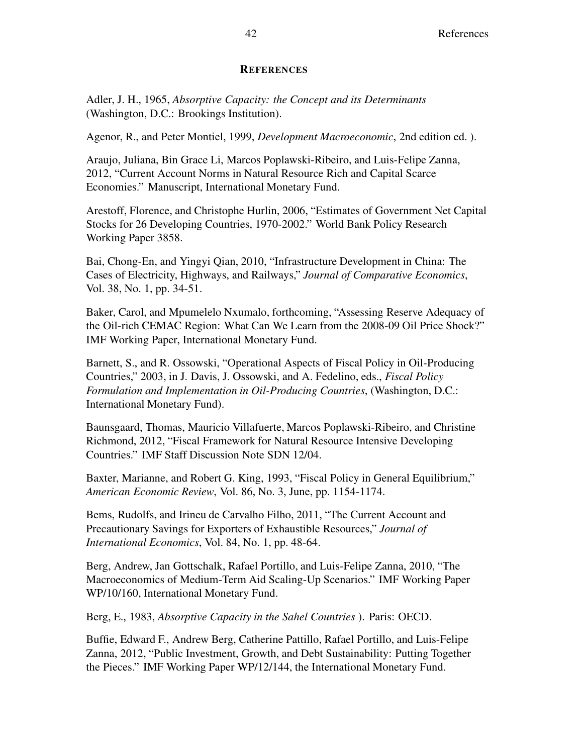## REFERENCES

Adler, J. H., 1965, *Absorptive Capacity: the Concept and its Determinants* (Washington, D.C.: Brookings Institution).

Agenor, R., and Peter Montiel, 1999, *Development Macroeconomic*, 2nd edition ed. ).

Araujo, Juliana, Bin Grace Li, Marcos Poplawski-Ribeiro, and Luis-Felipe Zanna, 2012, "Current Account Norms in Natural Resource Rich and Capital Scarce Economies." Manuscript, International Monetary Fund.

Arestoff, Florence, and Christophe Hurlin, 2006, "Estimates of Government Net Capital Stocks for 26 Developing Countries, 1970-2002." World Bank Policy Research Working Paper 3858.

Bai, Chong-En, and Yingyi Qian, 2010, "Infrastructure Development in China: The Cases of Electricity, Highways, and Railways," *Journal of Comparative Economics*, Vol. 38, No. 1, pp. 34-51.

Baker, Carol, and Mpumelelo Nxumalo, forthcoming, "Assessing Reserve Adequacy of the Oil-rich CEMAC Region: What Can We Learn from the 2008-09 Oil Price Shock?" IMF Working Paper, International Monetary Fund.

Barnett, S., and R. Ossowski, "Operational Aspects of Fiscal Policy in Oil-Producing Countries," 2003, in J. Davis, J. Ossowski, and A. Fedelino, eds., *Fiscal Policy Formulation and Implementation in Oil-Producing Countries*, (Washington, D.C.: International Monetary Fund).

Baunsgaard, Thomas, Mauricio Villafuerte, Marcos Poplawski-Ribeiro, and Christine Richmond, 2012, "Fiscal Framework for Natural Resource Intensive Developing Countries." IMF Staff Discussion Note SDN 12/04.

Baxter, Marianne, and Robert G. King, 1993, "Fiscal Policy in General Equilibrium," *American Economic Review*, Vol. 86, No. 3, June, pp. 1154-1174.

Bems, Rudolfs, and Irineu de Carvalho Filho, 2011, "The Current Account and Precautionary Savings for Exporters of Exhaustible Resources," *Journal of International Economics*, Vol. 84, No. 1, pp. 48-64.

Berg, Andrew, Jan Gottschalk, Rafael Portillo, and Luis-Felipe Zanna, 2010, "The Macroeconomics of Medium-Term Aid Scaling-Up Scenarios." IMF Working Paper WP/10/160, International Monetary Fund.

Berg, E., 1983, *Absorptive Capacity in the Sahel Countries* ). Paris: OECD.

Buffie, Edward F., Andrew Berg, Catherine Pattillo, Rafael Portillo, and Luis-Felipe Zanna, 2012, "Public Investment, Growth, and Debt Sustainability: Putting Together the Pieces." IMF Working Paper WP/12/144, the International Monetary Fund.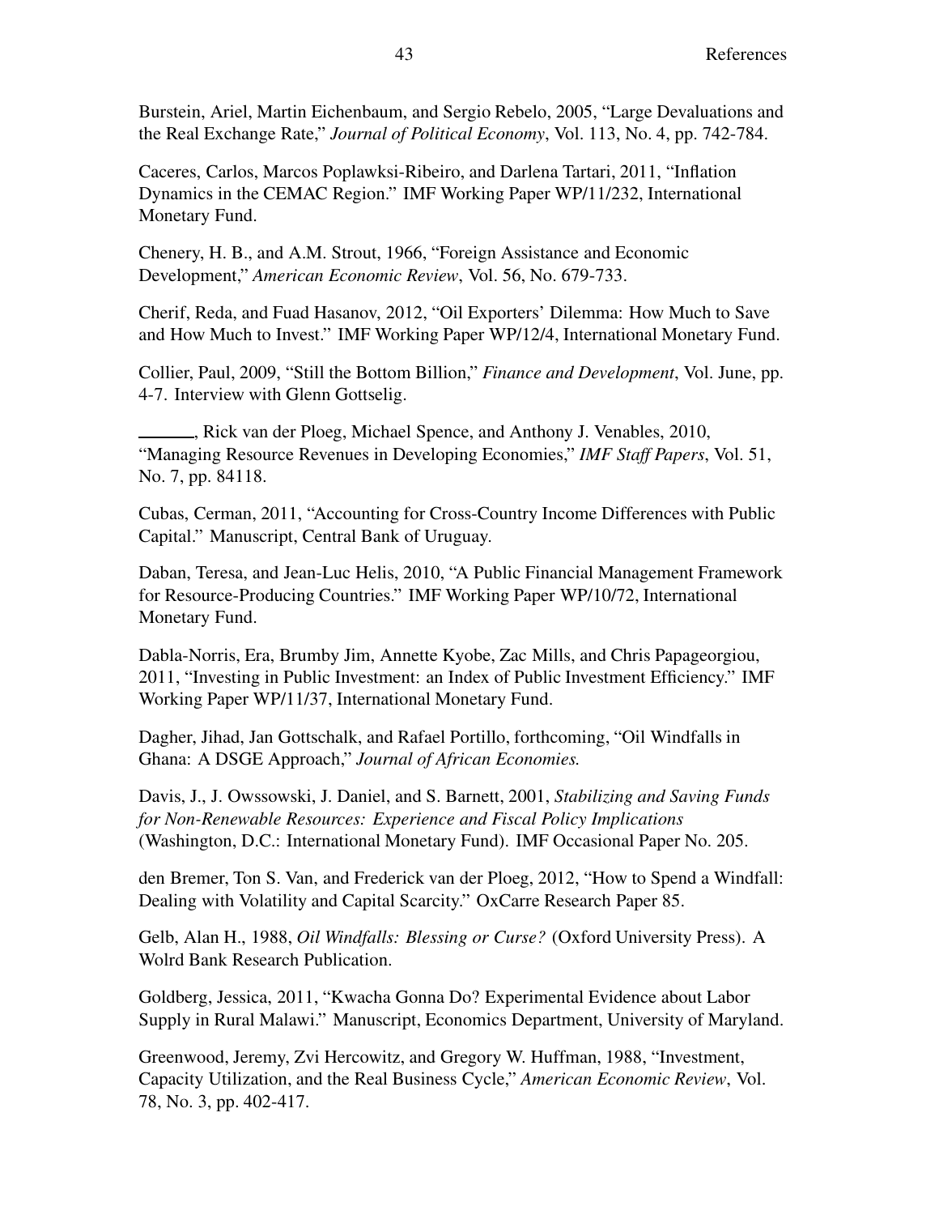Burstein, Ariel, Martin Eichenbaum, and Sergio Rebelo, 2005, "Large Devaluations and the Real Exchange Rate," *Journal of Political Economy*, Vol. 113, No. 4, pp. 742-784.

Caceres, Carlos, Marcos Poplawksi-Ribeiro, and Darlena Tartari, 2011, "Inflation Dynamics in the CEMAC Region." IMF Working Paper WP/11/232, International Monetary Fund.

Chenery, H. B., and A.M. Strout, 1966, "Foreign Assistance and Economic Development," *American Economic Review*, Vol. 56, No. 679-733.

Cherif, Reda, and Fuad Hasanov, 2012, "Oil Exporters' Dilemma: How Much to Save and How Much to Invest." IMF Working Paper WP/12/4, International Monetary Fund.

Collier, Paul, 2009, "Still the Bottom Billion," *Finance and Development*, Vol. June, pp. 4-7. Interview with Glenn Gottselig.

\_\_\_\_\_\_, Rick van der Ploeg, Michael Spence, and Anthony J. Venables, 2010, "Managing Resource Revenues in Developing Economies," *IMF Staff Papers*, Vol. 51, No. 7, pp. 84118.

Cubas, Cerman, 2011, "Accounting for Cross-Country Income Differences with Public Capital." Manuscript, Central Bank of Uruguay.

Daban, Teresa, and Jean-Luc Helis, 2010, "A Public Financial Management Framework for Resource-Producing Countries." IMF Working Paper WP/10/72, International Monetary Fund.

Dabla-Norris, Era, Brumby Jim, Annette Kyobe, Zac Mills, and Chris Papageorgiou, 2011, "Investing in Public Investment: an Index of Public Investment Efficiency." IMF Working Paper WP/11/37, International Monetary Fund.

Dagher, Jihad, Jan Gottschalk, and Rafael Portillo, forthcoming, "Oil Windfalls in Ghana: A DSGE Approach," *Journal of African Economies.*

Davis, J., J. Owssowski, J. Daniel, and S. Barnett, 2001, *Stabilizing and Saving Funds for Non-Renewable Resources: Experience and Fiscal Policy Implications* (Washington, D.C.: International Monetary Fund). IMF Occasional Paper No. 205.

den Bremer, Ton S. Van, and Frederick van der Ploeg, 2012, "How to Spend a Windfall: Dealing with Volatility and Capital Scarcity." OxCarre Research Paper 85.

Gelb, Alan H., 1988, *Oil Windfalls: Blessing or Curse?* (Oxford University Press). A Wolrd Bank Research Publication.

Goldberg, Jessica, 2011, "Kwacha Gonna Do? Experimental Evidence about Labor Supply in Rural Malawi." Manuscript, Economics Department, University of Maryland.

Greenwood, Jeremy, Zvi Hercowitz, and Gregory W. Huffman, 1988, "Investment, Capacity Utilization, and the Real Business Cycle," *American Economic Review*, Vol. 78, No. 3, pp. 402-417.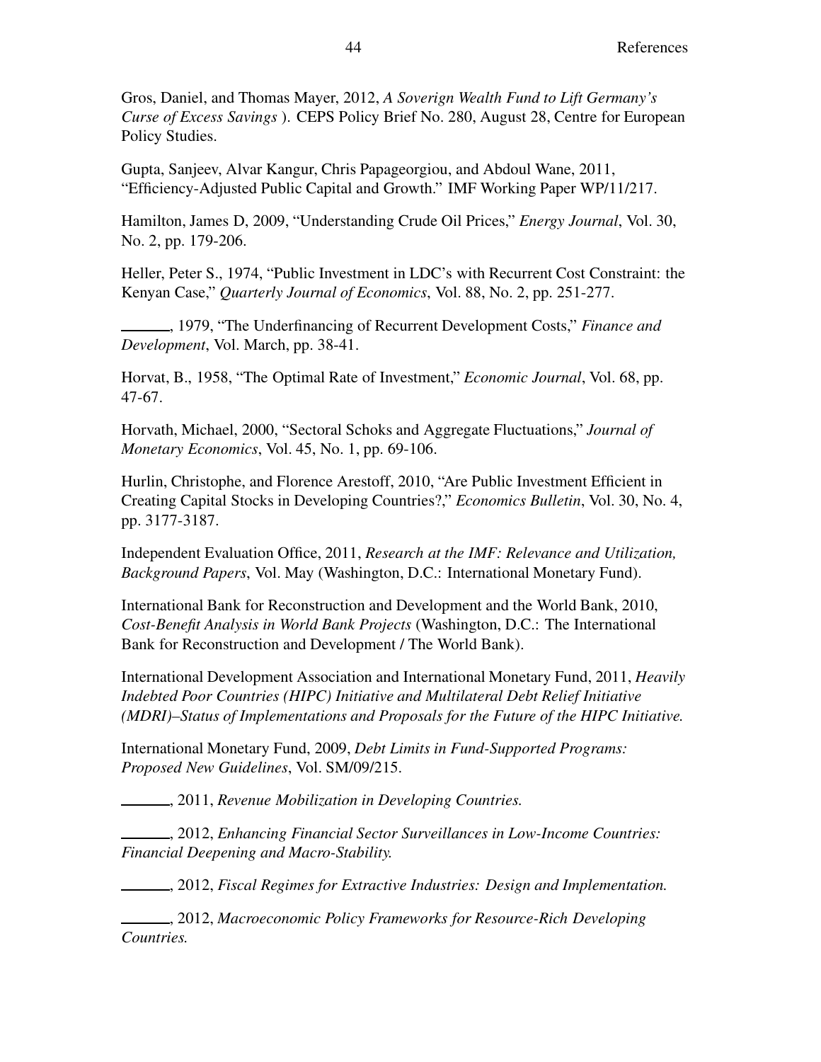Gros, Daniel, and Thomas Mayer, 2012, *A Soverign Wealth Fund to Lift Germany's Curse of Excess Savings* ). CEPS Policy Brief No. 280, August 28, Centre for European Policy Studies.

Gupta, Sanjeev, Alvar Kangur, Chris Papageorgiou, and Abdoul Wane, 2011, "Efficiency-Adjusted Public Capital and Growth." IMF Working Paper WP/11/217.

Hamilton, James D, 2009, "Understanding Crude Oil Prices," *Energy Journal*, Vol. 30, No. 2, pp. 179-206.

Heller, Peter S., 1974, "Public Investment in LDC's with Recurrent Cost Constraint: the Kenyan Case," *Quarterly Journal of Economics*, Vol. 88, No. 2, pp. 251-277.

\_\_\_\_\_\_, 1979, "The Underfinancing of Recurrent Development Costs," *Finance and Development*, Vol. March, pp. 38-41.

Horvat, B., 1958, "The Optimal Rate of Investment," *Economic Journal*, Vol. 68, pp. 47-67.

Horvath, Michael, 2000, "Sectoral Schoks and Aggregate Fluctuations," *Journal of Monetary Economics*, Vol. 45, No. 1, pp. 69-106.

Hurlin, Christophe, and Florence Arestoff, 2010, "Are Public Investment Efficient in Creating Capital Stocks in Developing Countries?," *Economics Bulletin*, Vol. 30, No. 4, pp. 3177-3187.

Independent Evaluation Office, 2011, *Research at the IMF: Relevance and Utilization, Background Papers*, Vol. May (Washington, D.C.: International Monetary Fund).

International Bank for Reconstruction and Development and the World Bank, 2010, *Cost-Benefit Analysis in World Bank Projects* (Washington, D.C.: The International Bank for Reconstruction and Development / The World Bank).

International Development Association and International Monetary Fund, 2011, *Heavily Indebted Poor Countries (HIPC) Initiative and Multilateral Debt Relief Initiative (MDRI)–Status of Implementations and Proposals for the Future of the HIPC Initiative.*

International Monetary Fund, 2009, *Debt Limits in Fund-Supported Programs: Proposed New Guidelines*, Vol. SM/09/215.

\_\_\_\_\_\_, 2011, *Revenue Mobilization in Developing Countries.*

\_\_\_\_\_\_, 2012, *Enhancing Financial Sector Surveillances in Low-Income Countries: Financial Deepening and Macro-Stability.*

\_\_\_\_\_\_, 2012, *Fiscal Regimes for Extractive Industries: Design and Implementation.*

\_\_\_\_\_\_, 2012, *Macroeconomic Policy Frameworks for Resource-Rich Developing Countries.*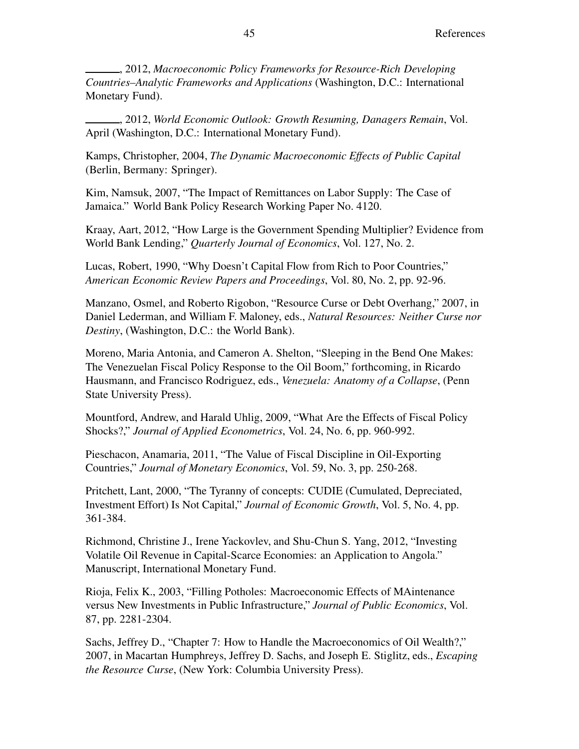———, 2012, *Macroeconomic Policy Frameworks for Resource-Rich Developing Countries–Analytic Frameworks and Applications* (Washington, D.C.: International Monetary Fund).

———, 2012, *World Economic Outlook: Growth Resuming, Danagers Remain*, Vol. April (Washington, D.C.: International Monetary Fund).

Kamps, Christopher, 2004, *The Dynamic Macroeconomic Effects of Public Capital* (Berlin, Bermany: Springer).

Kim, Namsuk, 2007, "The Impact of Remittances on Labor Supply: The Case of Jamaica." World Bank Policy Research Working Paper No. 4120.

Kraay, Aart, 2012, "How Large is the Government Spending Multiplier? Evidence from World Bank Lending," *Quarterly Journal of Economics*, Vol. 127, No. 2.

Lucas, Robert, 1990, "Why Doesn't Capital Flow from Rich to Poor Countries," *American Economic Review Papers and Proceedings*, Vol. 80, No. 2, pp. 92-96.

Manzano, Osmel, and Roberto Rigobon, "Resource Curse or Debt Overhang," 2007, in Daniel Lederman, and William F. Maloney, eds., *Natural Resources: Neither Curse nor Destiny*, (Washington, D.C.: the World Bank).

Moreno, Maria Antonia, and Cameron A. Shelton, "Sleeping in the Bend One Makes: The Venezuelan Fiscal Policy Response to the Oil Boom," forthcoming, in Ricardo Hausmann, and Francisco Rodriguez, eds., *Venezuela: Anatomy of a Collapse*, (Penn State University Press).

Mountford, Andrew, and Harald Uhlig, 2009, "What Are the Effects of Fiscal Policy Shocks?," *Journal of Applied Econometrics*, Vol. 24, No. 6, pp. 960-992.

Pieschacon, Anamaria, 2011, "The Value of Fiscal Discipline in Oil-Exporting Countries," *Journal of Monetary Economics*, Vol. 59, No. 3, pp. 250-268.

Pritchett, Lant, 2000, "The Tyranny of concepts: CUDIE (Cumulated, Depreciated, Investment Effort) Is Not Capital," *Journal of Economic Growth*, Vol. 5, No. 4, pp. 361-384.

Richmond, Christine J., Irene Yackovlev, and Shu-Chun S. Yang, 2012, "Investing Volatile Oil Revenue in Capital-Scarce Economies: an Application to Angola." Manuscript, International Monetary Fund.

Rioja, Felix K., 2003, "Filling Potholes: Macroeconomic Effects of MAintenance versus New Investments in Public Infrastructure," *Journal of Public Economics*, Vol. 87, pp. 2281-2304.

Sachs, Jeffrey D., "Chapter 7: How to Handle the Macroeconomics of Oil Wealth?," 2007, in Macartan Humphreys, Jeffrey D. Sachs, and Joseph E. Stiglitz, eds., *Escaping the Resource Curse*, (New York: Columbia University Press).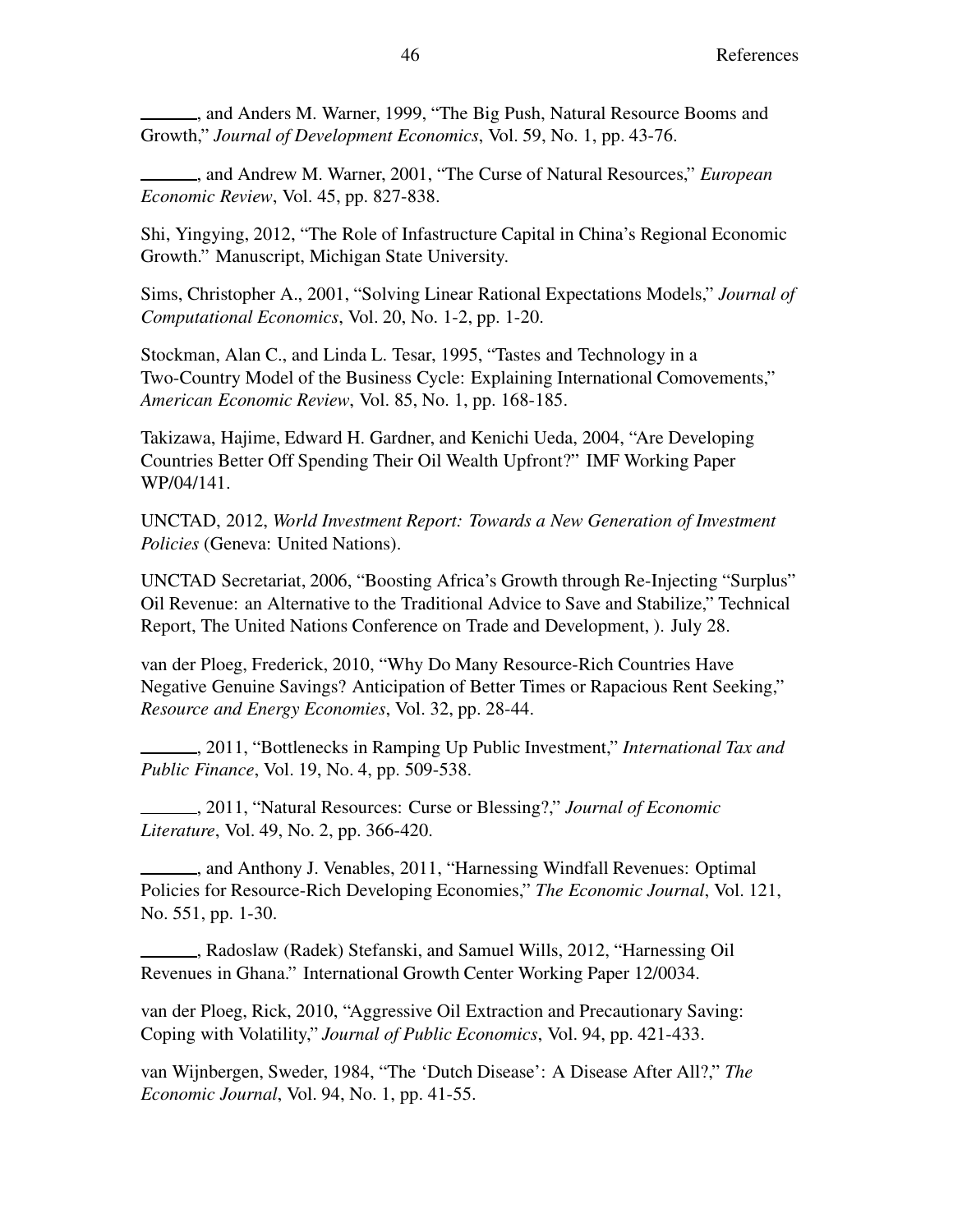______, and Anders M. Warner, 1999, "The Big Push, Natural Resource Booms and Growth," *Journal of Development Economics*, Vol. 59, No. 1, pp. 43-76.

______, and Andrew M. Warner, 2001, "The Curse of Natural Resources," *European Economic Review*, Vol. 45, pp. 827-838.

Shi, Yingying, 2012, "The Role of Infastructure Capital in China's Regional Economic Growth." Manuscript, Michigan State University.

Sims, Christopher A., 2001, "Solving Linear Rational Expectations Models," *Journal of Computational Economics*, Vol. 20, No. 1-2, pp. 1-20.

Stockman, Alan C., and Linda L. Tesar, 1995, "Tastes and Technology in a Two-Country Model of the Business Cycle: Explaining International Comovements," *American Economic Review*, Vol. 85, No. 1, pp. 168-185.

Takizawa, Hajime, Edward H. Gardner, and Kenichi Ueda, 2004, "Are Developing Countries Better Off Spending Their Oil Wealth Upfront?" IMF Working Paper WP/04/141.

UNCTAD, 2012, *World Investment Report: Towards a New Generation of Investment Policies* (Geneva: United Nations).

UNCTAD Secretariat, 2006, "Boosting Africa's Growth through Re-Injecting "Surplus" Oil Revenue: an Alternative to the Traditional Advice to Save and Stabilize," Technical Report, The United Nations Conference on Trade and Development, ). July 28.

van der Ploeg, Frederick, 2010, "Why Do Many Resource-Rich Countries Have Negative Genuine Savings? Anticipation of Better Times or Rapacious Rent Seeking," *Resource and Energy Economies*, Vol. 32, pp. 28-44.

______, 2011, "Bottlenecks in Ramping Up Public Investment," *International Tax and Public Finance*, Vol. 19, No. 4, pp. 509-538.

______, 2011, "Natural Resources: Curse or Blessing?," *Journal of Economic Literature*, Vol. 49, No. 2, pp. 366-420.

______, and Anthony J. Venables, 2011, "Harnessing Windfall Revenues: Optimal Policies for Resource-Rich Developing Economies," *The Economic Journal*, Vol. 121, No. 551, pp. 1-30.

______, Radoslaw (Radek) Stefanski, and Samuel Wills, 2012, "Harnessing Oil Revenues in Ghana." International Growth Center Working Paper 12/0034.

van der Ploeg, Rick, 2010, "Aggressive Oil Extraction and Precautionary Saving: Coping with Volatility," *Journal of Public Economics*, Vol. 94, pp. 421-433.

van Wijnbergen, Sweder, 1984, "The 'Dutch Disease': A Disease After All?," *The Economic Journal*, Vol. 94, No. 1, pp. 41-55.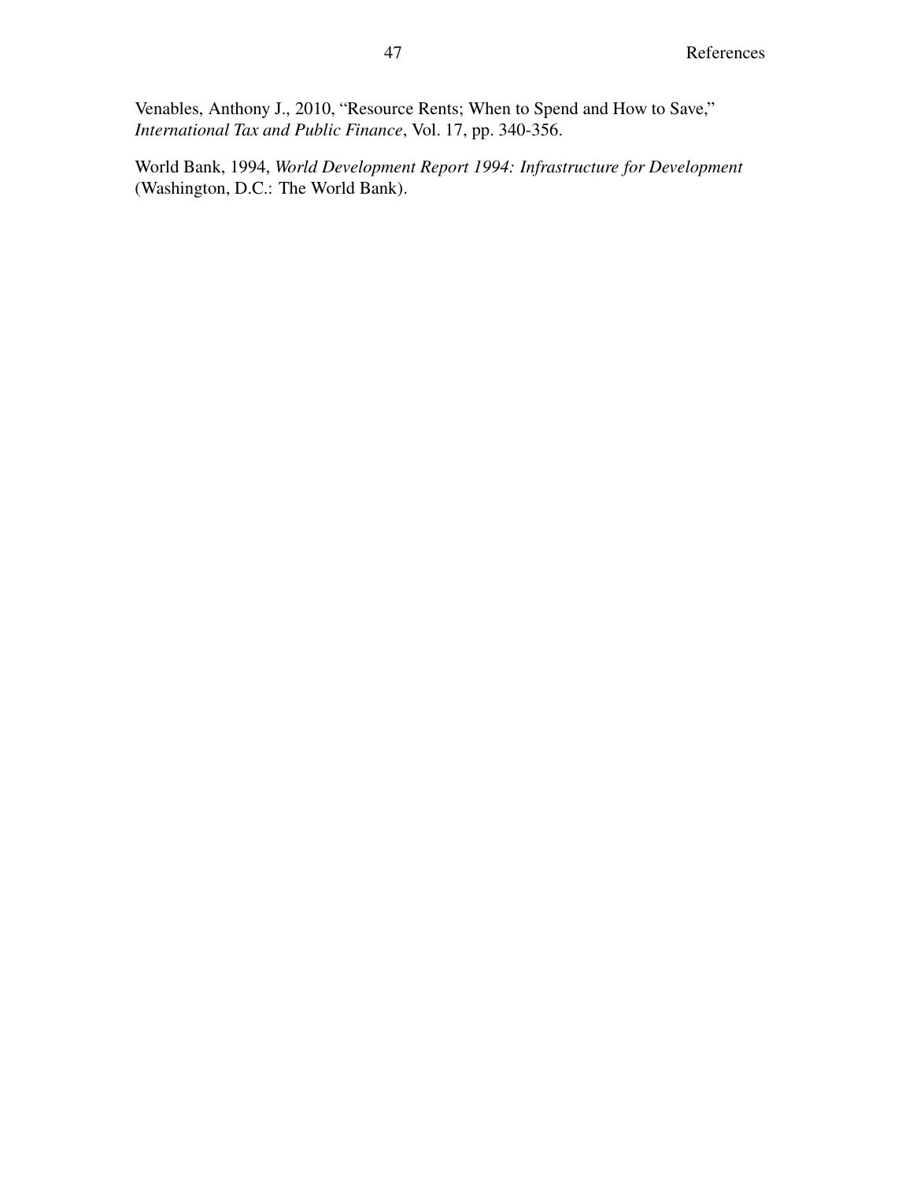Venables, Anthony J., 2010, "Resource Rents; When to Spend and How to Save," *International Tax and Public Finance*, Vol. 17, pp. 340-356.

World Bank, 1994, *World Development Report 1994: Infrastructure for Development* (Washington, D.C.: The World Bank).